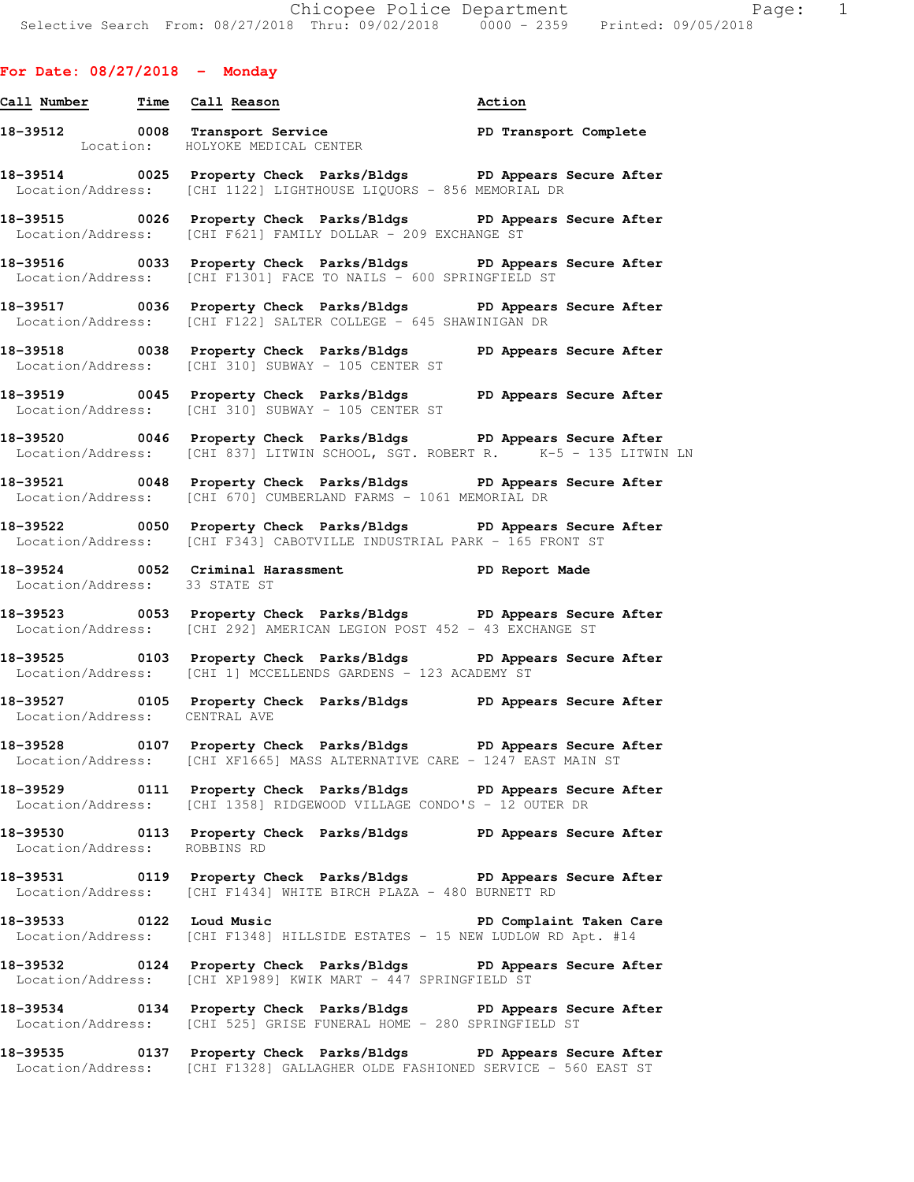Chicopee Police Department
Selective Search From: 08/27/2018 Thru: 09/02/2018 0000 - 2359 Printed: 09/05/2018

## For Date: 08/27/2018 - Monday

| Call Number | Time | Call Reason | Action |
|---|---|---|---|
| 18-39512 | 0008 | Transport Service | PD Transport Complete |
| | | Location: HOLYOKE MEDICAL CENTER | |
| 18-39514 | 0025 | Property Check Parks/Bldgs | PD Appears Secure After |
| | | Location/Address: [CHI 1122] LIGHTHOUSE LIQUORS - 856 MEMORIAL DR | |
| 18-39515 | 0026 | Property Check Parks/Bldgs | PD Appears Secure After |
| | | Location/Address: [CHI F621] FAMILY DOLLAR - 209 EXCHANGE ST | |
| 18-39516 | 0033 | Property Check Parks/Bldgs | PD Appears Secure After |
| | | Location/Address: [CHI F1301] FACE TO NAILS - 600 SPRINGFIELD ST | |
| 18-39517 | 0036 | Property Check Parks/Bldgs | PD Appears Secure After |
| | | Location/Address: [CHI F122] SALTER COLLEGE - 645 SHAWINIGAN DR | |
| 18-39518 | 0038 | Property Check Parks/Bldgs | PD Appears Secure After |
| | | Location/Address: [CHI 310] SUBWAY - 105 CENTER ST | |
| 18-39519 | 0045 | Property Check Parks/Bldgs | PD Appears Secure After |
| | | Location/Address: [CHI 310] SUBWAY - 105 CENTER ST | |
| 18-39520 | 0046 | Property Check Parks/Bldgs | PD Appears Secure After |
| | | Location/Address: [CHI 837] LITWIN SCHOOL, SGT. ROBERT R. K-5 - 135 LITWIN LN | |
| 18-39521 | 0048 | Property Check Parks/Bldgs | PD Appears Secure After |
| | | Location/Address: [CHI 670] CUMBERLAND FARMS - 1061 MEMORIAL DR | |
| 18-39522 | 0050 | Property Check Parks/Bldgs | PD Appears Secure After |
| | | Location/Address: [CHI F343] CABOTVILLE INDUSTRIAL PARK - 165 FRONT ST | |
| 18-39524 | 0052 | Criminal Harassment | PD Report Made |
| | | Location/Address: 33 STATE ST | |
| 18-39523 | 0053 | Property Check Parks/Bldgs | PD Appears Secure After |
| | | Location/Address: [CHI 292] AMERICAN LEGION POST 452 - 43 EXCHANGE ST | |
| 18-39525 | 0103 | Property Check Parks/Bldgs | PD Appears Secure After |
| | | Location/Address: [CHI 1] MCCELLENDS GARDENS - 123 ACADEMY ST | |
| 18-39527 | 0105 | Property Check Parks/Bldgs | PD Appears Secure After |
| | | Location/Address: CENTRAL AVE | |
| 18-39528 | 0107 | Property Check Parks/Bldgs | PD Appears Secure After |
| | | Location/Address: [CHI XF1665] MASS ALTERNATIVE CARE - 1247 EAST MAIN ST | |
| 18-39529 | 0111 | Property Check Parks/Bldgs | PD Appears Secure After |
| | | Location/Address: [CHI 1358] RIDGEWOOD VILLAGE CONDO'S - 12 OUTER DR | |
| 18-39530 | 0113 | Property Check Parks/Bldgs | PD Appears Secure After |
| | | Location/Address: ROBBINS RD | |
| 18-39531 | 0119 | Property Check Parks/Bldgs | PD Appears Secure After |
| | | Location/Address: [CHI F1434] WHITE BIRCH PLAZA - 480 BURNETT RD | |
| 18-39533 | 0122 | Loud Music | PD Complaint Taken Care |
| | | Location/Address: [CHI F1348] HILLSIDE ESTATES - 15 NEW LUDLOW RD Apt. #14 | |
| 18-39532 | 0124 | Property Check Parks/Bldgs | PD Appears Secure After |
| | | Location/Address: [CHI XP1989] KWIK MART - 447 SPRINGFIELD ST | |
| 18-39534 | 0134 | Property Check Parks/Bldgs | PD Appears Secure After |
| | | Location/Address: [CHI 525] GRISE FUNERAL HOME - 280 SPRINGFIELD ST | |
| 18-39535 | 0137 | Property Check Parks/Bldgs | PD Appears Secure After |
| | | Location/Address: [CHI F1328] GALLAGHER OLDE FASHIONED SERVICE - 560 EAST ST | |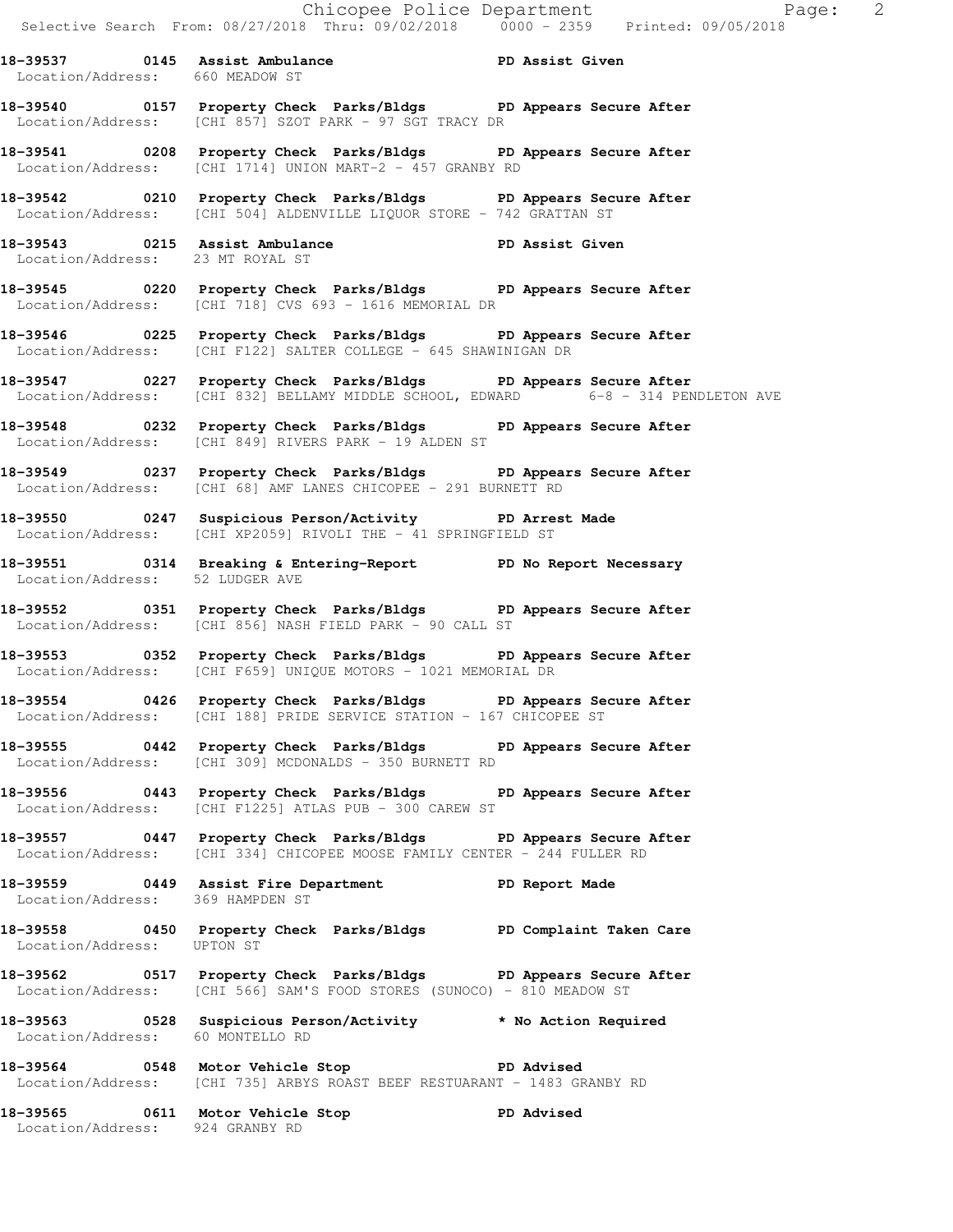**18-39537 0145 Assist Ambulance PD Assist Given**
Location/Address: 660 MEADOW ST

**18-39540 0157 Property Check Parks/Bldgs PD Appears Secure After**
Location/Address: [CHI 857] SZOT PARK - 97 SGT TRACY DR

**18-39541 0208 Property Check Parks/Bldgs PD Appears Secure After**
Location/Address: [CHI 1714] UNION MART-2 - 457 GRANBY RD

**18-39542 0210 Property Check Parks/Bldgs PD Appears Secure After**
Location/Address: [CHI 504] ALDENVILLE LIQUOR STORE - 742 GRATTAN ST

**18-39543 0215 Assist Ambulance PD Assist Given**
Location/Address: 23 MT ROYAL ST

**18-39545 0220 Property Check Parks/Bldgs PD Appears Secure After**
Location/Address: [CHI 718] CVS 693 - 1616 MEMORIAL DR

**18-39546 0225 Property Check Parks/Bldgs PD Appears Secure After**
Location/Address: [CHI F122] SALTER COLLEGE - 645 SHAWINIGAN DR

**18-39547 0227 Property Check Parks/Bldgs PD Appears Secure After**
Location/Address: [CHI 832] BELLAMY MIDDLE SCHOOL, EDWARD 6-8 - 314 PENDLETON AVE

**18-39548 0232 Property Check Parks/Bldgs PD Appears Secure After**
Location/Address: [CHI 849] RIVERS PARK - 19 ALDEN ST

**18-39549 0237 Property Check Parks/Bldgs PD Appears Secure After**
Location/Address: [CHI 68] AMF LANES CHICOPEE - 291 BURNETT RD

**18-39550 0247 Suspicious Person/Activity PD Arrest Made**
Location/Address: [CHI XP2059] RIVOLI THE - 41 SPRINGFIELD ST

**18-39551 0314 Breaking & Entering-Report PD No Report Necessary**
Location/Address: 52 LUDGER AVE

**18-39552 0351 Property Check Parks/Bldgs PD Appears Secure After**
Location/Address: [CHI 856] NASH FIELD PARK - 90 CALL ST

**18-39553 0352 Property Check Parks/Bldgs PD Appears Secure After**
Location/Address: [CHI F659] UNIQUE MOTORS - 1021 MEMORIAL DR

**18-39554 0426 Property Check Parks/Bldgs PD Appears Secure After**
Location/Address: [CHI 188] PRIDE SERVICE STATION - 167 CHICOPEE ST

**18-39555 0442 Property Check Parks/Bldgs PD Appears Secure After**
Location/Address: [CHI 309] MCDONALDS - 350 BURNETT RD

**18-39556 0443 Property Check Parks/Bldgs PD Appears Secure After**
Location/Address: [CHI F1225] ATLAS PUB - 300 CAREW ST

**18-39557 0447 Property Check Parks/Bldgs PD Appears Secure After**
Location/Address: [CHI 334] CHICOPEE MOOSE FAMILY CENTER - 244 FULLER RD

**18-39559 0449 Assist Fire Department PD Report Made**
Location/Address: 369 HAMPDEN ST

**18-39558 0450 Property Check Parks/Bldgs PD Complaint Taken Care**
Location/Address: UPTON ST

**18-39562 0517 Property Check Parks/Bldgs PD Appears Secure After**
Location/Address: [CHI 566] SAM'S FOOD STORES (SUNOCO) - 810 MEADOW ST

**18-39563 0528 Suspicious Person/Activity * No Action Required**
Location/Address: 60 MONTELLO RD

**18-39564 0548 Motor Vehicle Stop PD Advised**
Location/Address: [CHI 735] ARBYS ROAST BEEF RESTUARANT - 1483 GRANBY RD

**18-39565 0611 Motor Vehicle Stop PD Advised**
Location/Address: 924 GRANBY RD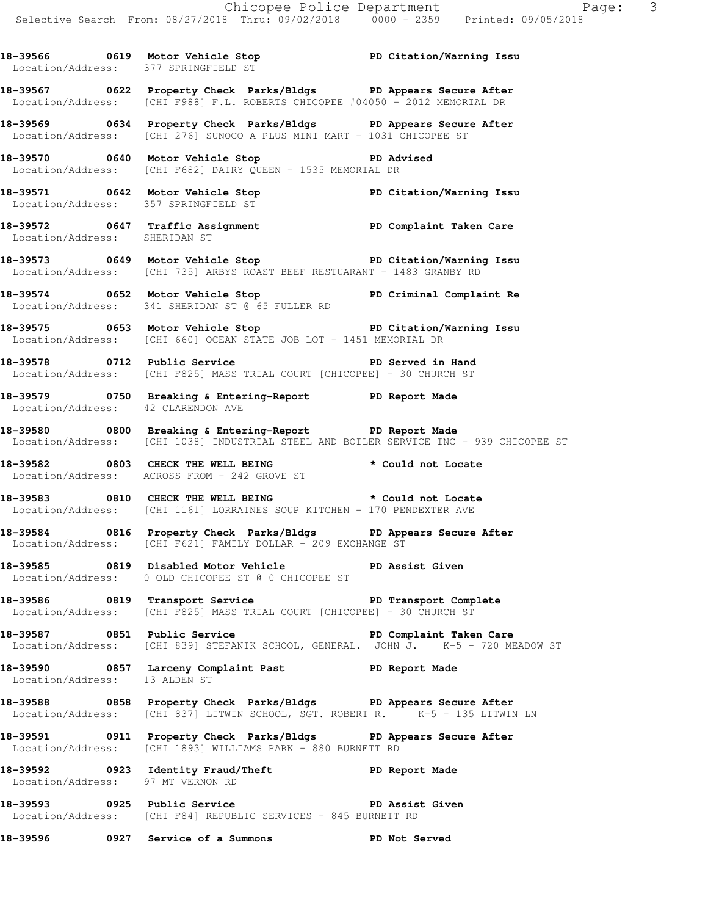**18-39566 0619 Motor Vehicle Stop** **PD Citation/Warning Issu**
Location/Address: 377 SPRINGFIELD ST

**18-39567 0622 Property Check Parks/Bldgs** **PD Appears Secure After**
Location/Address: [CHI F988] F.L. ROBERTS CHICOPEE #04050 - 2012 MEMORIAL DR

**18-39569 0634 Property Check Parks/Bldgs** **PD Appears Secure After**
Location/Address: [CHI 276] SUNOCO A PLUS MINI MART - 1031 CHICOPEE ST

**18-39570 0640 Motor Vehicle Stop** **PD Advised**
Location/Address: [CHI F682] DAIRY QUEEN - 1535 MEMORIAL DR

**18-39571 0642 Motor Vehicle Stop** **PD Citation/Warning Issu**
Location/Address: 357 SPRINGFIELD ST

**18-39572 0647 Traffic Assignment** **PD Complaint Taken Care**
Location/Address: SHERIDAN ST

**18-39573 0649 Motor Vehicle Stop** **PD Citation/Warning Issu**
Location/Address: [CHI 735] ARBYS ROAST BEEF RESTUARANT - 1483 GRANBY RD

**18-39574 0652 Motor Vehicle Stop** **PD Criminal Complaint Re**
Location/Address: 341 SHERIDAN ST @ 65 FULLER RD

**18-39575 0653 Motor Vehicle Stop** **PD Citation/Warning Issu**
Location/Address: [CHI 660] OCEAN STATE JOB LOT - 1451 MEMORIAL DR

**18-39578 0712 Public Service** **PD Served in Hand**
Location/Address: [CHI F825] MASS TRIAL COURT [CHICOPEE] - 30 CHURCH ST

**18-39579 0750 Breaking & Entering-Report** **PD Report Made**
Location/Address: 42 CLARENDON AVE

**18-39580 0800 Breaking & Entering-Report** **PD Report Made**
Location/Address: [CHI 1038] INDUSTRIAL STEEL AND BOILER SERVICE INC - 939 CHICOPEE ST

**18-39582 0803 CHECK THE WELL BEING** **\* Could not Locate**
Location/Address: ACROSS FROM - 242 GROVE ST

**18-39583 0810 CHECK THE WELL BEING** **\* Could not Locate**
Location/Address: [CHI 1161] LORRAINES SOUP KITCHEN - 170 PENDEXTER AVE

**18-39584 0816 Property Check Parks/Bldgs** **PD Appears Secure After**
Location/Address: [CHI F621] FAMILY DOLLAR - 209 EXCHANGE ST

**18-39585 0819 Disabled Motor Vehicle** **PD Assist Given**
Location/Address: 0 OLD CHICOPEE ST @ 0 CHICOPEE ST

**18-39586 0819 Transport Service** **PD Transport Complete**
Location/Address: [CHI F825] MASS TRIAL COURT [CHICOPEE] - 30 CHURCH ST

**18-39587 0851 Public Service** **PD Complaint Taken Care**
Location/Address: [CHI 839] STEFANIK SCHOOL, GENERAL. JOHN J. K-5 - 720 MEADOW ST

**18-39590 0857 Larceny Complaint Past** **PD Report Made**
Location/Address: 13 ALDEN ST

**18-39588 0858 Property Check Parks/Bldgs** **PD Appears Secure After**
Location/Address: [CHI 837] LITWIN SCHOOL, SGT. ROBERT R. K-5 - 135 LITWIN LN

**18-39591 0911 Property Check Parks/Bldgs** **PD Appears Secure After**
Location/Address: [CHI 1893] WILLIAMS PARK - 880 BURNETT RD

**18-39592 0923 Identity Fraud/Theft** **PD Report Made**
Location/Address: 97 MT VERNON RD

**18-39593 0925 Public Service** **PD Assist Given**
Location/Address: [CHI F84] REPUBLIC SERVICES - 845 BURNETT RD

**18-39596 0927 Service of a Summons** **PD Not Served**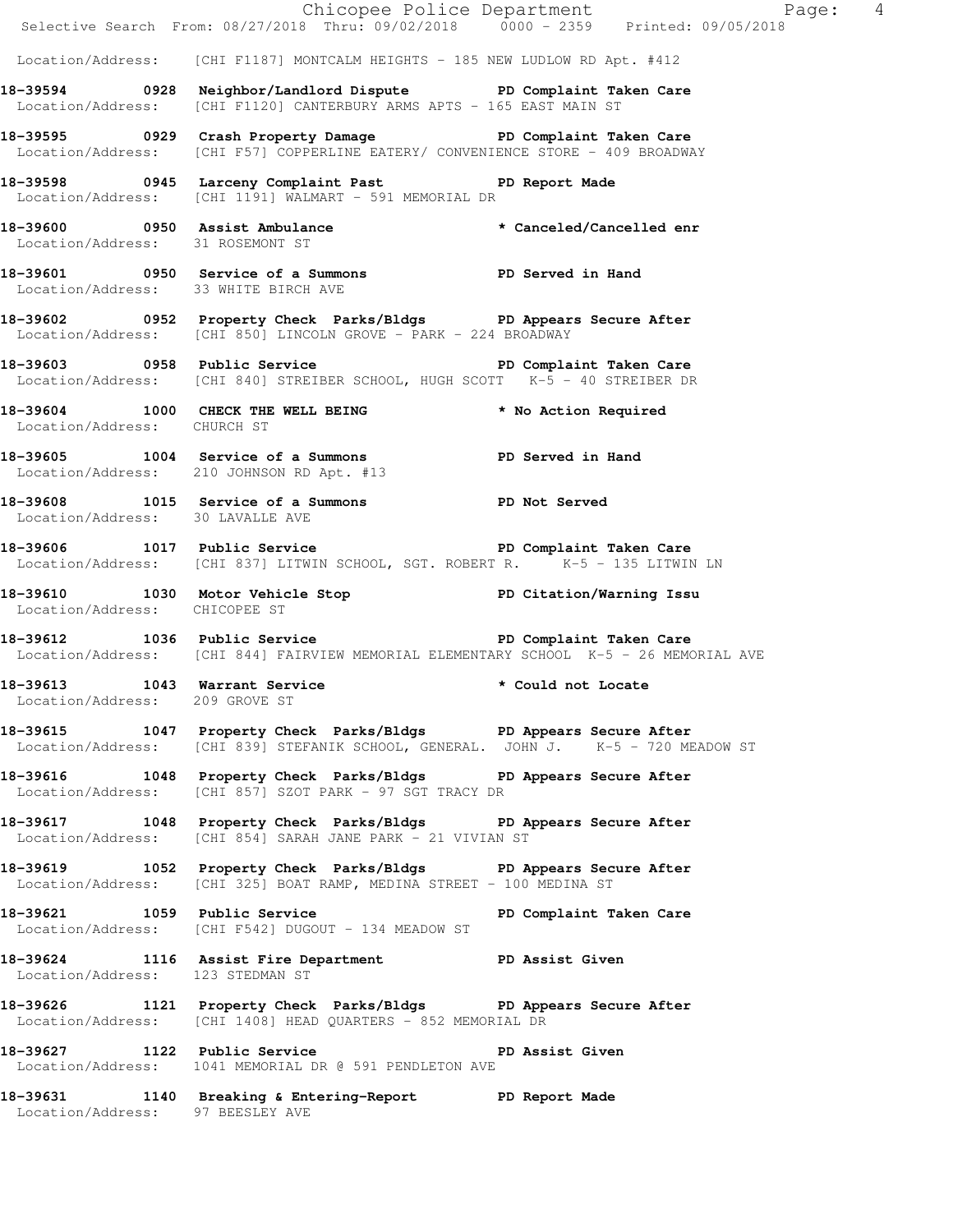Location/Address: [CHI F1187] MONTCALM HEIGHTS - 185 NEW LUDLOW RD Apt. #412

**18-39594 0928 Neighbor/Landlord Dispute PD Complaint Taken Care**
Location/Address: [CHI F1120] CANTERBURY ARMS APTS - 165 EAST MAIN ST

**18-39595 0929 Crash Property Damage PD Complaint Taken Care**
Location/Address: [CHI F57] COPPERLINE EATERY/ CONVENIENCE STORE - 409 BROADWAY

**18-39598 0945 Larceny Complaint Past PD Report Made**
Location/Address: [CHI 1191] WALMART - 591 MEMORIAL DR

**18-39600 0950 Assist Ambulance * Canceled/Cancelled enr**
Location/Address: 31 ROSEMONT ST

**18-39601 0950 Service of a Summons PD Served in Hand**
Location/Address: 33 WHITE BIRCH AVE

**18-39602 0952 Property Check Parks/Bldgs PD Appears Secure After**
Location/Address: [CHI 850] LINCOLN GROVE - PARK - 224 BROADWAY

**18-39603 0958 Public Service PD Complaint Taken Care**
Location/Address: [CHI 840] STREIBER SCHOOL, HUGH SCOTT K-5 - 40 STREIBER DR

**18-39604 1000 CHECK THE WELL BEING * No Action Required**
Location/Address: CHURCH ST

**18-39605 1004 Service of a Summons PD Served in Hand**
Location/Address: 210 JOHNSON RD Apt. #13

**18-39608 1015 Service of a Summons PD Not Served**
Location/Address: 30 LAVALLE AVE

**18-39606 1017 Public Service PD Complaint Taken Care**
Location/Address: [CHI 837] LITWIN SCHOOL, SGT. ROBERT R. K-5 - 135 LITWIN LN

**18-39610 1030 Motor Vehicle Stop PD Citation/Warning Issu**
Location/Address: CHICOPEE ST

**18-39612 1036 Public Service PD Complaint Taken Care**
Location/Address: [CHI 844] FAIRVIEW MEMORIAL ELEMENTARY SCHOOL K-5 - 26 MEMORIAL AVE

**18-39613 1043 Warrant Service * Could not Locate**
Location/Address: 209 GROVE ST

**18-39615 1047 Property Check Parks/Bldgs PD Appears Secure After**
Location/Address: [CHI 839] STEFANIK SCHOOL, GENERAL. JOHN J. K-5 - 720 MEADOW ST

**18-39616 1048 Property Check Parks/Bldgs PD Appears Secure After**
Location/Address: [CHI 857] SZOT PARK - 97 SGT TRACY DR

**18-39617 1048 Property Check Parks/Bldgs PD Appears Secure After**
Location/Address: [CHI 854] SARAH JANE PARK - 21 VIVIAN ST

**18-39619 1052 Property Check Parks/Bldgs PD Appears Secure After**
Location/Address: [CHI 325] BOAT RAMP, MEDINA STREET - 100 MEDINA ST

**18-39621 1059 Public Service PD Complaint Taken Care**
Location/Address: [CHI F542] DUGOUT - 134 MEADOW ST

**18-39624 1116 Assist Fire Department PD Assist Given**
Location/Address: 123 STEDMAN ST

**18-39626 1121 Property Check Parks/Bldgs PD Appears Secure After**
Location/Address: [CHI 1408] HEAD QUARTERS - 852 MEMORIAL DR

**18-39627 1122 Public Service PD Assist Given**
Location/Address: 1041 MEMORIAL DR @ 591 PENDLETON AVE

**18-39631 1140 Breaking & Entering-Report PD Report Made**
Location/Address: 97 BEESLEY AVE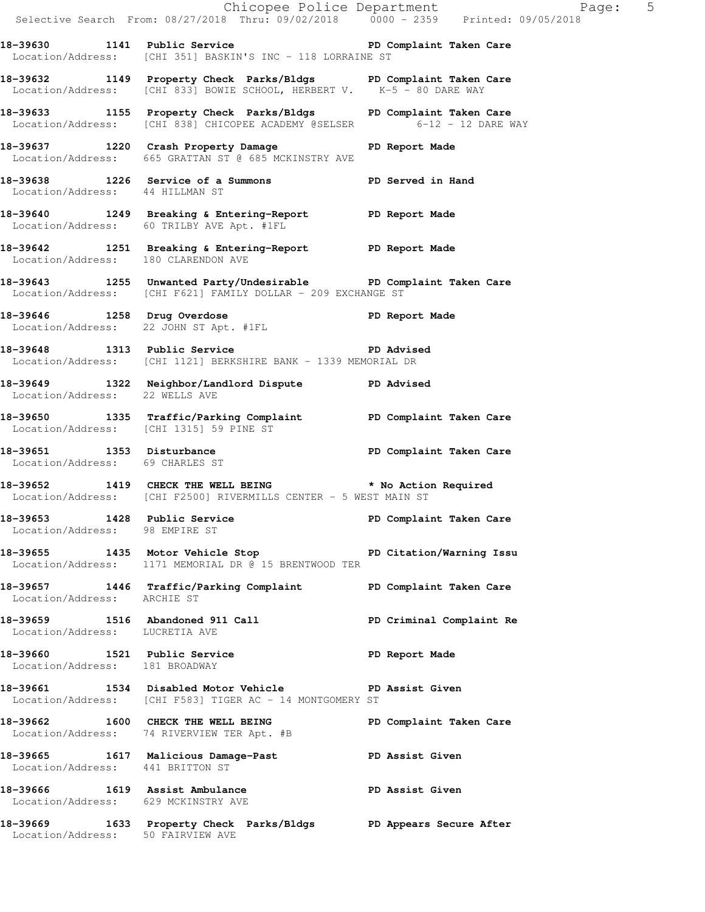**18-39630 1141 Public Service PD Complaint Taken Care**
Location/Address: [CHI 351] BASKIN'S INC - 118 LORRAINE ST

**18-39632 1149 Property Check Parks/Bldgs PD Complaint Taken Care**
Location/Address: [CHI 833] BOWIE SCHOOL, HERBERT V. K-5 - 80 DARE WAY

**18-39633 1155 Property Check Parks/Bldgs PD Complaint Taken Care**
Location/Address: [CHI 838] CHICOPEE ACADEMY @SELSER 6-12 - 12 DARE WAY

**18-39637 1220 Crash Property Damage PD Report Made**
Location/Address: 665 GRATTAN ST @ 685 MCKINSTRY AVE

**18-39638 1226 Service of a Summons PD Served in Hand**
Location/Address: 44 HILLMAN ST

**18-39640 1249 Breaking & Entering-Report PD Report Made**
Location/Address: 60 TRILBY AVE Apt. #1FL

**18-39642 1251 Breaking & Entering-Report PD Report Made**
Location/Address: 180 CLARENDON AVE

**18-39643 1255 Unwanted Party/Undesirable PD Complaint Taken Care**
Location/Address: [CHI F621] FAMILY DOLLAR - 209 EXCHANGE ST

**18-39646 1258 Drug Overdose PD Report Made**
Location/Address: 22 JOHN ST Apt. #1FL

**18-39648 1313 Public Service PD Advised**
Location/Address: [CHI 1121] BERKSHIRE BANK - 1339 MEMORIAL DR

**18-39649 1322 Neighbor/Landlord Dispute PD Advised**
Location/Address: 22 WELLS AVE

**18-39650 1335 Traffic/Parking Complaint PD Complaint Taken Care**
Location/Address: [CHI 1315] 59 PINE ST

**18-39651 1353 Disturbance PD Complaint Taken Care**
Location/Address: 69 CHARLES ST

**18-39652 1419 CHECK THE WELL BEING * No Action Required**
Location/Address: [CHI F2500] RIVERMILLS CENTER - 5 WEST MAIN ST

**18-39653 1428 Public Service PD Complaint Taken Care**
Location/Address: 98 EMPIRE ST

**18-39655 1435 Motor Vehicle Stop PD Citation/Warning Issu**
Location/Address: 1171 MEMORIAL DR @ 15 BRENTWOOD TER

**18-39657 1446 Traffic/Parking Complaint PD Complaint Taken Care**
Location/Address: ARCHIE ST

**18-39659 1516 Abandoned 911 Call PD Criminal Complaint Re**
Location/Address: LUCRETIA AVE

**18-39660 1521 Public Service PD Report Made**
Location/Address: 181 BROADWAY

**18-39661 1534 Disabled Motor Vehicle PD Assist Given**
Location/Address: [CHI F583] TIGER AC - 14 MONTGOMERY ST

**18-39662 1600 CHECK THE WELL BEING PD Complaint Taken Care**
Location/Address: 74 RIVERVIEW TER Apt. #B

**18-39665 1617 Malicious Damage-Past PD Assist Given**
Location/Address: 441 BRITTON ST

**18-39666 1619 Assist Ambulance PD Assist Given**
Location/Address: 629 MCKINSTRY AVE

**18-39669 1633 Property Check Parks/Bldgs PD Appears Secure After**
Location/Address: 50 FAIRVIEW AVE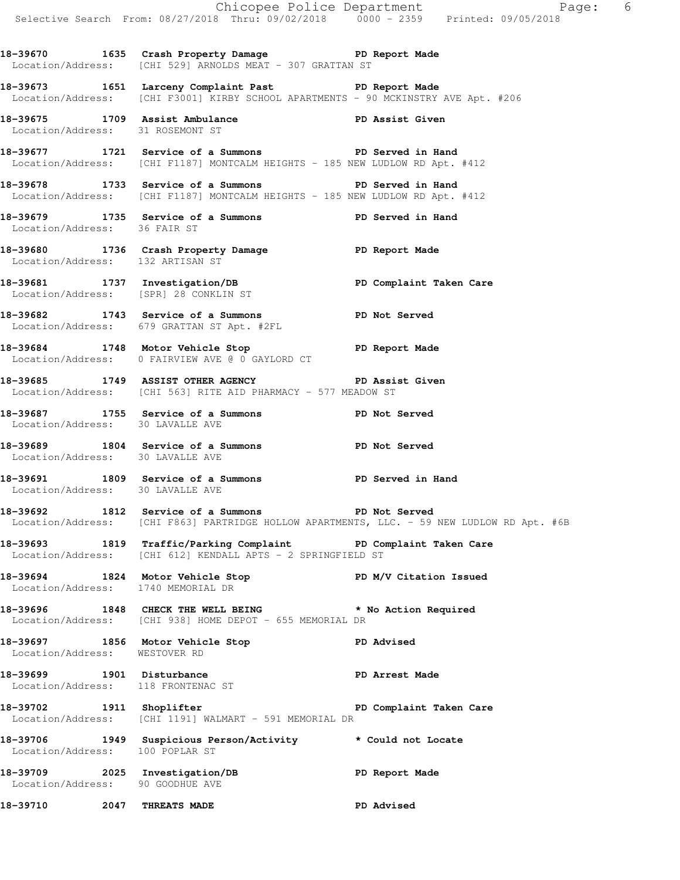**18-39670 1635 Crash Property Damage PD Report Made**
Location/Address: [CHI 529] ARNOLDS MEAT - 307 GRATTAN ST

**18-39673 1651 Larceny Complaint Past PD Report Made**
Location/Address: [CHI F3001] KIRBY SCHOOL APARTMENTS - 90 MCKINSTRY AVE Apt. #206

**18-39675 1709 Assist Ambulance PD Assist Given**
Location/Address: 31 ROSEMONT ST

**18-39677 1721 Service of a Summons PD Served in Hand**
Location/Address: [CHI F1187] MONTCALM HEIGHTS - 185 NEW LUDLOW RD Apt. #412

**18-39678 1733 Service of a Summons PD Served in Hand**
Location/Address: [CHI F1187] MONTCALM HEIGHTS - 185 NEW LUDLOW RD Apt. #412

**18-39679 1735 Service of a Summons PD Served in Hand**
Location/Address: 36 FAIR ST

**18-39680 1736 Crash Property Damage PD Report Made**
Location/Address: 132 ARTISAN ST

**18-39681 1737 Investigation/DB PD Complaint Taken Care**
Location/Address: [SPR] 28 CONKLIN ST

**18-39682 1743 Service of a Summons PD Not Served**
Location/Address: 679 GRATTAN ST Apt. #2FL

**18-39684 1748 Motor Vehicle Stop PD Report Made**
Location/Address: 0 FAIRVIEW AVE @ 0 GAYLORD CT

**18-39685 1749 ASSIST OTHER AGENCY PD Assist Given**
Location/Address: [CHI 563] RITE AID PHARMACY - 577 MEADOW ST

**18-39687 1755 Service of a Summons PD Not Served**
Location/Address: 30 LAVALLE AVE

**18-39689 1804 Service of a Summons PD Not Served**
Location/Address: 30 LAVALLE AVE

**18-39691 1809 Service of a Summons PD Served in Hand**
Location/Address: 30 LAVALLE AVE

**18-39692 1812 Service of a Summons PD Not Served**
Location/Address: [CHI F863] PARTRIDGE HOLLOW APARTMENTS, LLC. - 59 NEW LUDLOW RD Apt. #6B

**18-39693 1819 Traffic/Parking Complaint PD Complaint Taken Care**
Location/Address: [CHI 612] KENDALL APTS - 2 SPRINGFIELD ST

**18-39694 1824 Motor Vehicle Stop PD M/V Citation Issued**
Location/Address: 1740 MEMORIAL DR

**18-39696 1848 CHECK THE WELL BEING * No Action Required**
Location/Address: [CHI 938] HOME DEPOT - 655 MEMORIAL DR

**18-39697 1856 Motor Vehicle Stop PD Advised**
Location/Address: WESTOVER RD

**18-39699 1901 Disturbance PD Arrest Made**
Location/Address: 118 FRONTENAC ST

**18-39702 1911 Shoplifter PD Complaint Taken Care**
Location/Address: [CHI 1191] WALMART - 591 MEMORIAL DR

**18-39706 1949 Suspicious Person/Activity * Could not Locate**
Location/Address: 100 POPLAR ST

**18-39709 2025 Investigation/DB PD Report Made**
Location/Address: 90 GOODHUE AVE

**18-39710 2047 THREATS MADE PD Advised**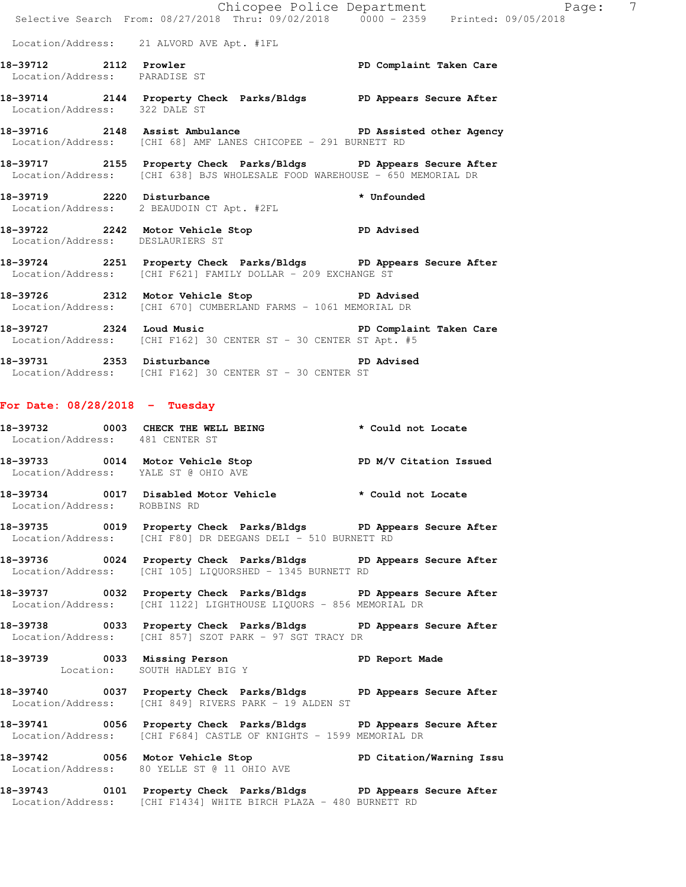Location/Address: 21 ALVORD AVE Apt. #1FL

**18-39712 2112 Prowler** PD Complaint Taken Care
Location/Address: PARADISE ST

**18-39714 2144 Property Check Parks/Bldgs** PD Appears Secure After
Location/Address: 322 DALE ST

**18-39716 2148 Assist Ambulance** PD Assisted other Agency
Location/Address: [CHI 68] AMF LANES CHICOPEE - 291 BURNETT RD

**18-39717 2155 Property Check Parks/Bldgs** PD Appears Secure After
Location/Address: [CHI 638] BJS WHOLESALE FOOD WAREHOUSE - 650 MEMORIAL DR

**18-39719 2220 Disturbance** * Unfounded
Location/Address: 2 BEAUDOIN CT Apt. #2FL

**18-39722 2242 Motor Vehicle Stop** PD Advised
Location/Address: DESLAURIERS ST

**18-39724 2251 Property Check Parks/Bldgs** PD Appears Secure After
Location/Address: [CHI F621] FAMILY DOLLAR - 209 EXCHANGE ST

**18-39726 2312 Motor Vehicle Stop** PD Advised
Location/Address: [CHI 670] CUMBERLAND FARMS - 1061 MEMORIAL DR

**18-39727 2324 Loud Music** PD Complaint Taken Care
Location/Address: [CHI F162] 30 CENTER ST - 30 CENTER ST Apt. #5

**18-39731 2353 Disturbance** PD Advised
Location/Address: [CHI F162] 30 CENTER ST - 30 CENTER ST

## For Date: 08/28/2018 - Tuesday

**18-39732 0003 CHECK THE WELL BEING** * Could not Locate
Location/Address: 481 CENTER ST

**18-39733 0014 Motor Vehicle Stop** PD M/V Citation Issued
Location/Address: YALE ST @ OHIO AVE

**18-39734 0017 Disabled Motor Vehicle** * Could not Locate
Location/Address: ROBBINS RD

**18-39735 0019 Property Check Parks/Bldgs** PD Appears Secure After
Location/Address: [CHI F80] DR DEEGANS DELI - 510 BURNETT RD

**18-39736 0024 Property Check Parks/Bldgs** PD Appears Secure After
Location/Address: [CHI 105] LIQUORSHED - 1345 BURNETT RD

**18-39737 0032 Property Check Parks/Bldgs** PD Appears Secure After
Location/Address: [CHI 1122] LIGHTHOUSE LIQUORS - 856 MEMORIAL DR

**18-39738 0033 Property Check Parks/Bldgs** PD Appears Secure After
Location/Address: [CHI 857] SZOT PARK - 97 SGT TRACY DR

**18-39739 0033 Missing Person** PD Report Made
Location: SOUTH HADLEY BIG Y

**18-39740 0037 Property Check Parks/Bldgs** PD Appears Secure After
Location/Address: [CHI 849] RIVERS PARK - 19 ALDEN ST

**18-39741 0056 Property Check Parks/Bldgs** PD Appears Secure After
Location/Address: [CHI F684] CASTLE OF KNIGHTS - 1599 MEMORIAL DR

**18-39742 0056 Motor Vehicle Stop** PD Citation/Warning Issu
Location/Address: 80 YELLE ST @ 11 OHIO AVE

**18-39743 0101 Property Check Parks/Bldgs** PD Appears Secure After
Location/Address: [CHI F1434] WHITE BIRCH PLAZA - 480 BURNETT RD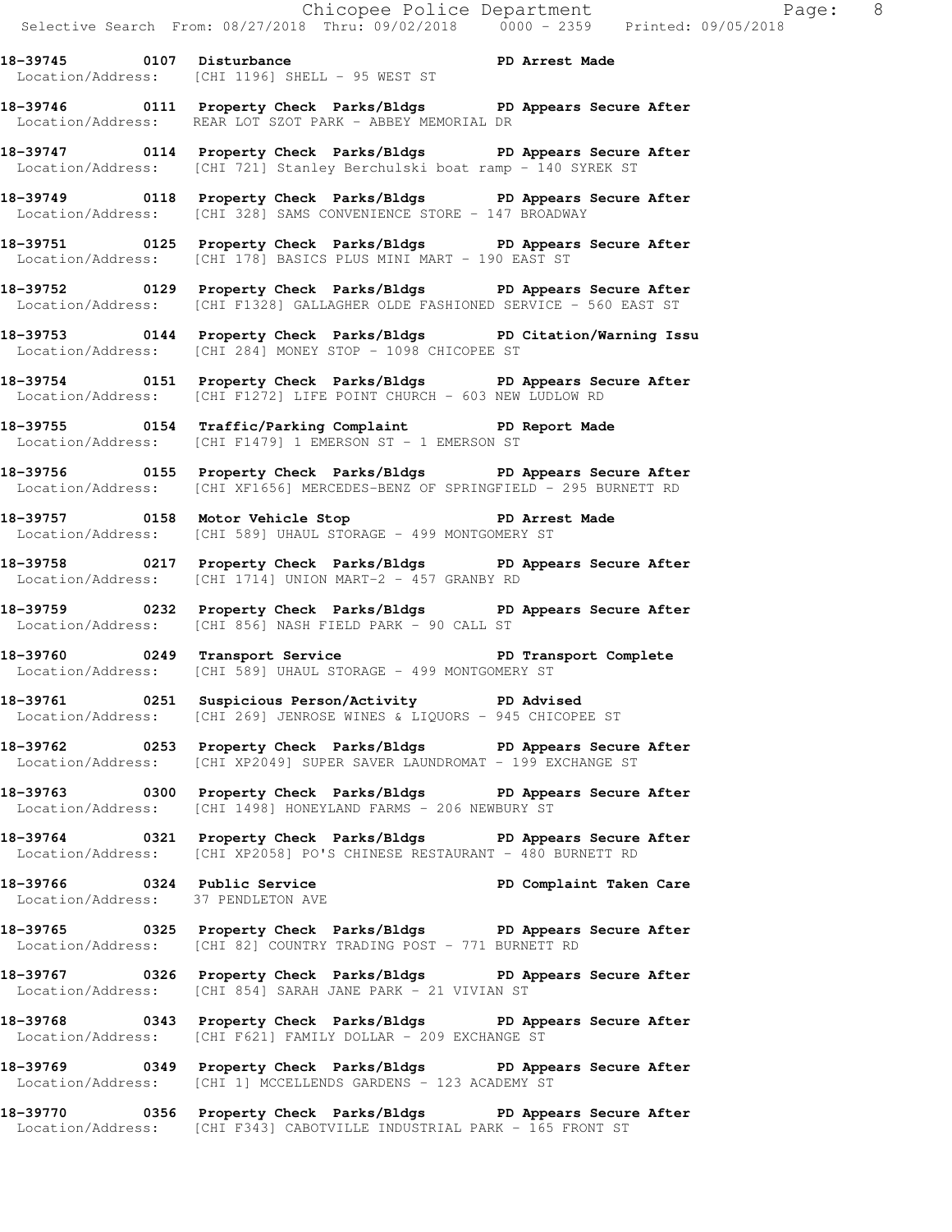**18-39745 0107 Disturbance PD Arrest Made**
Location/Address: [CHI 1196] SHELL - 95 WEST ST

**18-39746 0111 Property Check Parks/Bldgs PD Appears Secure After**
Location/Address: REAR LOT SZOT PARK - ABBEY MEMORIAL DR

**18-39747 0114 Property Check Parks/Bldgs PD Appears Secure After**
Location/Address: [CHI 721] Stanley Berchulski boat ramp - 140 SYREK ST

**18-39749 0118 Property Check Parks/Bldgs PD Appears Secure After**
Location/Address: [CHI 328] SAMS CONVENIENCE STORE - 147 BROADWAY

**18-39751 0125 Property Check Parks/Bldgs PD Appears Secure After**
Location/Address: [CHI 178] BASICS PLUS MINI MART - 190 EAST ST

**18-39752 0129 Property Check Parks/Bldgs PD Appears Secure After**
Location/Address: [CHI F1328] GALLAGHER OLDE FASHIONED SERVICE - 560 EAST ST

**18-39753 0144 Property Check Parks/Bldgs PD Citation/Warning Issu**
Location/Address: [CHI 284] MONEY STOP - 1098 CHICOPEE ST

**18-39754 0151 Property Check Parks/Bldgs PD Appears Secure After**
Location/Address: [CHI F1272] LIFE POINT CHURCH - 603 NEW LUDLOW RD

**18-39755 0154 Traffic/Parking Complaint PD Report Made**
Location/Address: [CHI F1479] 1 EMERSON ST - 1 EMERSON ST

**18-39756 0155 Property Check Parks/Bldgs PD Appears Secure After**
Location/Address: [CHI XF1656] MERCEDES-BENZ OF SPRINGFIELD - 295 BURNETT RD

**18-39757 0158 Motor Vehicle Stop PD Arrest Made**
Location/Address: [CHI 589] UHAUL STORAGE - 499 MONTGOMERY ST

**18-39758 0217 Property Check Parks/Bldgs PD Appears Secure After**
Location/Address: [CHI 1714] UNION MART-2 - 457 GRANBY RD

**18-39759 0232 Property Check Parks/Bldgs PD Appears Secure After**
Location/Address: [CHI 856] NASH FIELD PARK - 90 CALL ST

**18-39760 0249 Transport Service PD Transport Complete**
Location/Address: [CHI 589] UHAUL STORAGE - 499 MONTGOMERY ST

**18-39761 0251 Suspicious Person/Activity PD Advised**
Location/Address: [CHI 269] JENROSE WINES & LIQUORS - 945 CHICOPEE ST

**18-39762 0253 Property Check Parks/Bldgs PD Appears Secure After**
Location/Address: [CHI XP2049] SUPER SAVER LAUNDROMAT - 199 EXCHANGE ST

**18-39763 0300 Property Check Parks/Bldgs PD Appears Secure After**
Location/Address: [CHI 1498] HONEYLAND FARMS - 206 NEWBURY ST

**18-39764 0321 Property Check Parks/Bldgs PD Appears Secure After**
Location/Address: [CHI XP2058] PO'S CHINESE RESTAURANT - 480 BURNETT RD

**18-39766 0324 Public Service PD Complaint Taken Care**
Location/Address: 37 PENDLETON AVE

**18-39765 0325 Property Check Parks/Bldgs PD Appears Secure After**
Location/Address: [CHI 82] COUNTRY TRADING POST - 771 BURNETT RD

**18-39767 0326 Property Check Parks/Bldgs PD Appears Secure After**
Location/Address: [CHI 854] SARAH JANE PARK - 21 VIVIAN ST

**18-39768 0343 Property Check Parks/Bldgs PD Appears Secure After**
Location/Address: [CHI F621] FAMILY DOLLAR - 209 EXCHANGE ST

**18-39769 0349 Property Check Parks/Bldgs PD Appears Secure After**
Location/Address: [CHI 1] MCCELLENDS GARDENS - 123 ACADEMY ST

**18-39770 0356 Property Check Parks/Bldgs PD Appears Secure After**
Location/Address: [CHI F343] CABOTVILLE INDUSTRIAL PARK - 165 FRONT ST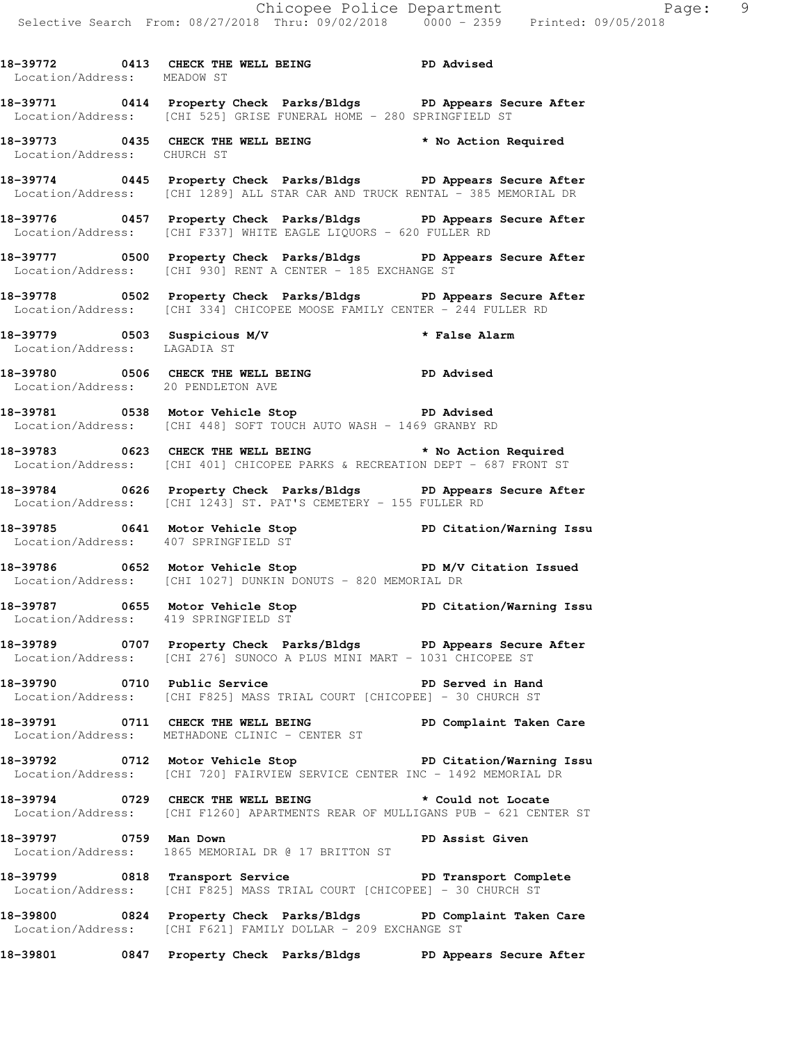**18-39772 0413 CHECK THE WELL BEING PD Advised**
Location/Address: MEADOW ST

**18-39771 0414 Property Check Parks/Bldgs PD Appears Secure After**
Location/Address: [CHI 525] GRISE FUNERAL HOME - 280 SPRINGFIELD ST

**18-39773 0435 CHECK THE WELL BEING * No Action Required**
Location/Address: CHURCH ST

**18-39774 0445 Property Check Parks/Bldgs PD Appears Secure After**
Location/Address: [CHI 1289] ALL STAR CAR AND TRUCK RENTAL - 385 MEMORIAL DR

**18-39776 0457 Property Check Parks/Bldgs PD Appears Secure After**
Location/Address: [CHI F337] WHITE EAGLE LIQUORS - 620 FULLER RD

**18-39777 0500 Property Check Parks/Bldgs PD Appears Secure After**
Location/Address: [CHI 930] RENT A CENTER - 185 EXCHANGE ST

**18-39778 0502 Property Check Parks/Bldgs PD Appears Secure After**
Location/Address: [CHI 334] CHICOPEE MOOSE FAMILY CENTER - 244 FULLER RD

**18-39779 0503 Suspicious M/V * False Alarm**
Location/Address: LAGADIA ST

**18-39780 0506 CHECK THE WELL BEING PD Advised**
Location/Address: 20 PENDLETON AVE

**18-39781 0538 Motor Vehicle Stop PD Advised**
Location/Address: [CHI 448] SOFT TOUCH AUTO WASH - 1469 GRANBY RD

**18-39783 0623 CHECK THE WELL BEING * No Action Required**
Location/Address: [CHI 401] CHICOPEE PARKS & RECREATION DEPT - 687 FRONT ST

**18-39784 0626 Property Check Parks/Bldgs PD Appears Secure After**
Location/Address: [CHI 1243] ST. PAT'S CEMETERY - 155 FULLER RD

**18-39785 0641 Motor Vehicle Stop PD Citation/Warning Issu**
Location/Address: 407 SPRINGFIELD ST

**18-39786 0652 Motor Vehicle Stop PD M/V Citation Issued**
Location/Address: [CHI 1027] DUNKIN DONUTS - 820 MEMORIAL DR

**18-39787 0655 Motor Vehicle Stop PD Citation/Warning Issu**
Location/Address: 419 SPRINGFIELD ST

**18-39789 0707 Property Check Parks/Bldgs PD Appears Secure After**
Location/Address: [CHI 276] SUNOCO A PLUS MINI MART - 1031 CHICOPEE ST

**18-39790 0710 Public Service PD Served in Hand**
Location/Address: [CHI F825] MASS TRIAL COURT [CHICOPEE] - 30 CHURCH ST

**18-39791 0711 CHECK THE WELL BEING PD Complaint Taken Care**
Location/Address: METHADONE CLINIC - CENTER ST

**18-39792 0712 Motor Vehicle Stop PD Citation/Warning Issu**
Location/Address: [CHI 720] FAIRVIEW SERVICE CENTER INC - 1492 MEMORIAL DR

**18-39794 0729 CHECK THE WELL BEING * Could not Locate**
Location/Address: [CHI F1260] APARTMENTS REAR OF MULLIGANS PUB - 621 CENTER ST

**18-39797 0759 Man Down PD Assist Given**
Location/Address: 1865 MEMORIAL DR @ 17 BRITTON ST

**18-39799 0818 Transport Service PD Transport Complete**
Location/Address: [CHI F825] MASS TRIAL COURT [CHICOPEE] - 30 CHURCH ST

**18-39800 0824 Property Check Parks/Bldgs PD Complaint Taken Care**
Location/Address: [CHI F621] FAMILY DOLLAR - 209 EXCHANGE ST

**18-39801 0847 Property Check Parks/Bldgs PD Appears Secure After**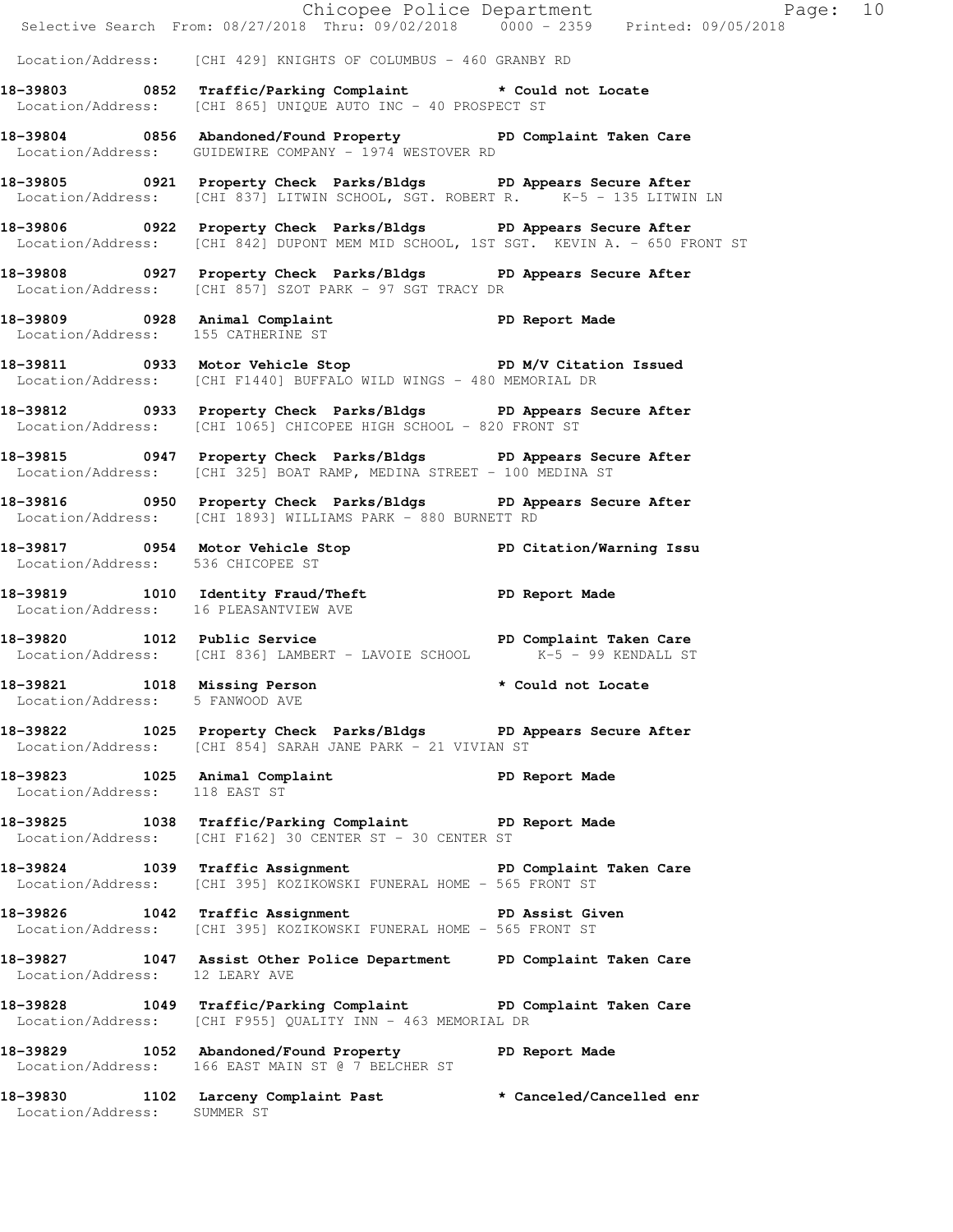Location/Address: [CHI 429] KNIGHTS OF COLUMBUS - 460 GRANBY RD

**18-39803 0852 Traffic/Parking Complaint * Could not Locate**
Location/Address: [CHI 865] UNIQUE AUTO INC - 40 PROSPECT ST

**18-39804 0856 Abandoned/Found Property PD Complaint Taken Care**
Location/Address: GUIDEWIRE COMPANY - 1974 WESTOVER RD

**18-39805 0921 Property Check Parks/Bldgs PD Appears Secure After**
Location/Address: [CHI 837] LITWIN SCHOOL, SGT. ROBERT R. K-5 - 135 LITWIN LN

**18-39806 0922 Property Check Parks/Bldgs PD Appears Secure After**
Location/Address: [CHI 842] DUPONT MEM MID SCHOOL, 1ST SGT. KEVIN A. - 650 FRONT ST

**18-39808 0927 Property Check Parks/Bldgs PD Appears Secure After**
Location/Address: [CHI 857] SZOT PARK - 97 SGT TRACY DR

**18-39809 0928 Animal Complaint PD Report Made**
Location/Address: 155 CATHERINE ST

**18-39811 0933 Motor Vehicle Stop PD M/V Citation Issued**
Location/Address: [CHI F1440] BUFFALO WILD WINGS - 480 MEMORIAL DR

**18-39812 0933 Property Check Parks/Bldgs PD Appears Secure After**
Location/Address: [CHI 1065] CHICOPEE HIGH SCHOOL - 820 FRONT ST

**18-39815 0947 Property Check Parks/Bldgs PD Appears Secure After**
Location/Address: [CHI 325] BOAT RAMP, MEDINA STREET - 100 MEDINA ST

**18-39816 0950 Property Check Parks/Bldgs PD Appears Secure After**
Location/Address: [CHI 1893] WILLIAMS PARK - 880 BURNETT RD

**18-39817 0954 Motor Vehicle Stop PD Citation/Warning Issu**
Location/Address: 536 CHICOPEE ST

**18-39819 1010 Identity Fraud/Theft PD Report Made**
Location/Address: 16 PLEASANTVIEW AVE

**18-39820 1012 Public Service PD Complaint Taken Care**
Location/Address: [CHI 836] LAMBERT - LAVOIE SCHOOL K-5 - 99 KENDALL ST

**18-39821 1018 Missing Person * Could not Locate**
Location/Address: 5 FANWOOD AVE

**18-39822 1025 Property Check Parks/Bldgs PD Appears Secure After**
Location/Address: [CHI 854] SARAH JANE PARK - 21 VIVIAN ST

**18-39823 1025 Animal Complaint PD Report Made**
Location/Address: 118 EAST ST

**18-39825 1038 Traffic/Parking Complaint PD Report Made**
Location/Address: [CHI F162] 30 CENTER ST - 30 CENTER ST

**18-39824 1039 Traffic Assignment PD Complaint Taken Care**
Location/Address: [CHI 395] KOZIKOWSKI FUNERAL HOME - 565 FRONT ST

**18-39826 1042 Traffic Assignment PD Assist Given**
Location/Address: [CHI 395] KOZIKOWSKI FUNERAL HOME - 565 FRONT ST

**18-39827 1047 Assist Other Police Department PD Complaint Taken Care**
Location/Address: 12 LEARY AVE

**18-39828 1049 Traffic/Parking Complaint PD Complaint Taken Care**
Location/Address: [CHI F955] QUALITY INN - 463 MEMORIAL DR

**18-39829 1052 Abandoned/Found Property PD Report Made**
Location/Address: 166 EAST MAIN ST @ 7 BELCHER ST

**18-39830 1102 Larceny Complaint Past * Canceled/Cancelled enr**
Location/Address: SUMMER ST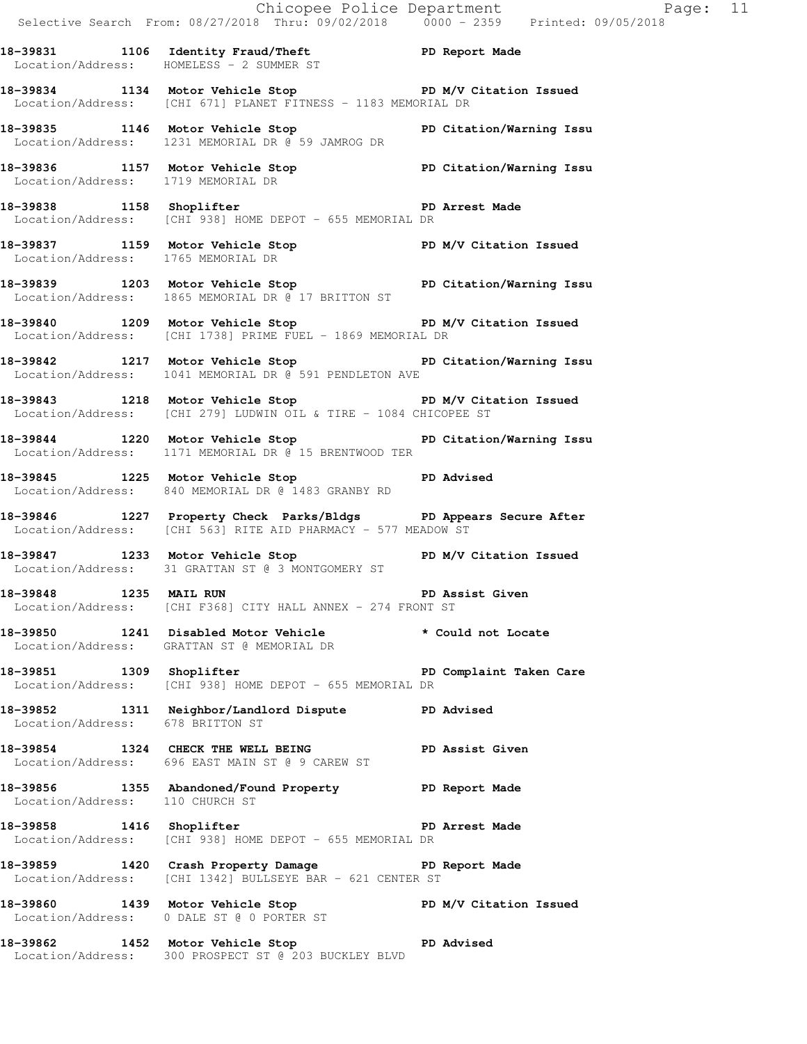18-39831 1106 Identity Fraud/Theft PD Report Made
Location/Address: HOMELESS - 2 SUMMER ST

18-39834 1134 Motor Vehicle Stop PD M/V Citation Issued
Location/Address: [CHI 671] PLANET FITNESS - 1183 MEMORIAL DR

18-39835 1146 Motor Vehicle Stop PD Citation/Warning Issu
Location/Address: 1231 MEMORIAL DR @ 59 JAMROG DR

18-39836 1157 Motor Vehicle Stop PD Citation/Warning Issu
Location/Address: 1719 MEMORIAL DR

18-39838 1158 Shoplifter PD Arrest Made
Location/Address: [CHI 938] HOME DEPOT - 655 MEMORIAL DR

18-39837 1159 Motor Vehicle Stop PD M/V Citation Issued
Location/Address: 1765 MEMORIAL DR

18-39839 1203 Motor Vehicle Stop PD Citation/Warning Issu
Location/Address: 1865 MEMORIAL DR @ 17 BRITTON ST

18-39840 1209 Motor Vehicle Stop PD M/V Citation Issued
Location/Address: [CHI 1738] PRIME FUEL - 1869 MEMORIAL DR

18-39842 1217 Motor Vehicle Stop PD Citation/Warning Issu
Location/Address: 1041 MEMORIAL DR @ 591 PENDLETON AVE

18-39843 1218 Motor Vehicle Stop PD M/V Citation Issued
Location/Address: [CHI 279] LUDWIN OIL & TIRE - 1084 CHICOPEE ST

18-39844 1220 Motor Vehicle Stop PD Citation/Warning Issu
Location/Address: 1171 MEMORIAL DR @ 15 BRENTWOOD TER

18-39845 1225 Motor Vehicle Stop PD Advised
Location/Address: 840 MEMORIAL DR @ 1483 GRANBY RD

18-39846 1227 Property Check Parks/Bldgs PD Appears Secure After
Location/Address: [CHI 563] RITE AID PHARMACY - 577 MEADOW ST

18-39847 1233 Motor Vehicle Stop PD M/V Citation Issued
Location/Address: 31 GRATTAN ST @ 3 MONTGOMERY ST

18-39848 1235 MAIL RUN PD Assist Given
Location/Address: [CHI F368] CITY HALL ANNEX - 274 FRONT ST

18-39850 1241 Disabled Motor Vehicle * Could not Locate
Location/Address: GRATTAN ST @ MEMORIAL DR

18-39851 1309 Shoplifter PD Complaint Taken Care
Location/Address: [CHI 938] HOME DEPOT - 655 MEMORIAL DR

18-39852 1311 Neighbor/Landlord Dispute PD Advised
Location/Address: 678 BRITTON ST

18-39854 1324 CHECK THE WELL BEING PD Assist Given
Location/Address: 696 EAST MAIN ST @ 9 CAREW ST

18-39856 1355 Abandoned/Found Property PD Report Made
Location/Address: 110 CHURCH ST

18-39858 1416 Shoplifter PD Arrest Made
Location/Address: [CHI 938] HOME DEPOT - 655 MEMORIAL DR

18-39859 1420 Crash Property Damage PD Report Made
Location/Address: [CHI 1342] BULLSEYE BAR - 621 CENTER ST

18-39860 1439 Motor Vehicle Stop PD M/V Citation Issued
Location/Address: 0 DALE ST @ 0 PORTER ST

18-39862 1452 Motor Vehicle Stop PD Advised
Location/Address: 300 PROSPECT ST @ 203 BUCKLEY BLVD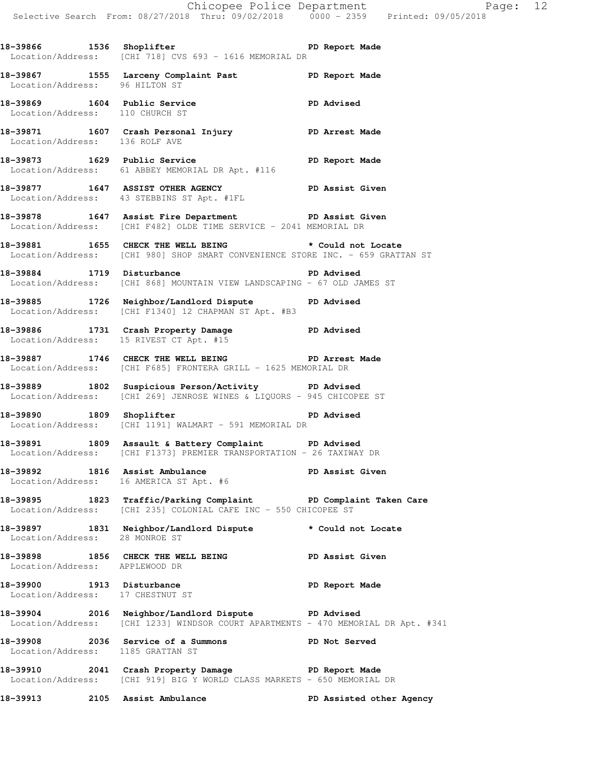**18-39866 1536 Shoplifter** **PD Report Made**
Location/Address: [CHI 718] CVS 693 - 1616 MEMORIAL DR

**18-39867 1555 Larceny Complaint Past** **PD Report Made**
Location/Address: 96 HILTON ST

**18-39869 1604 Public Service** **PD Advised**
Location/Address: 110 CHURCH ST

**18-39871 1607 Crash Personal Injury** **PD Arrest Made**
Location/Address: 136 ROLF AVE

**18-39873 1629 Public Service** **PD Report Made**
Location/Address: 61 ABBEY MEMORIAL DR Apt. #116

**18-39877 1647 ASSIST OTHER AGENCY** **PD Assist Given**
Location/Address: 43 STEBBINS ST Apt. #1FL

**18-39878 1647 Assist Fire Department** **PD Assist Given**
Location/Address: [CHI F482] OLDE TIME SERVICE - 2041 MEMORIAL DR

**18-39881 1655 CHECK THE WELL BEING** **\* Could not Locate**
Location/Address: [CHI 980] SHOP SMART CONVENIENCE STORE INC. - 659 GRATTAN ST

**18-39884 1719 Disturbance** **PD Advised**
Location/Address: [CHI 868] MOUNTAIN VIEW LANDSCAPING - 67 OLD JAMES ST

**18-39885 1726 Neighbor/Landlord Dispute** **PD Advised**
Location/Address: [CHI F1340] 12 CHAPMAN ST Apt. #B3

**18-39886 1731 Crash Property Damage** **PD Advised**
Location/Address: 15 RIVEST CT Apt. #15

**18-39887 1746 CHECK THE WELL BEING** **PD Arrest Made**
Location/Address: [CHI F685] FRONTERA GRILL - 1625 MEMORIAL DR

**18-39889 1802 Suspicious Person/Activity** **PD Advised**
Location/Address: [CHI 269] JENROSE WINES & LIQUORS - 945 CHICOPEE ST

**18-39890 1809 Shoplifter** **PD Advised**
Location/Address: [CHI 1191] WALMART - 591 MEMORIAL DR

**18-39891 1809 Assault & Battery Complaint** **PD Advised**
Location/Address: [CHI F1373] PREMIER TRANSPORTATION - 26 TAXIWAY DR

**18-39892 1816 Assist Ambulance** **PD Assist Given**
Location/Address: 16 AMERICA ST Apt. #6

**18-39895 1823 Traffic/Parking Complaint** **PD Complaint Taken Care**
Location/Address: [CHI 235] COLONIAL CAFE INC - 550 CHICOPEE ST

**18-39897 1831 Neighbor/Landlord Dispute** **\* Could not Locate**
Location/Address: 28 MONROE ST

**18-39898 1856 CHECK THE WELL BEING** **PD Assist Given**
Location/Address: APPLEWOOD DR

**18-39900 1913 Disturbance** **PD Report Made**
Location/Address: 17 CHESTNUT ST

**18-39904 2016 Neighbor/Landlord Dispute** **PD Advised**
Location/Address: [CHI 1233] WINDSOR COURT APARTMENTS - 470 MEMORIAL DR Apt. #341

**18-39908 2036 Service of a Summons** **PD Not Served**
Location/Address: 1185 GRATTAN ST

**18-39910 2041 Crash Property Damage** **PD Report Made**
Location/Address: [CHI 919] BIG Y WORLD CLASS MARKETS - 650 MEMORIAL DR

**18-39913 2105 Assist Ambulance** **PD Assisted other Agency**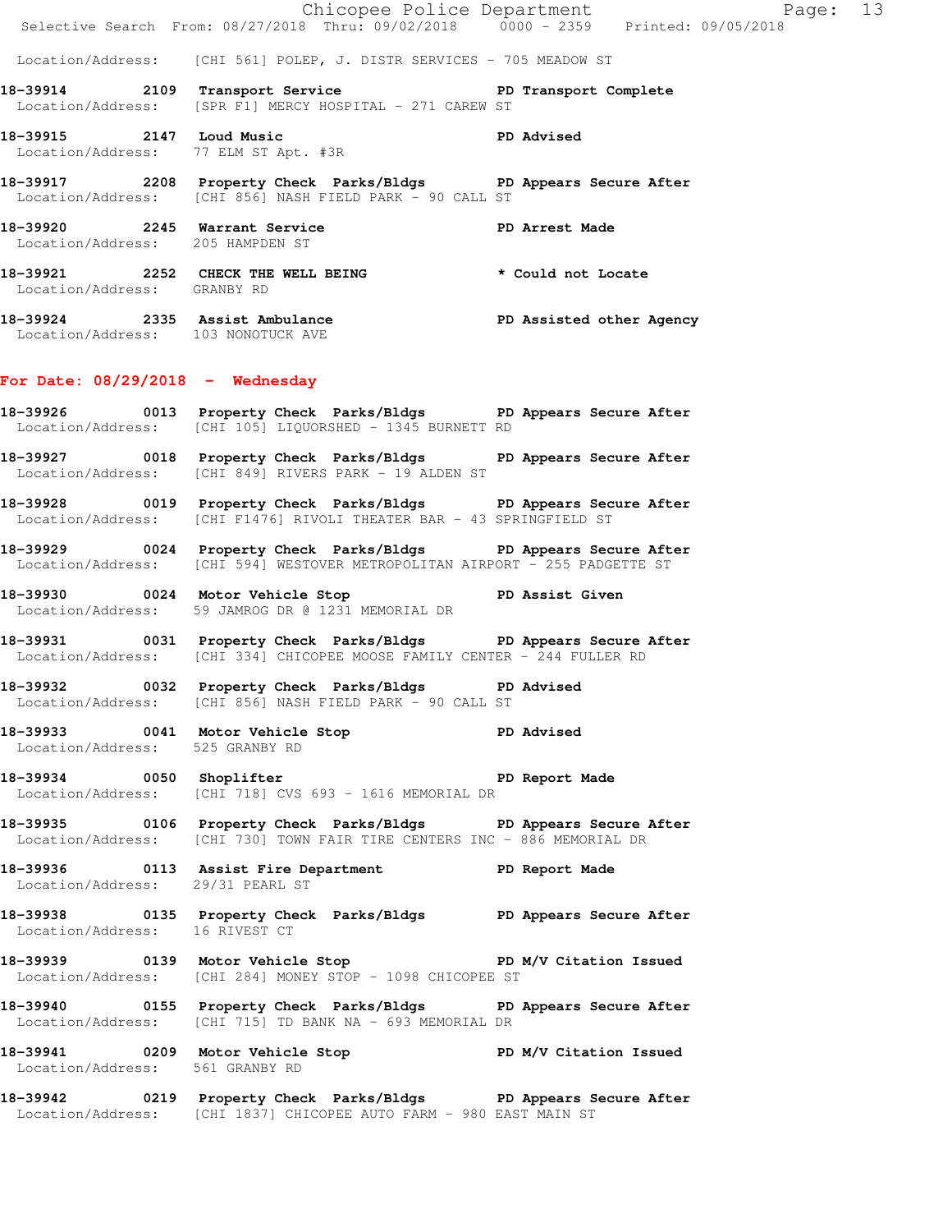Location/Address: [CHI 561] POLEP, J. DISTR SERVICES - 705 MEADOW ST

**18-39914 2109 Transport Service** PD Transport Complete
Location/Address: [SPR F1] MERCY HOSPITAL - 271 CAREW ST

**18-39915 2147 Loud Music** PD Advised
Location/Address: 77 ELM ST Apt. #3R

**18-39917 2208 Property Check Parks/Bldgs** PD Appears Secure After
Location/Address: [CHI 856] NASH FIELD PARK - 90 CALL ST

**18-39920 2245 Warrant Service** PD Arrest Made
Location/Address: 205 HAMPDEN ST

**18-39921 2252 CHECK THE WELL BEING** * Could not Locate
Location/Address: GRANBY RD

**18-39924 2335 Assist Ambulance** PD Assisted other Agency
Location/Address: 103 NONOTUCK AVE

## For Date: 08/29/2018 - Wednesday

**18-39926 0013 Property Check Parks/Bldgs** PD Appears Secure After
Location/Address: [CHI 105] LIQUORSHED - 1345 BURNETT RD

**18-39927 0018 Property Check Parks/Bldgs** PD Appears Secure After
Location/Address: [CHI 849] RIVERS PARK - 19 ALDEN ST

**18-39928 0019 Property Check Parks/Bldgs** PD Appears Secure After
Location/Address: [CHI F1476] RIVOLI THEATER BAR - 43 SPRINGFIELD ST

**18-39929 0024 Property Check Parks/Bldgs** PD Appears Secure After
Location/Address: [CHI 594] WESTOVER METROPOLITAN AIRPORT - 255 PADGETTE ST

**18-39930 0024 Motor Vehicle Stop** PD Assist Given
Location/Address: 59 JAMROG DR @ 1231 MEMORIAL DR

**18-39931 0031 Property Check Parks/Bldgs** PD Appears Secure After
Location/Address: [CHI 334] CHICOPEE MOOSE FAMILY CENTER - 244 FULLER RD

**18-39932 0032 Property Check Parks/Bldgs** PD Advised
Location/Address: [CHI 856] NASH FIELD PARK - 90 CALL ST

**18-39933 0041 Motor Vehicle Stop** PD Advised
Location/Address: 525 GRANBY RD

**18-39934 0050 Shoplifter** PD Report Made
Location/Address: [CHI 718] CVS 693 - 1616 MEMORIAL DR

**18-39935 0106 Property Check Parks/Bldgs** PD Appears Secure After
Location/Address: [CHI 730] TOWN FAIR TIRE CENTERS INC - 886 MEMORIAL DR

**18-39936 0113 Assist Fire Department** PD Report Made
Location/Address: 29/31 PEARL ST

**18-39938 0135 Property Check Parks/Bldgs** PD Appears Secure After
Location/Address: 16 RIVEST CT

**18-39939 0139 Motor Vehicle Stop** PD M/V Citation Issued
Location/Address: [CHI 284] MONEY STOP - 1098 CHICOPEE ST

**18-39940 0155 Property Check Parks/Bldgs** PD Appears Secure After
Location/Address: [CHI 715] TD BANK NA - 693 MEMORIAL DR

**18-39941 0209 Motor Vehicle Stop** PD M/V Citation Issued
Location/Address: 561 GRANBY RD

**18-39942 0219 Property Check Parks/Bldgs** PD Appears Secure After
Location/Address: [CHI 1837] CHICOPEE AUTO FARM - 980 EAST MAIN ST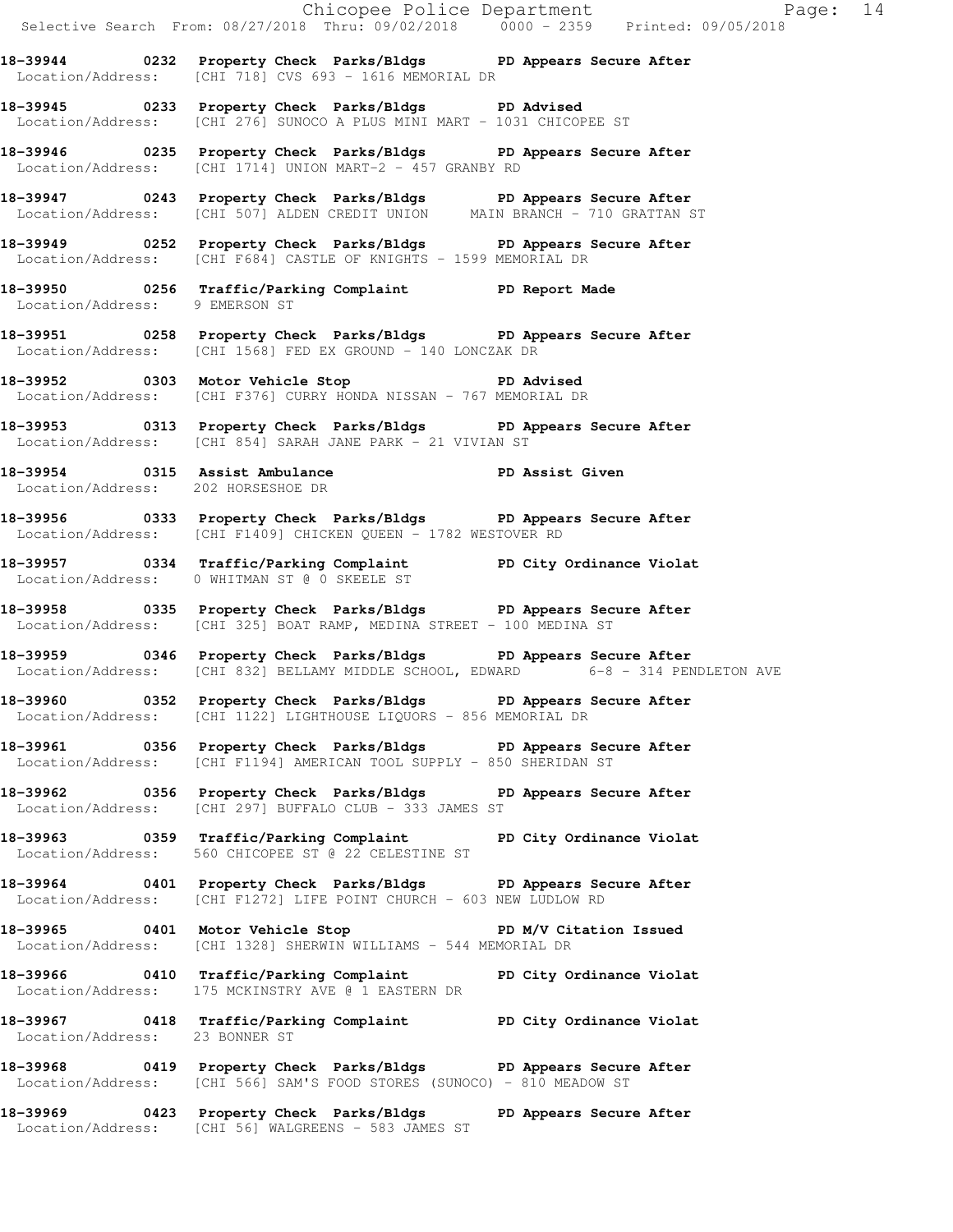**18-39944 0232 Property Check Parks/Bldgs PD Appears Secure After**
Location/Address: [CHI 718] CVS 693 - 1616 MEMORIAL DR

**18-39945 0233 Property Check Parks/Bldgs PD Advised**
Location/Address: [CHI 276] SUNOCO A PLUS MINI MART - 1031 CHICOPEE ST

**18-39946 0235 Property Check Parks/Bldgs PD Appears Secure After**
Location/Address: [CHI 1714] UNION MART-2 - 457 GRANBY RD

**18-39947 0243 Property Check Parks/Bldgs PD Appears Secure After**
Location/Address: [CHI 507] ALDEN CREDIT UNION MAIN BRANCH - 710 GRATTAN ST

**18-39949 0252 Property Check Parks/Bldgs PD Appears Secure After**
Location/Address: [CHI F684] CASTLE OF KNIGHTS - 1599 MEMORIAL DR

**18-39950 0256 Traffic/Parking Complaint PD Report Made**
Location/Address: 9 EMERSON ST

**18-39951 0258 Property Check Parks/Bldgs PD Appears Secure After**
Location/Address: [CHI 1568] FED EX GROUND - 140 LONCZAK DR

**18-39952 0303 Motor Vehicle Stop PD Advised**
Location/Address: [CHI F376] CURRY HONDA NISSAN - 767 MEMORIAL DR

**18-39953 0313 Property Check Parks/Bldgs PD Appears Secure After**
Location/Address: [CHI 854] SARAH JANE PARK - 21 VIVIAN ST

**18-39954 0315 Assist Ambulance PD Assist Given**
Location/Address: 202 HORSESHOE DR

**18-39956 0333 Property Check Parks/Bldgs PD Appears Secure After**
Location/Address: [CHI F1409] CHICKEN QUEEN - 1782 WESTOVER RD

**18-39957 0334 Traffic/Parking Complaint PD City Ordinance Violat**
Location/Address: 0 WHITMAN ST @ 0 SKEELE ST

**18-39958 0335 Property Check Parks/Bldgs PD Appears Secure After**
Location/Address: [CHI 325] BOAT RAMP, MEDINA STREET - 100 MEDINA ST

**18-39959 0346 Property Check Parks/Bldgs PD Appears Secure After**
Location/Address: [CHI 832] BELLAMY MIDDLE SCHOOL, EDWARD 6-8 - 314 PENDLETON AVE

**18-39960 0352 Property Check Parks/Bldgs PD Appears Secure After**
Location/Address: [CHI 1122] LIGHTHOUSE LIQUORS - 856 MEMORIAL DR

**18-39961 0356 Property Check Parks/Bldgs PD Appears Secure After**
Location/Address: [CHI F1194] AMERICAN TOOL SUPPLY - 850 SHERIDAN ST

**18-39962 0356 Property Check Parks/Bldgs PD Appears Secure After**
Location/Address: [CHI 297] BUFFALO CLUB - 333 JAMES ST

**18-39963 0359 Traffic/Parking Complaint PD City Ordinance Violat**
Location/Address: 560 CHICOPEE ST @ 22 CELESTINE ST

**18-39964 0401 Property Check Parks/Bldgs PD Appears Secure After**
Location/Address: [CHI F1272] LIFE POINT CHURCH - 603 NEW LUDLOW RD

**18-39965 0401 Motor Vehicle Stop PD M/V Citation Issued**
Location/Address: [CHI 1328] SHERWIN WILLIAMS - 544 MEMORIAL DR

**18-39966 0410 Traffic/Parking Complaint PD City Ordinance Violat**
Location/Address: 175 MCKINSTRY AVE @ 1 EASTERN DR

**18-39967 0418 Traffic/Parking Complaint PD City Ordinance Violat**
Location/Address: 23 BONNER ST

**18-39968 0419 Property Check Parks/Bldgs PD Appears Secure After**
Location/Address: [CHI 566] SAM'S FOOD STORES (SUNOCO) - 810 MEADOW ST

**18-39969 0423 Property Check Parks/Bldgs PD Appears Secure After**
Location/Address: [CHI 56] WALGREENS - 583 JAMES ST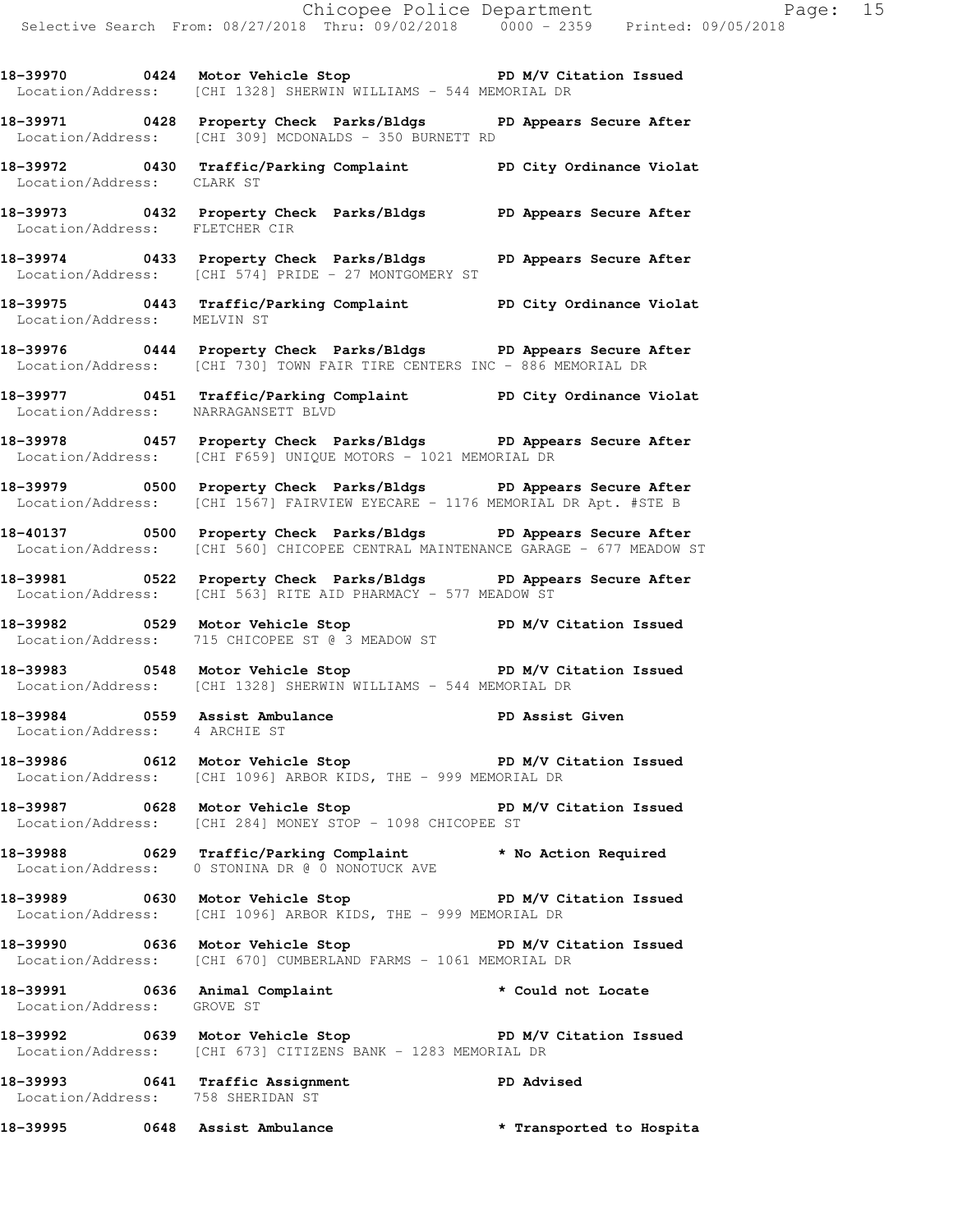**18-39970 0424 Motor Vehicle Stop PD M/V Citation Issued**
Location/Address: [CHI 1328] SHERWIN WILLIAMS - 544 MEMORIAL DR

**18-39971 0428 Property Check Parks/Bldgs PD Appears Secure After**
Location/Address: [CHI 309] MCDONALDS - 350 BURNETT RD

**18-39972 0430 Traffic/Parking Complaint PD City Ordinance Violat**
Location/Address: CLARK ST

**18-39973 0432 Property Check Parks/Bldgs PD Appears Secure After**
Location/Address: FLETCHER CIR

**18-39974 0433 Property Check Parks/Bldgs PD Appears Secure After**
Location/Address: [CHI 574] PRIDE - 27 MONTGOMERY ST

**18-39975 0443 Traffic/Parking Complaint PD City Ordinance Violat**
Location/Address: MELVIN ST

**18-39976 0444 Property Check Parks/Bldgs PD Appears Secure After**
Location/Address: [CHI 730] TOWN FAIR TIRE CENTERS INC - 886 MEMORIAL DR

**18-39977 0451 Traffic/Parking Complaint PD City Ordinance Violat**
Location/Address: NARRAGANSETT BLVD

**18-39978 0457 Property Check Parks/Bldgs PD Appears Secure After**
Location/Address: [CHI F659] UNIQUE MOTORS - 1021 MEMORIAL DR

**18-39979 0500 Property Check Parks/Bldgs PD Appears Secure After**
Location/Address: [CHI 1567] FAIRVIEW EYECARE - 1176 MEMORIAL DR Apt. #STE B

**18-40137 0500 Property Check Parks/Bldgs PD Appears Secure After**
Location/Address: [CHI 560] CHICOPEE CENTRAL MAINTENANCE GARAGE - 677 MEADOW ST

**18-39981 0522 Property Check Parks/Bldgs PD Appears Secure After**
Location/Address: [CHI 563] RITE AID PHARMACY - 577 MEADOW ST

**18-39982 0529 Motor Vehicle Stop PD M/V Citation Issued**
Location/Address: 715 CHICOPEE ST @ 3 MEADOW ST

**18-39983 0548 Motor Vehicle Stop PD M/V Citation Issued**
Location/Address: [CHI 1328] SHERWIN WILLIAMS - 544 MEMORIAL DR

**18-39984 0559 Assist Ambulance PD Assist Given**
Location/Address: 4 ARCHIE ST

**18-39986 0612 Motor Vehicle Stop PD M/V Citation Issued**
Location/Address: [CHI 1096] ARBOR KIDS, THE - 999 MEMORIAL DR

**18-39987 0628 Motor Vehicle Stop PD M/V Citation Issued**
Location/Address: [CHI 284] MONEY STOP - 1098 CHICOPEE ST

**18-39988 0629 Traffic/Parking Complaint * No Action Required**
Location/Address: 0 STONINA DR @ 0 NONOTUCK AVE

**18-39989 0630 Motor Vehicle Stop PD M/V Citation Issued**
Location/Address: [CHI 1096] ARBOR KIDS, THE - 999 MEMORIAL DR

**18-39990 0636 Motor Vehicle Stop PD M/V Citation Issued**
Location/Address: [CHI 670] CUMBERLAND FARMS - 1061 MEMORIAL DR

**18-39991 0636 Animal Complaint * Could not Locate**
Location/Address: GROVE ST

**18-39992 0639 Motor Vehicle Stop PD M/V Citation Issued**
Location/Address: [CHI 673] CITIZENS BANK - 1283 MEMORIAL DR

**18-39993 0641 Traffic Assignment PD Advised**
Location/Address: 758 SHERIDAN ST

**18-39995 0648 Assist Ambulance * Transported to Hospita**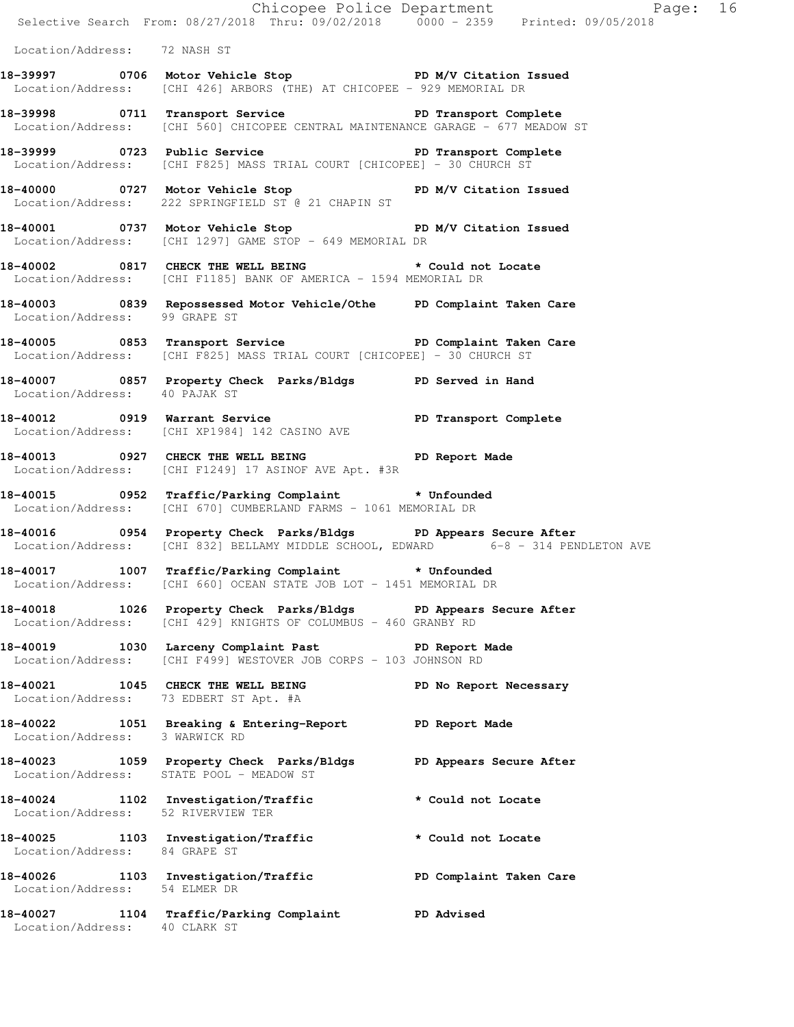Location/Address: 72 NASH ST

**18-39997 0706 Motor Vehicle Stop PD M/V Citation Issued**
Location/Address: [CHI 426] ARBORS (THE) AT CHICOPEE - 929 MEMORIAL DR

**18-39998 0711 Transport Service PD Transport Complete**
Location/Address: [CHI 560] CHICOPEE CENTRAL MAINTENANCE GARAGE - 677 MEADOW ST

**18-39999 0723 Public Service PD Transport Complete**
Location/Address: [CHI F825] MASS TRIAL COURT [CHICOPEE] - 30 CHURCH ST

**18-40000 0727 Motor Vehicle Stop PD M/V Citation Issued**
Location/Address: 222 SPRINGFIELD ST @ 21 CHAPIN ST

**18-40001 0737 Motor Vehicle Stop PD M/V Citation Issued**
Location/Address: [CHI 1297] GAME STOP - 649 MEMORIAL DR

**18-40002 0817 CHECK THE WELL BEING * Could not Locate**
Location/Address: [CHI F1185] BANK OF AMERICA - 1594 MEMORIAL DR

**18-40003 0839 Repossessed Motor Vehicle/Othe PD Complaint Taken Care**
Location/Address: 99 GRAPE ST

**18-40005 0853 Transport Service PD Complaint Taken Care**
Location/Address: [CHI F825] MASS TRIAL COURT [CHICOPEE] - 30 CHURCH ST

**18-40007 0857 Property Check Parks/Bldgs PD Served in Hand**
Location/Address: 40 PAJAK ST

**18-40012 0919 Warrant Service PD Transport Complete**
Location/Address: [CHI XP1984] 142 CASINO AVE

**18-40013 0927 CHECK THE WELL BEING PD Report Made**
Location/Address: [CHI F1249] 17 ASINOF AVE Apt. #3R

**18-40015 0952 Traffic/Parking Complaint * Unfounded**
Location/Address: [CHI 670] CUMBERLAND FARMS - 1061 MEMORIAL DR

**18-40016 0954 Property Check Parks/Bldgs PD Appears Secure After**
Location/Address: [CHI 832] BELLAMY MIDDLE SCHOOL, EDWARD 6-8 - 314 PENDLETON AVE

**18-40017 1007 Traffic/Parking Complaint * Unfounded**
Location/Address: [CHI 660] OCEAN STATE JOB LOT - 1451 MEMORIAL DR

**18-40018 1026 Property Check Parks/Bldgs PD Appears Secure After**
Location/Address: [CHI 429] KNIGHTS OF COLUMBUS - 460 GRANBY RD

**18-40019 1030 Larceny Complaint Past PD Report Made**
Location/Address: [CHI F499] WESTOVER JOB CORPS - 103 JOHNSON RD

**18-40021 1045 CHECK THE WELL BEING PD No Report Necessary**
Location/Address: 73 EDBERT ST Apt. #A

**18-40022 1051 Breaking & Entering-Report PD Report Made**
Location/Address: 3 WARWICK RD

**18-40023 1059 Property Check Parks/Bldgs PD Appears Secure After**
Location/Address: STATE POOL - MEADOW ST

**18-40024 1102 Investigation/Traffic * Could not Locate**
Location/Address: 52 RIVERVIEW TER

**18-40025 1103 Investigation/Traffic * Could not Locate**
Location/Address: 84 GRAPE ST

**18-40026 1103 Investigation/Traffic PD Complaint Taken Care**
Location/Address: 54 ELMER DR

**18-40027 1104 Traffic/Parking Complaint PD Advised**
Location/Address: 40 CLARK ST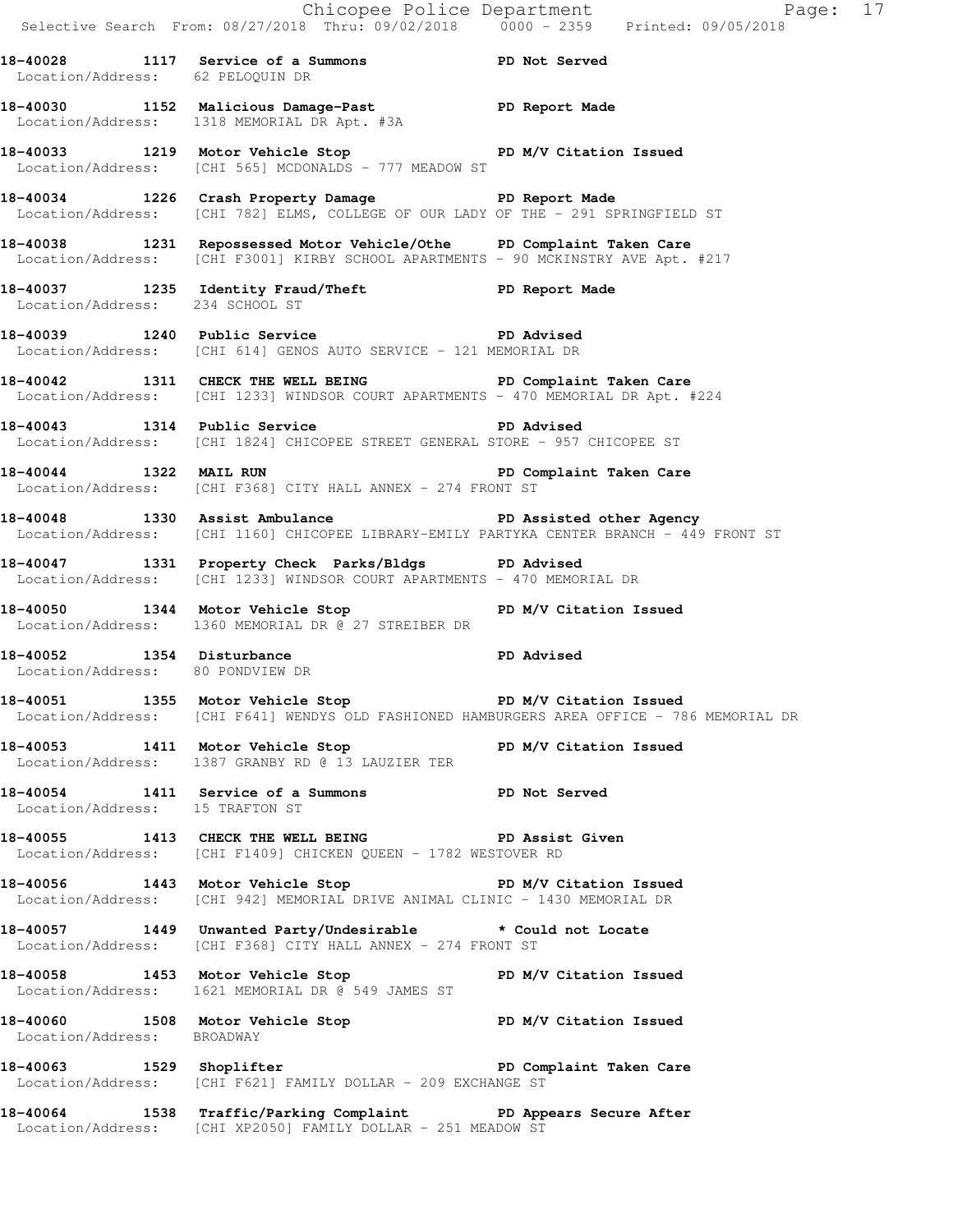**18-40028 1117 Service of a Summons PD Not Served**
Location/Address: 62 PELOQUIN DR

**18-40030 1152 Malicious Damage-Past PD Report Made**
Location/Address: 1318 MEMORIAL DR Apt. #3A

**18-40033 1219 Motor Vehicle Stop PD M/V Citation Issued**
Location/Address: [CHI 565] MCDONALDS - 777 MEADOW ST

**18-40034 1226 Crash Property Damage PD Report Made**
Location/Address: [CHI 782] ELMS, COLLEGE OF OUR LADY OF THE - 291 SPRINGFIELD ST

**18-40038 1231 Repossessed Motor Vehicle/Othe PD Complaint Taken Care**
Location/Address: [CHI F3001] KIRBY SCHOOL APARTMENTS - 90 MCKINSTRY AVE Apt. #217

**18-40037 1235 Identity Fraud/Theft PD Report Made**
Location/Address: 234 SCHOOL ST

**18-40039 1240 Public Service PD Advised**
Location/Address: [CHI 614] GENOS AUTO SERVICE - 121 MEMORIAL DR

**18-40042 1311 CHECK THE WELL BEING PD Complaint Taken Care**
Location/Address: [CHI 1233] WINDSOR COURT APARTMENTS - 470 MEMORIAL DR Apt. #224

**18-40043 1314 Public Service PD Advised**
Location/Address: [CHI 1824] CHICOPEE STREET GENERAL STORE - 957 CHICOPEE ST

**18-40044 1322 MAIL RUN PD Complaint Taken Care**
Location/Address: [CHI F368] CITY HALL ANNEX - 274 FRONT ST

**18-40048 1330 Assist Ambulance PD Assisted other Agency**
Location/Address: [CHI 1160] CHICOPEE LIBRARY-EMILY PARTYKA CENTER BRANCH - 449 FRONT ST

**18-40047 1331 Property Check Parks/Bldgs PD Advised**
Location/Address: [CHI 1233] WINDSOR COURT APARTMENTS - 470 MEMORIAL DR

**18-40050 1344 Motor Vehicle Stop PD M/V Citation Issued**
Location/Address: 1360 MEMORIAL DR @ 27 STREIBER DR

**18-40052 1354 Disturbance PD Advised**
Location/Address: 80 PONDVIEW DR

**18-40051 1355 Motor Vehicle Stop PD M/V Citation Issued**
Location/Address: [CHI F641] WENDYS OLD FASHIONED HAMBURGERS AREA OFFICE - 786 MEMORIAL DR

**18-40053 1411 Motor Vehicle Stop PD M/V Citation Issued**
Location/Address: 1387 GRANBY RD @ 13 LAUZIER TER

**18-40054 1411 Service of a Summons PD Not Served**
Location/Address: 15 TRAFTON ST

**18-40055 1413 CHECK THE WELL BEING PD Assist Given**
Location/Address: [CHI F1409] CHICKEN QUEEN - 1782 WESTOVER RD

**18-40056 1443 Motor Vehicle Stop PD M/V Citation Issued**
Location/Address: [CHI 942] MEMORIAL DRIVE ANIMAL CLINIC - 1430 MEMORIAL DR

**18-40057 1449 Unwanted Party/Undesirable * Could not Locate**
Location/Address: [CHI F368] CITY HALL ANNEX - 274 FRONT ST

**18-40058 1453 Motor Vehicle Stop PD M/V Citation Issued**
Location/Address: 1621 MEMORIAL DR @ 549 JAMES ST

**18-40060 1508 Motor Vehicle Stop PD M/V Citation Issued**
Location/Address: BROADWAY

**18-40063 1529 Shoplifter PD Complaint Taken Care**
Location/Address: [CHI F621] FAMILY DOLLAR - 209 EXCHANGE ST

**18-40064 1538 Traffic/Parking Complaint PD Appears Secure After**
Location/Address: [CHI XP2050] FAMILY DOLLAR - 251 MEADOW ST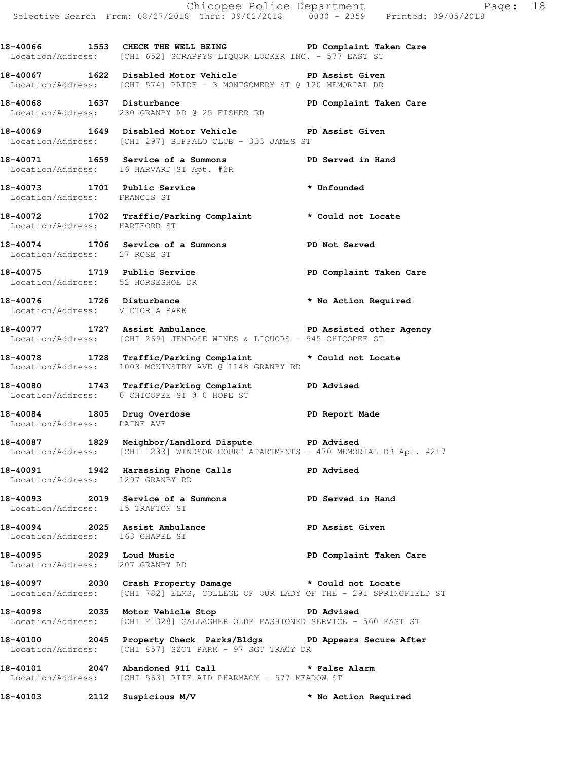**18-40066 1553 CHECK THE WELL BEING PD Complaint Taken Care**
Location/Address: [CHI 652] SCRAPPYS LIQUOR LOCKER INC. - 577 EAST ST

**18-40067 1622 Disabled Motor Vehicle PD Assist Given**
Location/Address: [CHI 574] PRIDE - 3 MONTGOMERY ST @ 120 MEMORIAL DR

**18-40068 1637 Disturbance PD Complaint Taken Care**
Location/Address: 230 GRANBY RD @ 25 FISHER RD

**18-40069 1649 Disabled Motor Vehicle PD Assist Given**
Location/Address: [CHI 297] BUFFALO CLUB - 333 JAMES ST

**18-40071 1659 Service of a Summons PD Served in Hand**
Location/Address: 16 HARVARD ST Apt. #2R

**18-40073 1701 Public Service * Unfounded**
Location/Address: FRANCIS ST

**18-40072 1702 Traffic/Parking Complaint * Could not Locate**
Location/Address: HARTFORD ST

**18-40074 1706 Service of a Summons PD Not Served**
Location/Address: 27 ROSE ST

**18-40075 1719 Public Service PD Complaint Taken Care**
Location/Address: 52 HORSESHOE DR

**18-40076 1726 Disturbance * No Action Required**
Location/Address: VICTORIA PARK

**18-40077 1727 Assist Ambulance PD Assisted other Agency**
Location/Address: [CHI 269] JENROSE WINES & LIQUORS - 945 CHICOPEE ST

**18-40078 1728 Traffic/Parking Complaint * Could not Locate**
Location/Address: 1003 MCKINSTRY AVE @ 1148 GRANBY RD

**18-40080 1743 Traffic/Parking Complaint PD Advised**
Location/Address: 0 CHICOPEE ST @ 0 HOPE ST

**18-40084 1805 Drug Overdose PD Report Made**
Location/Address: PAINE AVE

**18-40087 1829 Neighbor/Landlord Dispute PD Advised**
Location/Address: [CHI 1233] WINDSOR COURT APARTMENTS - 470 MEMORIAL DR Apt. #217

**18-40091 1942 Harassing Phone Calls PD Advised**
Location/Address: 1297 GRANBY RD

**18-40093 2019 Service of a Summons PD Served in Hand**
Location/Address: 15 TRAFTON ST

**18-40094 2025 Assist Ambulance PD Assist Given**
Location/Address: 163 CHAPEL ST

**18-40095 2029 Loud Music PD Complaint Taken Care**
Location/Address: 207 GRANBY RD

**18-40097 2030 Crash Property Damage * Could not Locate**
Location/Address: [CHI 782] ELMS, COLLEGE OF OUR LADY OF THE - 291 SPRINGFIELD ST

**18-40098 2035 Motor Vehicle Stop PD Advised**
Location/Address: [CHI F1328] GALLAGHER OLDE FASHIONED SERVICE - 560 EAST ST

**18-40100 2045 Property Check Parks/Bldgs PD Appears Secure After**
Location/Address: [CHI 857] SZOT PARK - 97 SGT TRACY DR

**18-40101 2047 Abandoned 911 Call * False Alarm**
Location/Address: [CHI 563] RITE AID PHARMACY - 577 MEADOW ST

**18-40103 2112 Suspicious M/V * No Action Required**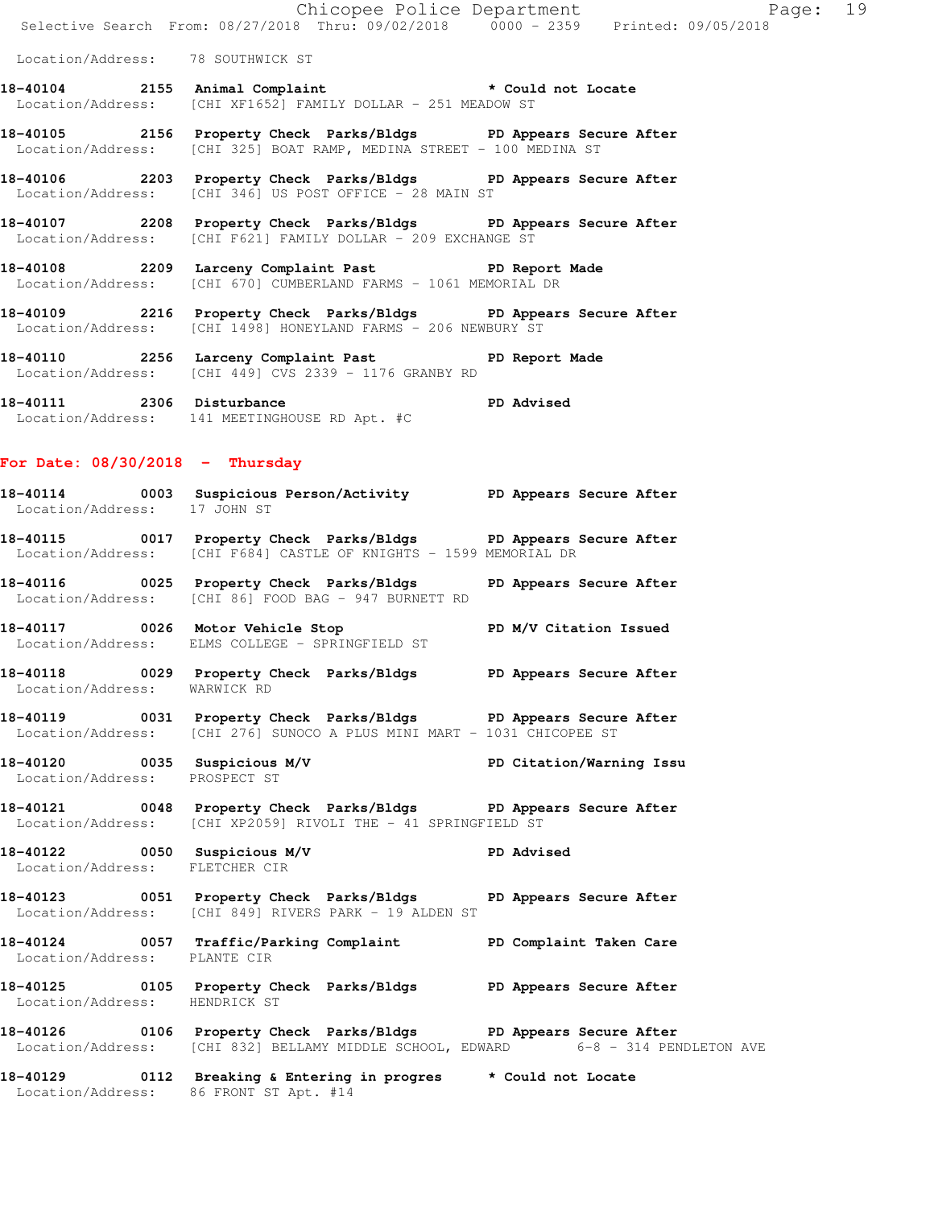Location/Address: 78 SOUTHWICK ST

**18-40104 2155 Animal Complaint** * Could not Locate
Location/Address: [CHI XF1652] FAMILY DOLLAR - 251 MEADOW ST

**18-40105 2156 Property Check Parks/Bldgs** PD Appears Secure After
Location/Address: [CHI 325] BOAT RAMP, MEDINA STREET - 100 MEDINA ST

**18-40106 2203 Property Check Parks/Bldgs** PD Appears Secure After
Location/Address: [CHI 346] US POST OFFICE - 28 MAIN ST

**18-40107 2208 Property Check Parks/Bldgs** PD Appears Secure After
Location/Address: [CHI F621] FAMILY DOLLAR - 209 EXCHANGE ST

**18-40108 2209 Larceny Complaint Past** PD Report Made
Location/Address: [CHI 670] CUMBERLAND FARMS - 1061 MEMORIAL DR

**18-40109 2216 Property Check Parks/Bldgs** PD Appears Secure After
Location/Address: [CHI 1498] HONEYLAND FARMS - 206 NEWBURY ST

**18-40110 2256 Larceny Complaint Past** PD Report Made
Location/Address: [CHI 449] CVS 2339 - 1176 GRANBY RD

**18-40111 2306 Disturbance** PD Advised
Location/Address: 141 MEETINGHOUSE RD Apt. #C

## For Date: 08/30/2018 - Thursday

**18-40114 0003 Suspicious Person/Activity** PD Appears Secure After
Location/Address: 17 JOHN ST

**18-40115 0017 Property Check Parks/Bldgs** PD Appears Secure After
Location/Address: [CHI F684] CASTLE OF KNIGHTS - 1599 MEMORIAL DR

**18-40116 0025 Property Check Parks/Bldgs** PD Appears Secure After
Location/Address: [CHI 86] FOOD BAG - 947 BURNETT RD

**18-40117 0026 Motor Vehicle Stop** PD M/V Citation Issued
Location/Address: ELMS COLLEGE - SPRINGFIELD ST

**18-40118 0029 Property Check Parks/Bldgs** PD Appears Secure After
Location/Address: WARWICK RD

**18-40119 0031 Property Check Parks/Bldgs** PD Appears Secure After
Location/Address: [CHI 276] SUNOCO A PLUS MINI MART - 1031 CHICOPEE ST

**18-40120 0035 Suspicious M/V** PD Citation/Warning Issu
Location/Address: PROSPECT ST

**18-40121 0048 Property Check Parks/Bldgs** PD Appears Secure After
Location/Address: [CHI XP2059] RIVOLI THE - 41 SPRINGFIELD ST

**18-40122 0050 Suspicious M/V** PD Advised
Location/Address: FLETCHER CIR

**18-40123 0051 Property Check Parks/Bldgs** PD Appears Secure After
Location/Address: [CHI 849] RIVERS PARK - 19 ALDEN ST

**18-40124 0057 Traffic/Parking Complaint** PD Complaint Taken Care
Location/Address: PLANTE CIR

**18-40125 0105 Property Check Parks/Bldgs** PD Appears Secure After
Location/Address: HENDRICK ST

**18-40126 0106 Property Check Parks/Bldgs** PD Appears Secure After
Location/Address: [CHI 832] BELLAMY MIDDLE SCHOOL, EDWARD 6-8 - 314 PENDLETON AVE

**18-40129 0112 Breaking & Entering in progres** * Could not Locate
Location/Address: 86 FRONT ST Apt. #14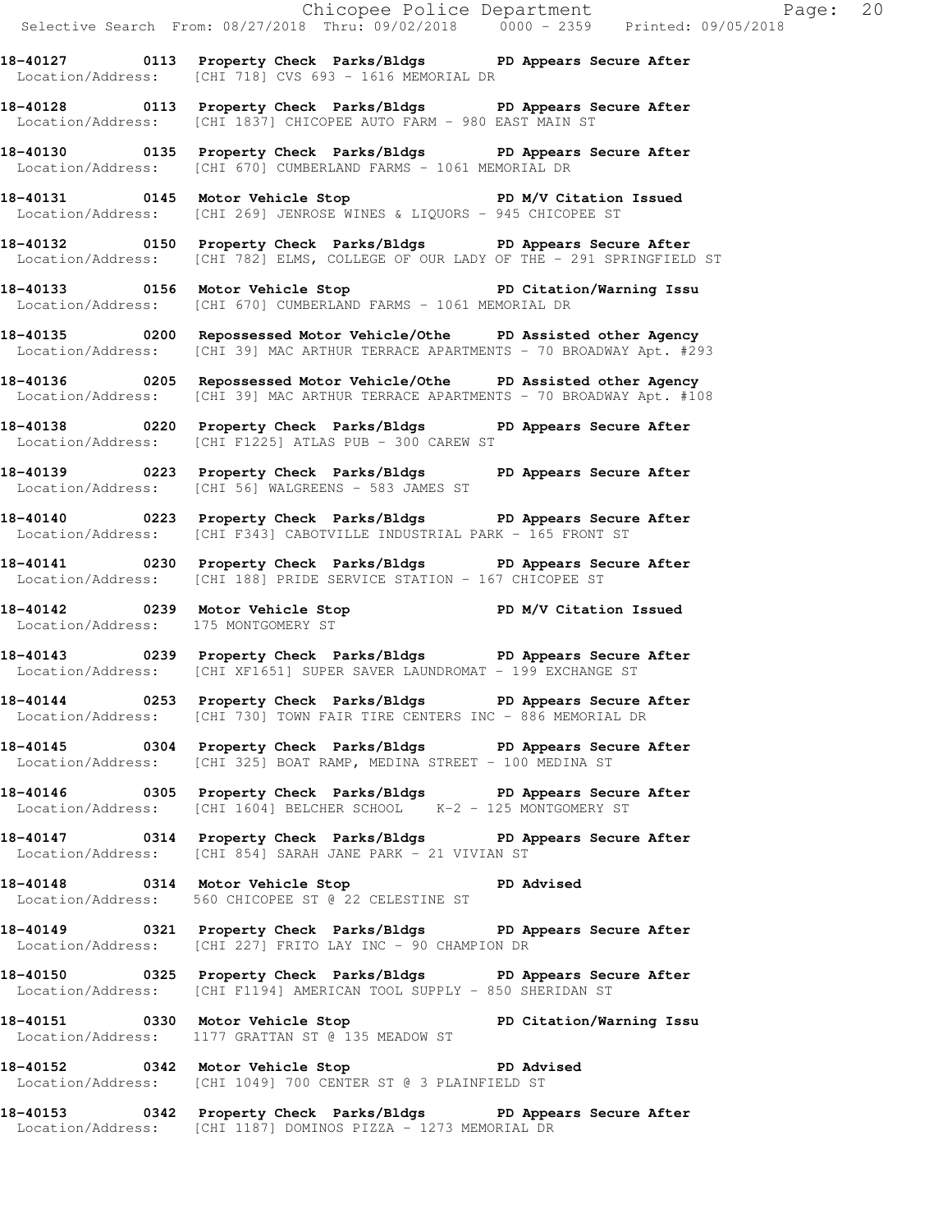**18-40127 0113 Property Check Parks/Bldgs PD Appears Secure After**
Location/Address: [CHI 718] CVS 693 - 1616 MEMORIAL DR

**18-40128 0113 Property Check Parks/Bldgs PD Appears Secure After**
Location/Address: [CHI 1837] CHICOPEE AUTO FARM - 980 EAST MAIN ST

**18-40130 0135 Property Check Parks/Bldgs PD Appears Secure After**
Location/Address: [CHI 670] CUMBERLAND FARMS - 1061 MEMORIAL DR

**18-40131 0145 Motor Vehicle Stop PD M/V Citation Issued**
Location/Address: [CHI 269] JENROSE WINES & LIQUORS - 945 CHICOPEE ST

**18-40132 0150 Property Check Parks/Bldgs PD Appears Secure After**
Location/Address: [CHI 782] ELMS, COLLEGE OF OUR LADY OF THE - 291 SPRINGFIELD ST

**18-40133 0156 Motor Vehicle Stop PD Citation/Warning Issu**
Location/Address: [CHI 670] CUMBERLAND FARMS - 1061 MEMORIAL DR

**18-40135 0200 Repossessed Motor Vehicle/Othe PD Assisted other Agency**
Location/Address: [CHI 39] MAC ARTHUR TERRACE APARTMENTS - 70 BROADWAY Apt. #293

**18-40136 0205 Repossessed Motor Vehicle/Othe PD Assisted other Agency**
Location/Address: [CHI 39] MAC ARTHUR TERRACE APARTMENTS - 70 BROADWAY Apt. #108

**18-40138 0220 Property Check Parks/Bldgs PD Appears Secure After**
Location/Address: [CHI F1225] ATLAS PUB - 300 CAREW ST

**18-40139 0223 Property Check Parks/Bldgs PD Appears Secure After**
Location/Address: [CHI 56] WALGREENS - 583 JAMES ST

**18-40140 0223 Property Check Parks/Bldgs PD Appears Secure After**
Location/Address: [CHI F343] CABOTVILLE INDUSTRIAL PARK - 165 FRONT ST

**18-40141 0230 Property Check Parks/Bldgs PD Appears Secure After**
Location/Address: [CHI 188] PRIDE SERVICE STATION - 167 CHICOPEE ST

**18-40142 0239 Motor Vehicle Stop PD M/V Citation Issued**
Location/Address: 175 MONTGOMERY ST

**18-40143 0239 Property Check Parks/Bldgs PD Appears Secure After**
Location/Address: [CHI XF1651] SUPER SAVER LAUNDROMAT - 199 EXCHANGE ST

**18-40144 0253 Property Check Parks/Bldgs PD Appears Secure After**
Location/Address: [CHI 730] TOWN FAIR TIRE CENTERS INC - 886 MEMORIAL DR

**18-40145 0304 Property Check Parks/Bldgs PD Appears Secure After**
Location/Address: [CHI 325] BOAT RAMP, MEDINA STREET - 100 MEDINA ST

**18-40146 0305 Property Check Parks/Bldgs PD Appears Secure After**
Location/Address: [CHI 1604] BELCHER SCHOOL K-2 - 125 MONTGOMERY ST

**18-40147 0314 Property Check Parks/Bldgs PD Appears Secure After**
Location/Address: [CHI 854] SARAH JANE PARK - 21 VIVIAN ST

**18-40148 0314 Motor Vehicle Stop PD Advised**
Location/Address: 560 CHICOPEE ST @ 22 CELESTINE ST

**18-40149 0321 Property Check Parks/Bldgs PD Appears Secure After**
Location/Address: [CHI 227] FRITO LAY INC - 90 CHAMPION DR

**18-40150 0325 Property Check Parks/Bldgs PD Appears Secure After**
Location/Address: [CHI F1194] AMERICAN TOOL SUPPLY - 850 SHERIDAN ST

**18-40151 0330 Motor Vehicle Stop PD Citation/Warning Issu**
Location/Address: 1177 GRATTAN ST @ 135 MEADOW ST

**18-40152 0342 Motor Vehicle Stop PD Advised**
Location/Address: [CHI 1049] 700 CENTER ST @ 3 PLAINFIELD ST

**18-40153 0342 Property Check Parks/Bldgs PD Appears Secure After**
Location/Address: [CHI 1187] DOMINOS PIZZA - 1273 MEMORIAL DR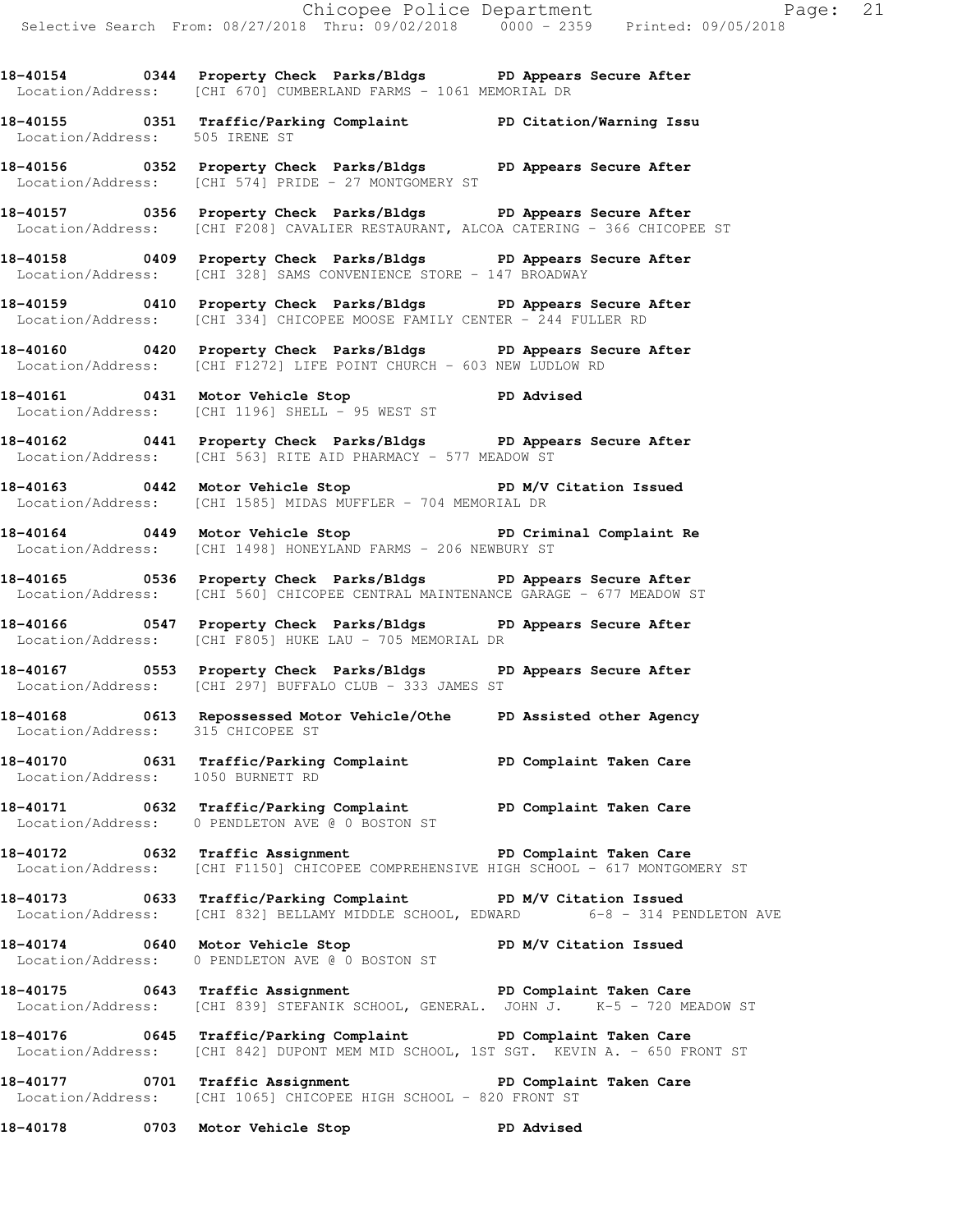**18-40154 0344 Property Check Parks/Bldgs PD Appears Secure After**
Location/Address: [CHI 670] CUMBERLAND FARMS - 1061 MEMORIAL DR

**18-40155 0351 Traffic/Parking Complaint PD Citation/Warning Issu**
Location/Address: 505 IRENE ST

**18-40156 0352 Property Check Parks/Bldgs PD Appears Secure After**
Location/Address: [CHI 574] PRIDE - 27 MONTGOMERY ST

**18-40157 0356 Property Check Parks/Bldgs PD Appears Secure After**
Location/Address: [CHI F208] CAVALIER RESTAURANT, ALCOA CATERING - 366 CHICOPEE ST

**18-40158 0409 Property Check Parks/Bldgs PD Appears Secure After**
Location/Address: [CHI 328] SAMS CONVENIENCE STORE - 147 BROADWAY

**18-40159 0410 Property Check Parks/Bldgs PD Appears Secure After**
Location/Address: [CHI 334] CHICOPEE MOOSE FAMILY CENTER - 244 FULLER RD

**18-40160 0420 Property Check Parks/Bldgs PD Appears Secure After**
Location/Address: [CHI F1272] LIFE POINT CHURCH - 603 NEW LUDLOW RD

**18-40161 0431 Motor Vehicle Stop PD Advised**
Location/Address: [CHI 1196] SHELL - 95 WEST ST

**18-40162 0441 Property Check Parks/Bldgs PD Appears Secure After**
Location/Address: [CHI 563] RITE AID PHARMACY - 577 MEADOW ST

**18-40163 0442 Motor Vehicle Stop PD M/V Citation Issued**
Location/Address: [CHI 1585] MIDAS MUFFLER - 704 MEMORIAL DR

**18-40164 0449 Motor Vehicle Stop PD Criminal Complaint Re**
Location/Address: [CHI 1498] HONEYLAND FARMS - 206 NEWBURY ST

**18-40165 0536 Property Check Parks/Bldgs PD Appears Secure After**
Location/Address: [CHI 560] CHICOPEE CENTRAL MAINTENANCE GARAGE - 677 MEADOW ST

**18-40166 0547 Property Check Parks/Bldgs PD Appears Secure After**
Location/Address: [CHI F805] HUKE LAU - 705 MEMORIAL DR

**18-40167 0553 Property Check Parks/Bldgs PD Appears Secure After**
Location/Address: [CHI 297] BUFFALO CLUB - 333 JAMES ST

**18-40168 0613 Repossessed Motor Vehicle/Othe PD Assisted other Agency**
Location/Address: 315 CHICOPEE ST

**18-40170 0631 Traffic/Parking Complaint PD Complaint Taken Care**
Location/Address: 1050 BURNETT RD

**18-40171 0632 Traffic/Parking Complaint PD Complaint Taken Care**
Location/Address: 0 PENDLETON AVE @ 0 BOSTON ST

**18-40172 0632 Traffic Assignment PD Complaint Taken Care**
Location/Address: [CHI F1150] CHICOPEE COMPREHENSIVE HIGH SCHOOL - 617 MONTGOMERY ST

**18-40173 0633 Traffic/Parking Complaint PD M/V Citation Issued**
Location/Address: [CHI 832] BELLAMY MIDDLE SCHOOL, EDWARD 6-8 - 314 PENDLETON AVE

**18-40174 0640 Motor Vehicle Stop PD M/V Citation Issued**
Location/Address: 0 PENDLETON AVE @ 0 BOSTON ST

**18-40175 0643 Traffic Assignment PD Complaint Taken Care**
Location/Address: [CHI 839] STEFANIK SCHOOL, GENERAL. JOHN J. K-5 - 720 MEADOW ST

**18-40176 0645 Traffic/Parking Complaint PD Complaint Taken Care**
Location/Address: [CHI 842] DUPONT MEM MID SCHOOL, 1ST SGT. KEVIN A. - 650 FRONT ST

**18-40177 0701 Traffic Assignment PD Complaint Taken Care**
Location/Address: [CHI 1065] CHICOPEE HIGH SCHOOL - 820 FRONT ST

**18-40178 0703 Motor Vehicle Stop PD Advised**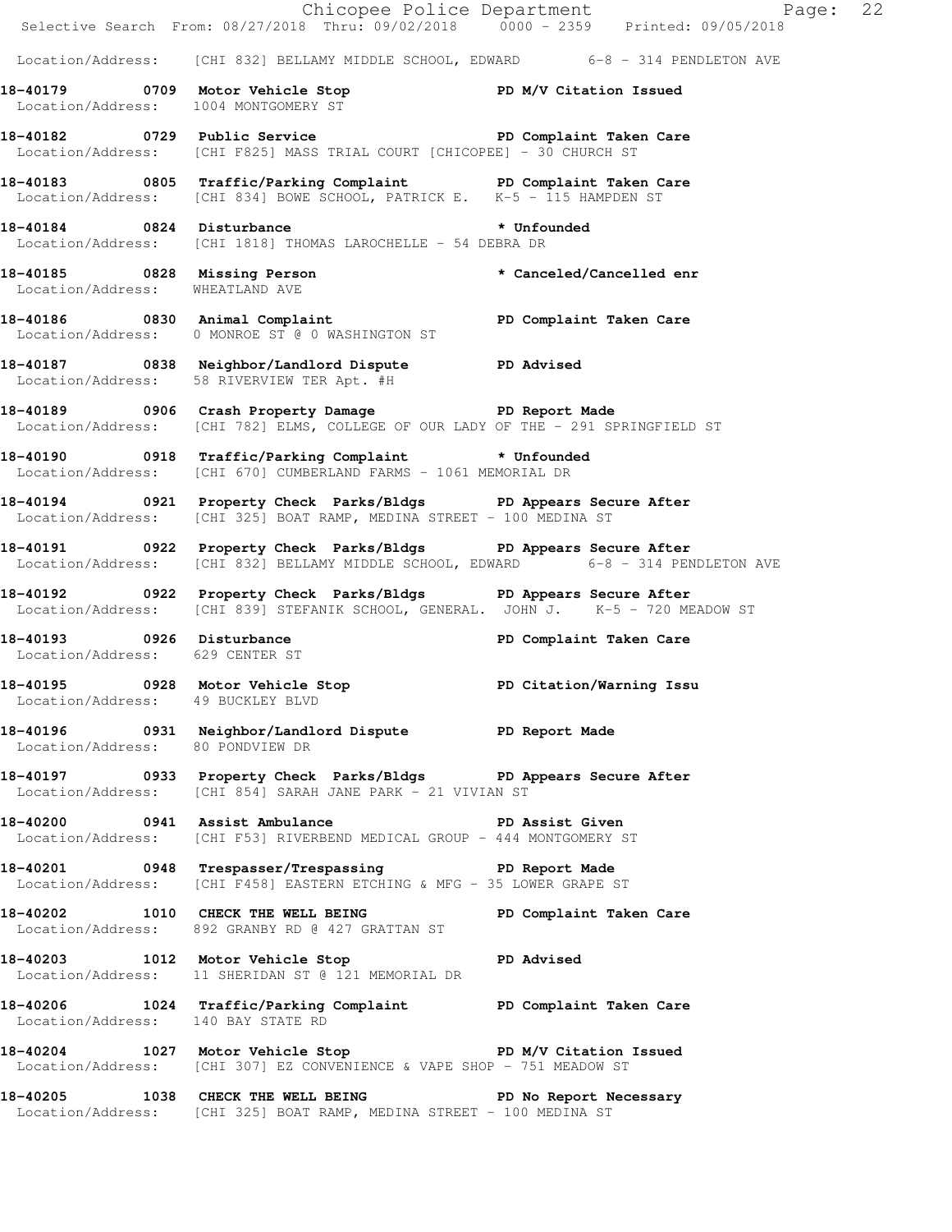Location/Address: [CHI 832] BELLAMY MIDDLE SCHOOL, EDWARD 6-8 - 314 PENDLETON AVE

**18-40179 0709 Motor Vehicle Stop PD M/V Citation Issued**
Location/Address: 1004 MONTGOMERY ST

**18-40182 0729 Public Service PD Complaint Taken Care**
Location/Address: [CHI F825] MASS TRIAL COURT [CHICOPEE] - 30 CHURCH ST

**18-40183 0805 Traffic/Parking Complaint PD Complaint Taken Care**
Location/Address: [CHI 834] BOWE SCHOOL, PATRICK E. K-5 - 115 HAMPDEN ST

**18-40184 0824 Disturbance * Unfounded**
Location/Address: [CHI 1818] THOMAS LAROCHELLE - 54 DEBRA DR

**18-40185 0828 Missing Person * Canceled/Cancelled enr**
Location/Address: WHEATLAND AVE

**18-40186 0830 Animal Complaint PD Complaint Taken Care**
Location/Address: 0 MONROE ST @ 0 WASHINGTON ST

**18-40187 0838 Neighbor/Landlord Dispute PD Advised**
Location/Address: 58 RIVERVIEW TER Apt. #H

**18-40189 0906 Crash Property Damage PD Report Made**
Location/Address: [CHI 782] ELMS, COLLEGE OF OUR LADY OF THE - 291 SPRINGFIELD ST

**18-40190 0918 Traffic/Parking Complaint * Unfounded**
Location/Address: [CHI 670] CUMBERLAND FARMS - 1061 MEMORIAL DR

**18-40194 0921 Property Check Parks/Bldgs PD Appears Secure After**
Location/Address: [CHI 325] BOAT RAMP, MEDINA STREET - 100 MEDINA ST

**18-40191 0922 Property Check Parks/Bldgs PD Appears Secure After**
Location/Address: [CHI 832] BELLAMY MIDDLE SCHOOL, EDWARD 6-8 - 314 PENDLETON AVE

**18-40192 0922 Property Check Parks/Bldgs PD Appears Secure After**
Location/Address: [CHI 839] STEFANIK SCHOOL, GENERAL. JOHN J. K-5 - 720 MEADOW ST

**18-40193 0926 Disturbance PD Complaint Taken Care**
Location/Address: 629 CENTER ST

**18-40195 0928 Motor Vehicle Stop PD Citation/Warning Issu**
Location/Address: 49 BUCKLEY BLVD

**18-40196 0931 Neighbor/Landlord Dispute PD Report Made**
Location/Address: 80 PONDVIEW DR

**18-40197 0933 Property Check Parks/Bldgs PD Appears Secure After**
Location/Address: [CHI 854] SARAH JANE PARK - 21 VIVIAN ST

**18-40200 0941 Assist Ambulance PD Assist Given**
Location/Address: [CHI F53] RIVERBEND MEDICAL GROUP - 444 MONTGOMERY ST

**18-40201 0948 Trespasser/Trespassing PD Report Made**
Location/Address: [CHI F458] EASTERN ETCHING & MFG - 35 LOWER GRAPE ST

**18-40202 1010 CHECK THE WELL BEING PD Complaint Taken Care**
Location/Address: 892 GRANBY RD @ 427 GRATTAN ST

**18-40203 1012 Motor Vehicle Stop PD Advised**
Location/Address: 11 SHERIDAN ST @ 121 MEMORIAL DR

**18-40206 1024 Traffic/Parking Complaint PD Complaint Taken Care**
Location/Address: 140 BAY STATE RD

**18-40204 1027 Motor Vehicle Stop PD M/V Citation Issued**
Location/Address: [CHI 307] EZ CONVENIENCE & VAPE SHOP - 751 MEADOW ST

**18-40205 1038 CHECK THE WELL BEING PD No Report Necessary**
Location/Address: [CHI 325] BOAT RAMP, MEDINA STREET - 100 MEDINA ST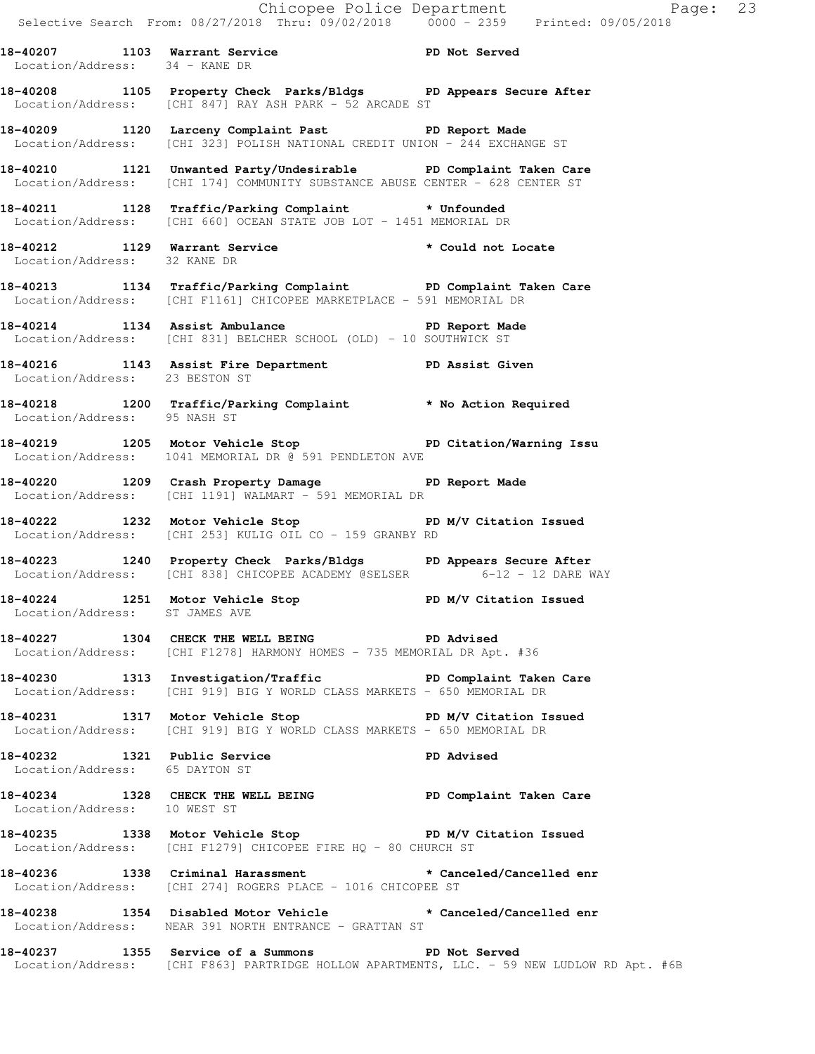**18-40207 1103 Warrant Service PD Not Served**
Location/Address: 34 - KANE DR

**18-40208 1105 Property Check Parks/Bldgs PD Appears Secure After**
Location/Address: [CHI 847] RAY ASH PARK - 52 ARCADE ST

**18-40209 1120 Larceny Complaint Past PD Report Made**
Location/Address: [CHI 323] POLISH NATIONAL CREDIT UNION - 244 EXCHANGE ST

**18-40210 1121 Unwanted Party/Undesirable PD Complaint Taken Care**
Location/Address: [CHI 174] COMMUNITY SUBSTANCE ABUSE CENTER - 628 CENTER ST

**18-40211 1128 Traffic/Parking Complaint * Unfounded**
Location/Address: [CHI 660] OCEAN STATE JOB LOT - 1451 MEMORIAL DR

**18-40212 1129 Warrant Service * Could not Locate**
Location/Address: 32 KANE DR

**18-40213 1134 Traffic/Parking Complaint PD Complaint Taken Care**
Location/Address: [CHI F1161] CHICOPEE MARKETPLACE - 591 MEMORIAL DR

**18-40214 1134 Assist Ambulance PD Report Made**
Location/Address: [CHI 831] BELCHER SCHOOL (OLD) - 10 SOUTHWICK ST

**18-40216 1143 Assist Fire Department PD Assist Given**
Location/Address: 23 BESTON ST

**18-40218 1200 Traffic/Parking Complaint * No Action Required**
Location/Address: 95 NASH ST

**18-40219 1205 Motor Vehicle Stop PD Citation/Warning Issu**
Location/Address: 1041 MEMORIAL DR @ 591 PENDLETON AVE

**18-40220 1209 Crash Property Damage PD Report Made**
Location/Address: [CHI 1191] WALMART - 591 MEMORIAL DR

**18-40222 1232 Motor Vehicle Stop PD M/V Citation Issued**
Location/Address: [CHI 253] KULIG OIL CO - 159 GRANBY RD

**18-40223 1240 Property Check Parks/Bldgs PD Appears Secure After**
Location/Address: [CHI 838] CHICOPEE ACADEMY @SELSER 6-12 - 12 DARE WAY

**18-40224 1251 Motor Vehicle Stop PD M/V Citation Issued**
Location/Address: ST JAMES AVE

**18-40227 1304 CHECK THE WELL BEING PD Advised**
Location/Address: [CHI F1278] HARMONY HOMES - 735 MEMORIAL DR Apt. #36

**18-40230 1313 Investigation/Traffic PD Complaint Taken Care**
Location/Address: [CHI 919] BIG Y WORLD CLASS MARKETS - 650 MEMORIAL DR

**18-40231 1317 Motor Vehicle Stop PD M/V Citation Issued**
Location/Address: [CHI 919] BIG Y WORLD CLASS MARKETS - 650 MEMORIAL DR

**18-40232 1321 Public Service PD Advised**
Location/Address: 65 DAYTON ST

**18-40234 1328 CHECK THE WELL BEING PD Complaint Taken Care**
Location/Address: 10 WEST ST

**18-40235 1338 Motor Vehicle Stop PD M/V Citation Issued**
Location/Address: [CHI F1279] CHICOPEE FIRE HQ - 80 CHURCH ST

**18-40236 1338 Criminal Harassment * Canceled/Cancelled enr**
Location/Address: [CHI 274] ROGERS PLACE - 1016 CHICOPEE ST

**18-40238 1354 Disabled Motor Vehicle * Canceled/Cancelled enr**
Location/Address: NEAR 391 NORTH ENTRANCE - GRATTAN ST

**18-40237 1355 Service of a Summons PD Not Served**
Location/Address: [CHI F863] PARTRIDGE HOLLOW APARTMENTS, LLC. - 59 NEW LUDLOW RD Apt. #6B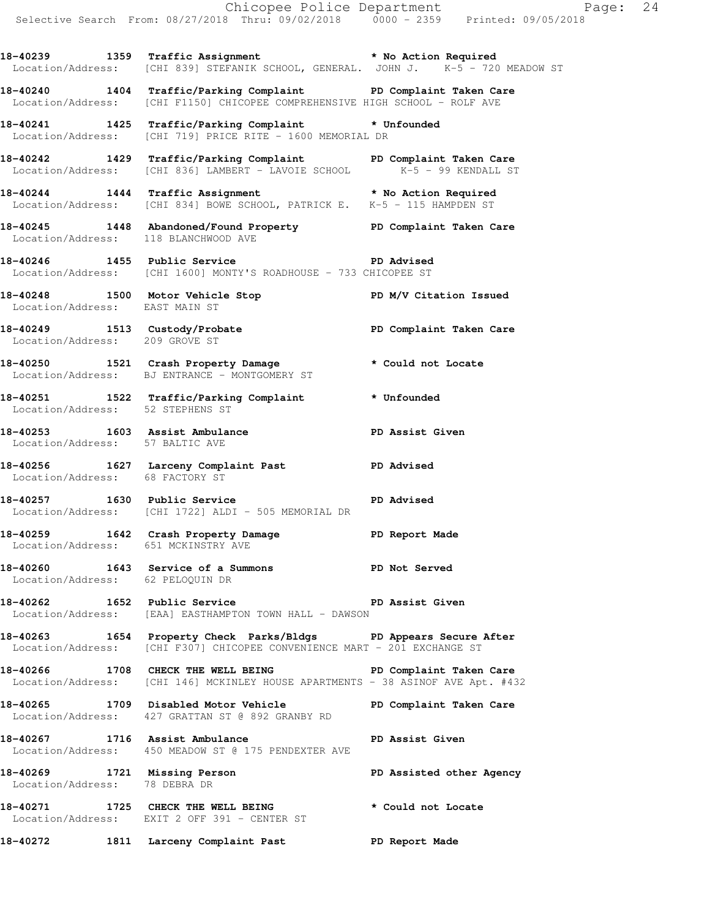**18-40239 1359 Traffic Assignment * No Action Required**
Location/Address: [CHI 839] STEFANIK SCHOOL, GENERAL. JOHN J. K-5 - 720 MEADOW ST

**18-40240 1404 Traffic/Parking Complaint PD Complaint Taken Care**
Location/Address: [CHI F1150] CHICOPEE COMPREHENSIVE HIGH SCHOOL - ROLF AVE

**18-40241 1425 Traffic/Parking Complaint * Unfounded**
Location/Address: [CHI 719] PRICE RITE - 1600 MEMORIAL DR

**18-40242 1429 Traffic/Parking Complaint PD Complaint Taken Care**
Location/Address: [CHI 836] LAMBERT - LAVOIE SCHOOL K-5 - 99 KENDALL ST

**18-40244 1444 Traffic Assignment * No Action Required**
Location/Address: [CHI 834] BOWE SCHOOL, PATRICK E. K-5 - 115 HAMPDEN ST

**18-40245 1448 Abandoned/Found Property PD Complaint Taken Care**
Location/Address: 118 BLANCHWOOD AVE

**18-40246 1455 Public Service PD Advised**
Location/Address: [CHI 1600] MONTY'S ROADHOUSE - 733 CHICOPEE ST

**18-40248 1500 Motor Vehicle Stop PD M/V Citation Issued**
Location/Address: EAST MAIN ST

**18-40249 1513 Custody/Probate PD Complaint Taken Care**
Location/Address: 209 GROVE ST

**18-40250 1521 Crash Property Damage * Could not Locate**
Location/Address: BJ ENTRANCE - MONTGOMERY ST

**18-40251 1522 Traffic/Parking Complaint * Unfounded**
Location/Address: 52 STEPHENS ST

**18-40253 1603 Assist Ambulance PD Assist Given**
Location/Address: 57 BALTIC AVE

**18-40256 1627 Larceny Complaint Past PD Advised**
Location/Address: 68 FACTORY ST

**18-40257 1630 Public Service PD Advised**
Location/Address: [CHI 1722] ALDI - 505 MEMORIAL DR

**18-40259 1642 Crash Property Damage PD Report Made**
Location/Address: 651 MCKINSTRY AVE

**18-40260 1643 Service of a Summons PD Not Served**
Location/Address: 62 PELOQUIN DR

**18-40262 1652 Public Service PD Assist Given**
Location/Address: [EAA] EASTHAMPTON TOWN HALL - DAWSON

**18-40263 1654 Property Check Parks/Bldgs PD Appears Secure After**
Location/Address: [CHI F307] CHICOPEE CONVENIENCE MART - 201 EXCHANGE ST

**18-40266 1708 CHECK THE WELL BEING PD Complaint Taken Care**
Location/Address: [CHI 146] MCKINLEY HOUSE APARTMENTS - 38 ASINOF AVE Apt. #432

**18-40265 1709 Disabled Motor Vehicle PD Complaint Taken Care**
Location/Address: 427 GRATTAN ST @ 892 GRANBY RD

**18-40267 1716 Assist Ambulance PD Assist Given**
Location/Address: 450 MEADOW ST @ 175 PENDEXTER AVE

**18-40269 1721 Missing Person PD Assisted other Agency**
Location/Address: 78 DEBRA DR

**18-40271 1725 CHECK THE WELL BEING * Could not Locate**
Location/Address: EXIT 2 OFF 391 - CENTER ST

**18-40272 1811 Larceny Complaint Past PD Report Made**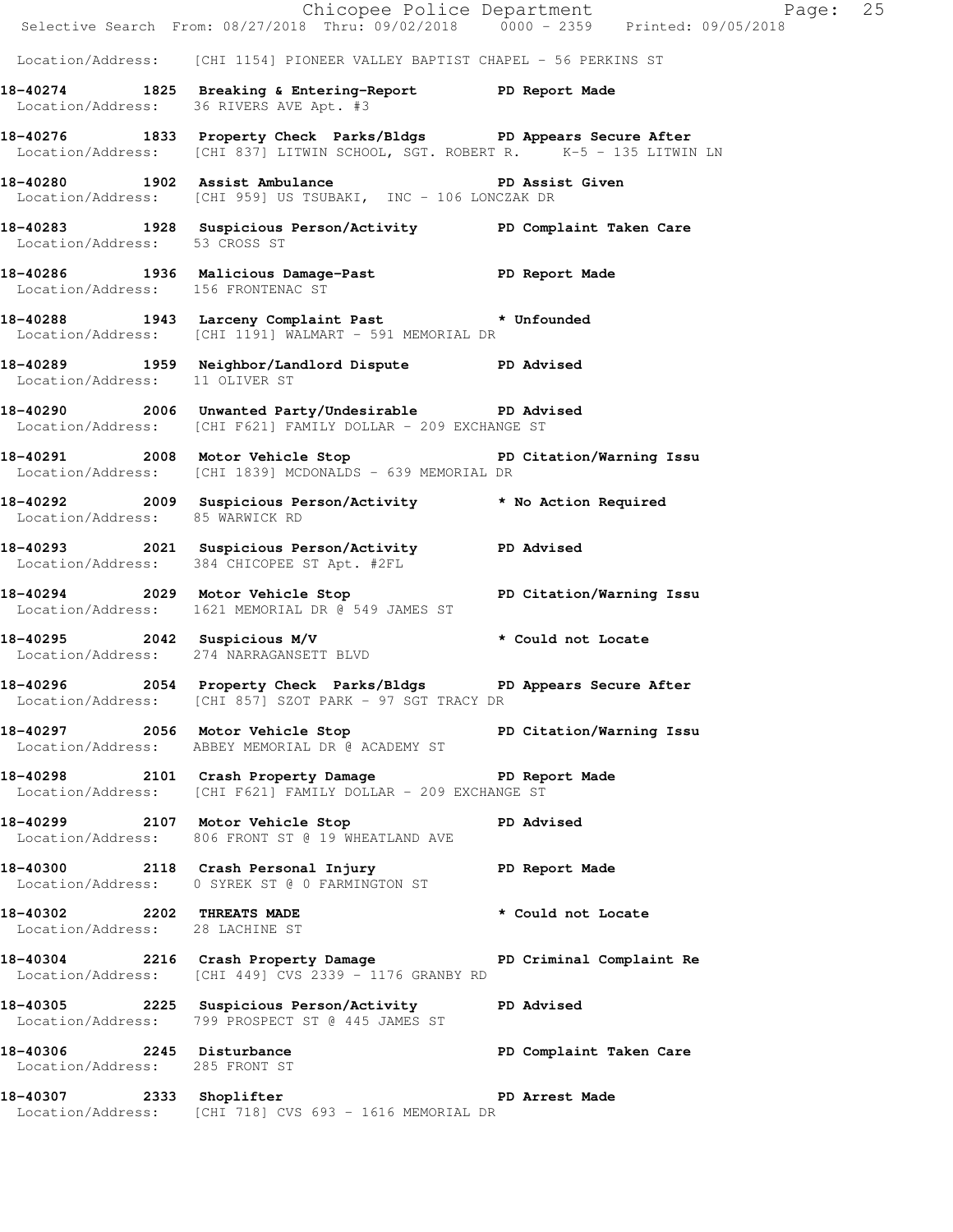Location/Address: [CHI 1154] PIONEER VALLEY BAPTIST CHAPEL - 56 PERKINS ST

**18-40274 1825 Breaking & Entering-Report PD Report Made**
Location/Address: 36 RIVERS AVE Apt. #3

**18-40276 1833 Property Check Parks/Bldgs PD Appears Secure After**
Location/Address: [CHI 837] LITWIN SCHOOL, SGT. ROBERT R. K-5 - 135 LITWIN LN

**18-40280 1902 Assist Ambulance PD Assist Given**
Location/Address: [CHI 959] US TSUBAKI, INC - 106 LONCZAK DR

**18-40283 1928 Suspicious Person/Activity PD Complaint Taken Care**
Location/Address: 53 CROSS ST

**18-40286 1936 Malicious Damage-Past PD Report Made**
Location/Address: 156 FRONTENAC ST

**18-40288 1943 Larceny Complaint Past * Unfounded**
Location/Address: [CHI 1191] WALMART - 591 MEMORIAL DR

**18-40289 1959 Neighbor/Landlord Dispute PD Advised**
Location/Address: 11 OLIVER ST

**18-40290 2006 Unwanted Party/Undesirable PD Advised**
Location/Address: [CHI F621] FAMILY DOLLAR - 209 EXCHANGE ST

**18-40291 2008 Motor Vehicle Stop PD Citation/Warning Issu**
Location/Address: [CHI 1839] MCDONALDS - 639 MEMORIAL DR

**18-40292 2009 Suspicious Person/Activity * No Action Required**
Location/Address: 85 WARWICK RD

**18-40293 2021 Suspicious Person/Activity PD Advised**
Location/Address: 384 CHICOPEE ST Apt. #2FL

**18-40294 2029 Motor Vehicle Stop PD Citation/Warning Issu**
Location/Address: 1621 MEMORIAL DR @ 549 JAMES ST

**18-40295 2042 Suspicious M/V * Could not Locate**
Location/Address: 274 NARRAGANSETT BLVD

**18-40296 2054 Property Check Parks/Bldgs PD Appears Secure After**
Location/Address: [CHI 857] SZOT PARK - 97 SGT TRACY DR

**18-40297 2056 Motor Vehicle Stop PD Citation/Warning Issu**
Location/Address: ABBEY MEMORIAL DR @ ACADEMY ST

**18-40298 2101 Crash Property Damage PD Report Made**
Location/Address: [CHI F621] FAMILY DOLLAR - 209 EXCHANGE ST

**18-40299 2107 Motor Vehicle Stop PD Advised**
Location/Address: 806 FRONT ST @ 19 WHEATLAND AVE

**18-40300 2118 Crash Personal Injury PD Report Made**
Location/Address: 0 SYREK ST @ 0 FARMINGTON ST

**18-40302 2202 THREATS MADE * Could not Locate**
Location/Address: 28 LACHINE ST

**18-40304 2216 Crash Property Damage PD Criminal Complaint Re**
Location/Address: [CHI 449] CVS 2339 - 1176 GRANBY RD

**18-40305 2225 Suspicious Person/Activity PD Advised**
Location/Address: 799 PROSPECT ST @ 445 JAMES ST

**18-40306 2245 Disturbance PD Complaint Taken Care**
Location/Address: 285 FRONT ST

**18-40307 2333 Shoplifter PD Arrest Made**
Location/Address: [CHI 718] CVS 693 - 1616 MEMORIAL DR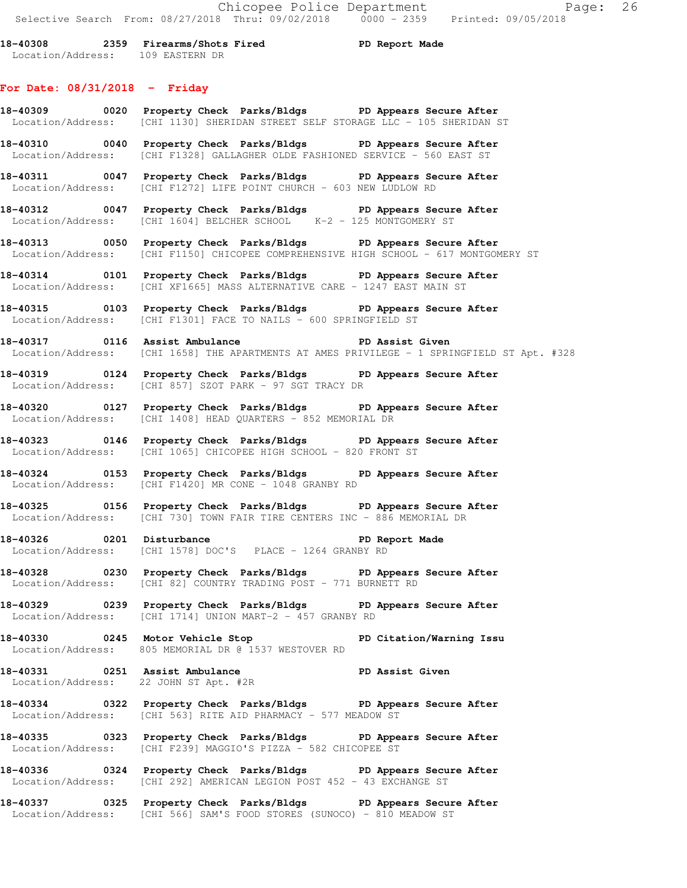18-40308 2359 Firearms/Shots Fired PD Report Made
Location/Address: 109 EASTERN DR

## For Date: 08/31/2018 - Friday

18-40309 0020 Property Check Parks/Bldgs PD Appears Secure After
Location/Address: [CHI 1130] SHERIDAN STREET SELF STORAGE LLC - 105 SHERIDAN ST

18-40310 0040 Property Check Parks/Bldgs PD Appears Secure After
Location/Address: [CHI F1328] GALLAGHER OLDE FASHIONED SERVICE - 560 EAST ST

18-40311 0047 Property Check Parks/Bldgs PD Appears Secure After
Location/Address: [CHI F1272] LIFE POINT CHURCH - 603 NEW LUDLOW RD

18-40312 0047 Property Check Parks/Bldgs PD Appears Secure After
Location/Address: [CHI 1604] BELCHER SCHOOL K-2 - 125 MONTGOMERY ST

18-40313 0050 Property Check Parks/Bldgs PD Appears Secure After
Location/Address: [CHI F1150] CHICOPEE COMPREHENSIVE HIGH SCHOOL - 617 MONTGOMERY ST

18-40314 0101 Property Check Parks/Bldgs PD Appears Secure After
Location/Address: [CHI XF1665] MASS ALTERNATIVE CARE - 1247 EAST MAIN ST

18-40315 0103 Property Check Parks/Bldgs PD Appears Secure After
Location/Address: [CHI F1301] FACE TO NAILS - 600 SPRINGFIELD ST

18-40317 0116 Assist Ambulance PD Assist Given
Location/Address: [CHI 1658] THE APARTMENTS AT AMES PRIVILEGE - 1 SPRINGFIELD ST Apt. #328

18-40319 0124 Property Check Parks/Bldgs PD Appears Secure After
Location/Address: [CHI 857] SZOT PARK - 97 SGT TRACY DR

18-40320 0127 Property Check Parks/Bldgs PD Appears Secure After
Location/Address: [CHI 1408] HEAD QUARTERS - 852 MEMORIAL DR

18-40323 0146 Property Check Parks/Bldgs PD Appears Secure After
Location/Address: [CHI 1065] CHICOPEE HIGH SCHOOL - 820 FRONT ST

18-40324 0153 Property Check Parks/Bldgs PD Appears Secure After
Location/Address: [CHI F1420] MR CONE - 1048 GRANBY RD

18-40325 0156 Property Check Parks/Bldgs PD Appears Secure After
Location/Address: [CHI 730] TOWN FAIR TIRE CENTERS INC - 886 MEMORIAL DR

18-40326 0201 Disturbance PD Report Made
Location/Address: [CHI 1578] DOC'S PLACE - 1264 GRANBY RD

18-40328 0230 Property Check Parks/Bldgs PD Appears Secure After
Location/Address: [CHI 82] COUNTRY TRADING POST - 771 BURNETT RD

18-40329 0239 Property Check Parks/Bldgs PD Appears Secure After
Location/Address: [CHI 1714] UNION MART-2 - 457 GRANBY RD

18-40330 0245 Motor Vehicle Stop PD Citation/Warning Issu
Location/Address: 805 MEMORIAL DR @ 1537 WESTOVER RD

18-40331 0251 Assist Ambulance PD Assist Given
Location/Address: 22 JOHN ST Apt. #2R

18-40334 0322 Property Check Parks/Bldgs PD Appears Secure After
Location/Address: [CHI 563] RITE AID PHARMACY - 577 MEADOW ST

18-40335 0323 Property Check Parks/Bldgs PD Appears Secure After
Location/Address: [CHI F239] MAGGIO'S PIZZA - 582 CHICOPEE ST

18-40336 0324 Property Check Parks/Bldgs PD Appears Secure After
Location/Address: [CHI 292] AMERICAN LEGION POST 452 - 43 EXCHANGE ST

18-40337 0325 Property Check Parks/Bldgs PD Appears Secure After
Location/Address: [CHI 566] SAM'S FOOD STORES (SUNOCO) - 810 MEADOW ST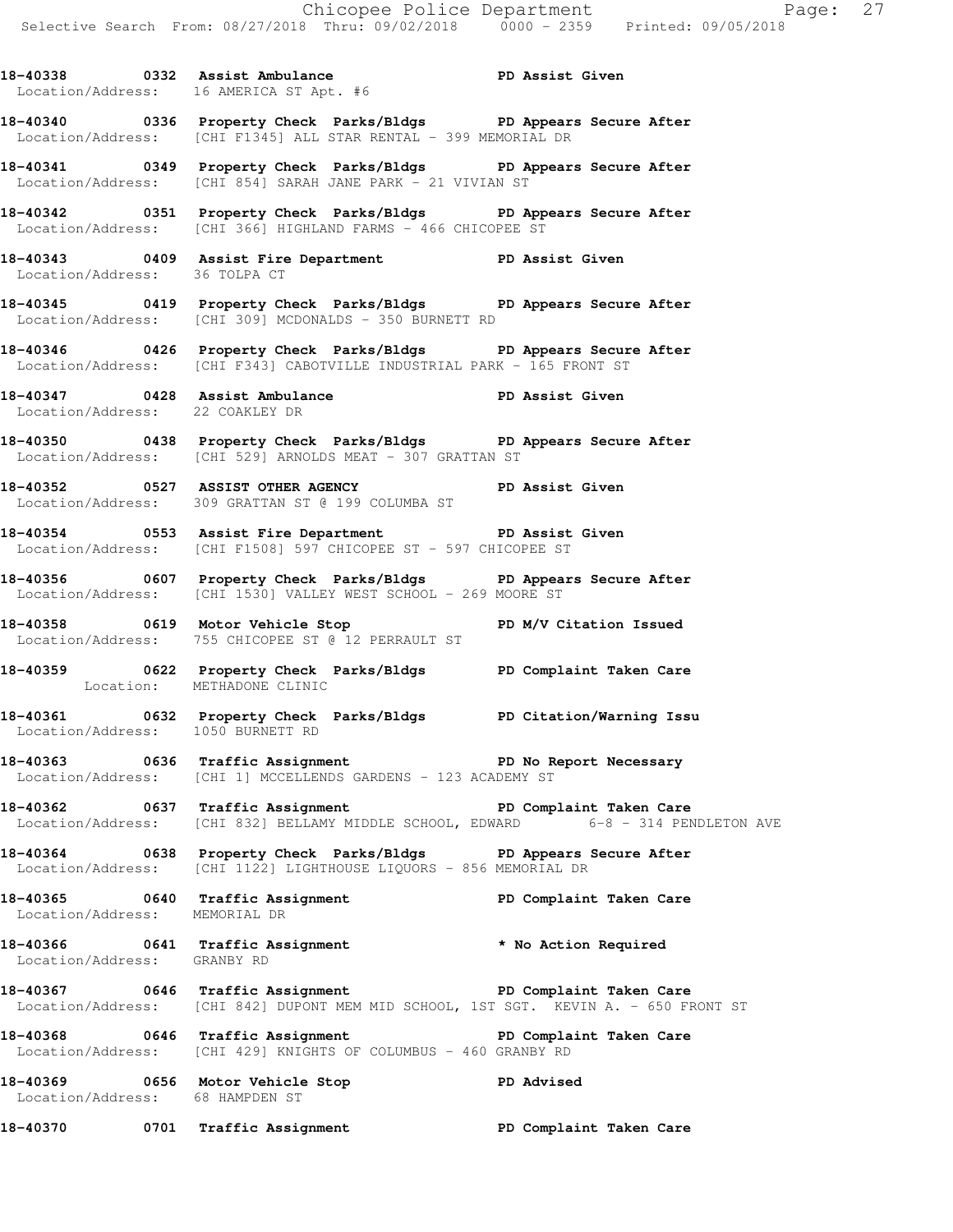**18-40338 0332 Assist Ambulance PD Assist Given**
Location/Address: 16 AMERICA ST Apt. #6

**18-40340 0336 Property Check Parks/Bldgs PD Appears Secure After**
Location/Address: [CHI F1345] ALL STAR RENTAL - 399 MEMORIAL DR

**18-40341 0349 Property Check Parks/Bldgs PD Appears Secure After**
Location/Address: [CHI 854] SARAH JANE PARK - 21 VIVIAN ST

**18-40342 0351 Property Check Parks/Bldgs PD Appears Secure After**
Location/Address: [CHI 366] HIGHLAND FARMS - 466 CHICOPEE ST

**18-40343 0409 Assist Fire Department PD Assist Given**
Location/Address: 36 TOLPA CT

**18-40345 0419 Property Check Parks/Bldgs PD Appears Secure After**
Location/Address: [CHI 309] MCDONALDS - 350 BURNETT RD

**18-40346 0426 Property Check Parks/Bldgs PD Appears Secure After**
Location/Address: [CHI F343] CABOTVILLE INDUSTRIAL PARK - 165 FRONT ST

**18-40347 0428 Assist Ambulance PD Assist Given**
Location/Address: 22 COAKLEY DR

**18-40350 0438 Property Check Parks/Bldgs PD Appears Secure After**
Location/Address: [CHI 529] ARNOLDS MEAT - 307 GRATTAN ST

**18-40352 0527 ASSIST OTHER AGENCY PD Assist Given**
Location/Address: 309 GRATTAN ST @ 199 COLUMBA ST

**18-40354 0553 Assist Fire Department PD Assist Given**
Location/Address: [CHI F1508] 597 CHICOPEE ST - 597 CHICOPEE ST

**18-40356 0607 Property Check Parks/Bldgs PD Appears Secure After**
Location/Address: [CHI 1530] VALLEY WEST SCHOOL - 269 MOORE ST

**18-40358 0619 Motor Vehicle Stop PD M/V Citation Issued**
Location/Address: 755 CHICOPEE ST @ 12 PERRAULT ST

**18-40359 0622 Property Check Parks/Bldgs PD Complaint Taken Care**
Location: METHADONE CLINIC

**18-40361 0632 Property Check Parks/Bldgs PD Citation/Warning Issu**
Location/Address: 1050 BURNETT RD

**18-40363 0636 Traffic Assignment PD No Report Necessary**
Location/Address: [CHI 1] MCCELLENDS GARDENS - 123 ACADEMY ST

**18-40362 0637 Traffic Assignment PD Complaint Taken Care**
Location/Address: [CHI 832] BELLAMY MIDDLE SCHOOL, EDWARD 6-8 - 314 PENDLETON AVE

**18-40364 0638 Property Check Parks/Bldgs PD Appears Secure After**
Location/Address: [CHI 1122] LIGHTHOUSE LIQUORS - 856 MEMORIAL DR

**18-40365 0640 Traffic Assignment PD Complaint Taken Care**
Location/Address: MEMORIAL DR

**18-40366 0641 Traffic Assignment * No Action Required**
Location/Address: GRANBY RD

**18-40367 0646 Traffic Assignment PD Complaint Taken Care**
Location/Address: [CHI 842] DUPONT MEM MID SCHOOL, 1ST SGT. KEVIN A. - 650 FRONT ST

**18-40368 0646 Traffic Assignment PD Complaint Taken Care**
Location/Address: [CHI 429] KNIGHTS OF COLUMBUS - 460 GRANBY RD

**18-40369 0656 Motor Vehicle Stop PD Advised**
Location/Address: 68 HAMPDEN ST

**18-40370 0701 Traffic Assignment PD Complaint Taken Care**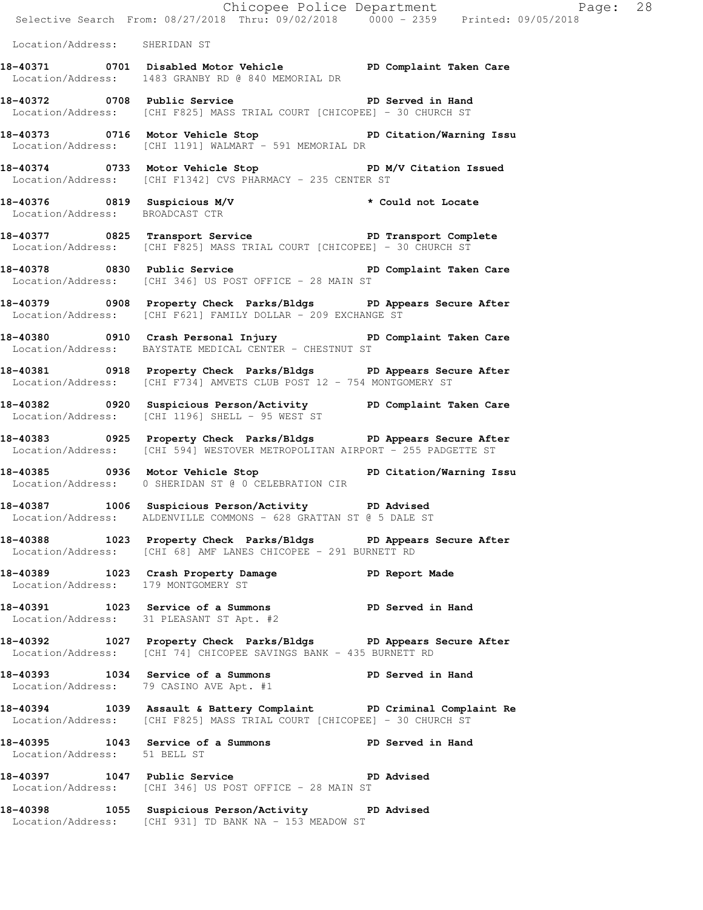Location/Address: SHERIDAN ST

**18-40371 0701 Disabled Motor Vehicle PD Complaint Taken Care**
Location/Address: 1483 GRANBY RD @ 840 MEMORIAL DR

**18-40372 0708 Public Service PD Served in Hand**
Location/Address: [CHI F825] MASS TRIAL COURT [CHICOPEE] - 30 CHURCH ST

**18-40373 0716 Motor Vehicle Stop PD Citation/Warning Issu**
Location/Address: [CHI 1191] WALMART - 591 MEMORIAL DR

**18-40374 0733 Motor Vehicle Stop PD M/V Citation Issued**
Location/Address: [CHI F1342] CVS PHARMACY - 235 CENTER ST

**18-40376 0819 Suspicious M/V * Could not Locate**
Location/Address: BROADCAST CTR

**18-40377 0825 Transport Service PD Transport Complete**
Location/Address: [CHI F825] MASS TRIAL COURT [CHICOPEE] - 30 CHURCH ST

**18-40378 0830 Public Service PD Complaint Taken Care**
Location/Address: [CHI 346] US POST OFFICE - 28 MAIN ST

**18-40379 0908 Property Check Parks/Bldgs PD Appears Secure After**
Location/Address: [CHI F621] FAMILY DOLLAR - 209 EXCHANGE ST

**18-40380 0910 Crash Personal Injury PD Complaint Taken Care**
Location/Address: BAYSTATE MEDICAL CENTER - CHESTNUT ST

**18-40381 0918 Property Check Parks/Bldgs PD Appears Secure After**
Location/Address: [CHI F734] AMVETS CLUB POST 12 - 754 MONTGOMERY ST

**18-40382 0920 Suspicious Person/Activity PD Complaint Taken Care**
Location/Address: [CHI 1196] SHELL - 95 WEST ST

**18-40383 0925 Property Check Parks/Bldgs PD Appears Secure After**
Location/Address: [CHI 594] WESTOVER METROPOLITAN AIRPORT - 255 PADGETTE ST

**18-40385 0936 Motor Vehicle Stop PD Citation/Warning Issu**
Location/Address: 0 SHERIDAN ST @ 0 CELEBRATION CIR

**18-40387 1006 Suspicious Person/Activity PD Advised**
Location/Address: ALDENVILLE COMMONS - 628 GRATTAN ST @ 5 DALE ST

**18-40388 1023 Property Check Parks/Bldgs PD Appears Secure After**
Location/Address: [CHI 68] AMF LANES CHICOPEE - 291 BURNETT RD

**18-40389 1023 Crash Property Damage PD Report Made**
Location/Address: 179 MONTGOMERY ST

**18-40391 1023 Service of a Summons PD Served in Hand**
Location/Address: 31 PLEASANT ST Apt. #2

**18-40392 1027 Property Check Parks/Bldgs PD Appears Secure After**
Location/Address: [CHI 74] CHICOPEE SAVINGS BANK - 435 BURNETT RD

**18-40393 1034 Service of a Summons PD Served in Hand**
Location/Address: 79 CASINO AVE Apt. #1

**18-40394 1039 Assault & Battery Complaint PD Criminal Complaint Re**
Location/Address: [CHI F825] MASS TRIAL COURT [CHICOPEE] - 30 CHURCH ST

**18-40395 1043 Service of a Summons PD Served in Hand**
Location/Address: 51 BELL ST

**18-40397 1047 Public Service PD Advised**
Location/Address: [CHI 346] US POST OFFICE - 28 MAIN ST

**18-40398 1055 Suspicious Person/Activity PD Advised**
Location/Address: [CHI 931] TD BANK NA - 153 MEADOW ST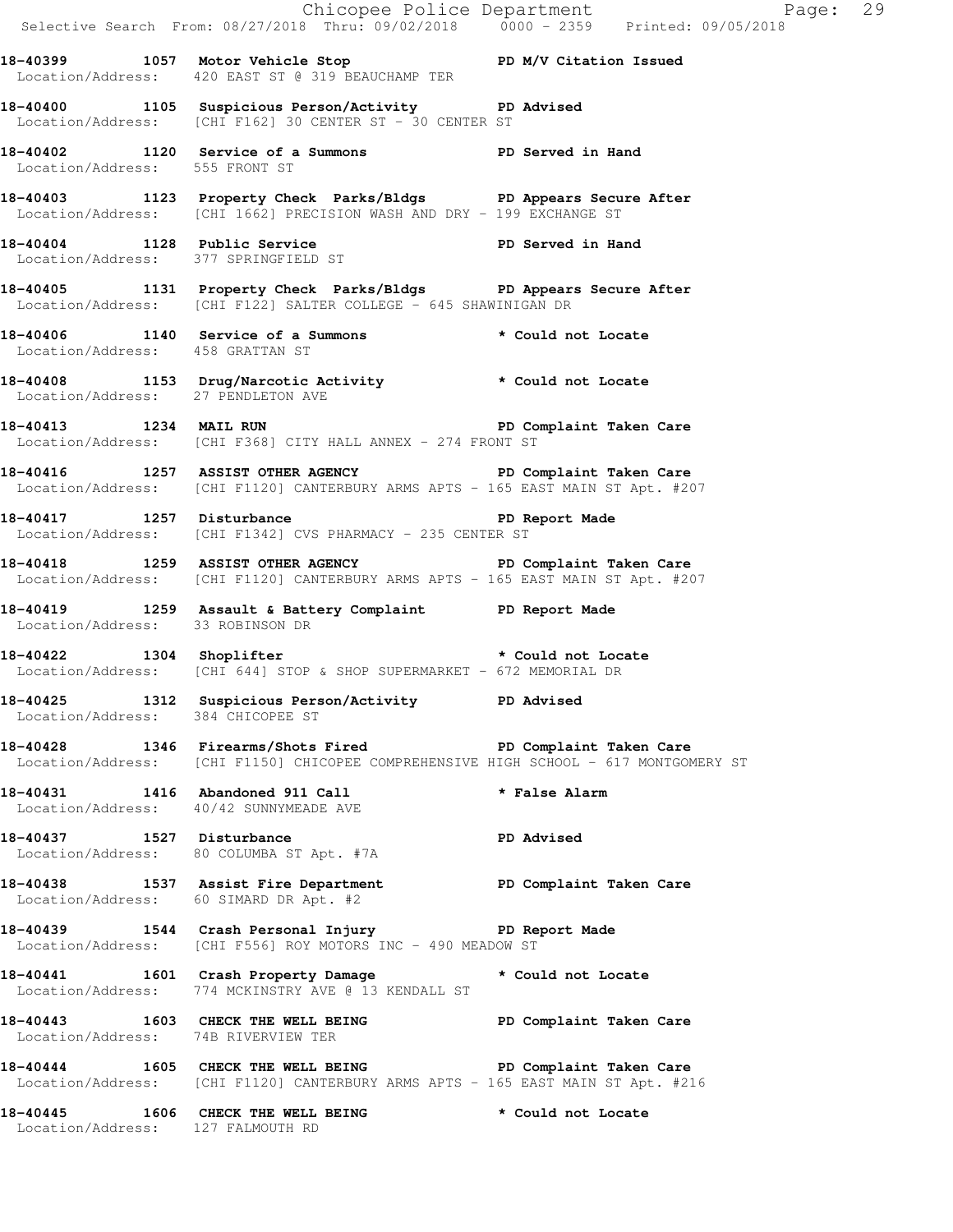18-40399 1057 Motor Vehicle Stop PD M/V Citation Issued
Location/Address: 420 EAST ST @ 319 BEAUCHAMP TER

18-40400 1105 Suspicious Person/Activity PD Advised
Location/Address: [CHI F162] 30 CENTER ST - 30 CENTER ST

18-40402 1120 Service of a Summons PD Served in Hand
Location/Address: 555 FRONT ST

18-40403 1123 Property Check Parks/Bldgs PD Appears Secure After
Location/Address: [CHI 1662] PRECISION WASH AND DRY - 199 EXCHANGE ST

18-40404 1128 Public Service PD Served in Hand
Location/Address: 377 SPRINGFIELD ST

18-40405 1131 Property Check Parks/Bldgs PD Appears Secure After
Location/Address: [CHI F122] SALTER COLLEGE - 645 SHAWINIGAN DR

18-40406 1140 Service of a Summons * Could not Locate
Location/Address: 458 GRATTAN ST

18-40408 1153 Drug/Narcotic Activity * Could not Locate
Location/Address: 27 PENDLETON AVE

18-40413 1234 MAIL RUN PD Complaint Taken Care
Location/Address: [CHI F368] CITY HALL ANNEX - 274 FRONT ST

18-40416 1257 ASSIST OTHER AGENCY PD Complaint Taken Care
Location/Address: [CHI F1120] CANTERBURY ARMS APTS - 165 EAST MAIN ST Apt. #207

18-40417 1257 Disturbance PD Report Made
Location/Address: [CHI F1342] CVS PHARMACY - 235 CENTER ST

18-40418 1259 ASSIST OTHER AGENCY PD Complaint Taken Care
Location/Address: [CHI F1120] CANTERBURY ARMS APTS - 165 EAST MAIN ST Apt. #207

18-40419 1259 Assault & Battery Complaint PD Report Made
Location/Address: 33 ROBINSON DR

18-40422 1304 Shoplifter * Could not Locate
Location/Address: [CHI 644] STOP & SHOP SUPERMARKET - 672 MEMORIAL DR

18-40425 1312 Suspicious Person/Activity PD Advised
Location/Address: 384 CHICOPEE ST

18-40428 1346 Firearms/Shots Fired PD Complaint Taken Care
Location/Address: [CHI F1150] CHICOPEE COMPREHENSIVE HIGH SCHOOL - 617 MONTGOMERY ST

18-40431 1416 Abandoned 911 Call * False Alarm
Location/Address: 40/42 SUNNYMEADE AVE

18-40437 1527 Disturbance PD Advised
Location/Address: 80 COLUMBA ST Apt. #7A

18-40438 1537 Assist Fire Department PD Complaint Taken Care
Location/Address: 60 SIMARD DR Apt. #2

18-40439 1544 Crash Personal Injury PD Report Made
Location/Address: [CHI F556] ROY MOTORS INC - 490 MEADOW ST

18-40441 1601 Crash Property Damage * Could not Locate
Location/Address: 774 MCKINSTRY AVE @ 13 KENDALL ST

18-40443 1603 CHECK THE WELL BEING PD Complaint Taken Care
Location/Address: 74B RIVERVIEW TER

18-40444 1605 CHECK THE WELL BEING PD Complaint Taken Care
Location/Address: [CHI F1120] CANTERBURY ARMS APTS - 165 EAST MAIN ST Apt. #216

18-40445 1606 CHECK THE WELL BEING * Could not Locate
Location/Address: 127 FALMOUTH RD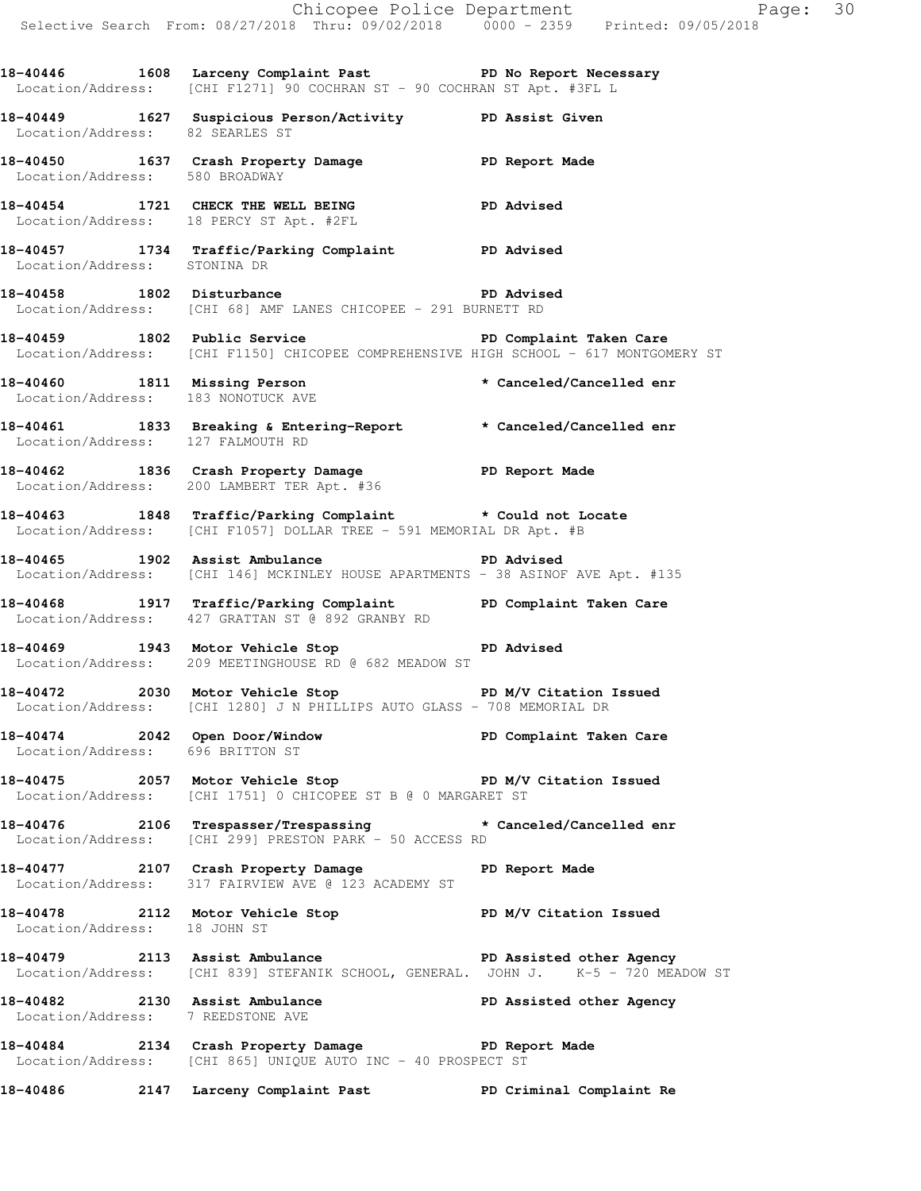18-40446 1608 Larceny Complaint Past PD No Report Necessary
Location/Address: [CHI F1271] 90 COCHRAN ST - 90 COCHRAN ST Apt. #3FL L

18-40449 1627 Suspicious Person/Activity PD Assist Given
Location/Address: 82 SEARLES ST

18-40450 1637 Crash Property Damage PD Report Made
Location/Address: 580 BROADWAY

18-40454 1721 CHECK THE WELL BEING PD Advised
Location/Address: 18 PERCY ST Apt. #2FL

18-40457 1734 Traffic/Parking Complaint PD Advised
Location/Address: STONINA DR

18-40458 1802 Disturbance PD Advised
Location/Address: [CHI 68] AMF LANES CHICOPEE - 291 BURNETT RD

18-40459 1802 Public Service PD Complaint Taken Care
Location/Address: [CHI F1150] CHICOPEE COMPREHENSIVE HIGH SCHOOL - 617 MONTGOMERY ST

18-40460 1811 Missing Person * Canceled/Cancelled enr
Location/Address: 183 NONOTUCK AVE

18-40461 1833 Breaking & Entering-Report * Canceled/Cancelled enr
Location/Address: 127 FALMOUTH RD

18-40462 1836 Crash Property Damage PD Report Made
Location/Address: 200 LAMBERT TER Apt. #36

18-40463 1848 Traffic/Parking Complaint * Could not Locate
Location/Address: [CHI F1057] DOLLAR TREE - 591 MEMORIAL DR Apt. #B

18-40465 1902 Assist Ambulance PD Advised
Location/Address: [CHI 146] MCKINLEY HOUSE APARTMENTS - 38 ASINOF AVE Apt. #135

18-40468 1917 Traffic/Parking Complaint PD Complaint Taken Care
Location/Address: 427 GRATTAN ST @ 892 GRANBY RD

18-40469 1943 Motor Vehicle Stop PD Advised
Location/Address: 209 MEETINGHOUSE RD @ 682 MEADOW ST

18-40472 2030 Motor Vehicle Stop PD M/V Citation Issued
Location/Address: [CHI 1280] J N PHILLIPS AUTO GLASS - 708 MEMORIAL DR

18-40474 2042 Open Door/Window PD Complaint Taken Care
Location/Address: 696 BRITTON ST

18-40475 2057 Motor Vehicle Stop PD M/V Citation Issued
Location/Address: [CHI 1751] 0 CHICOPEE ST B @ 0 MARGARET ST

18-40476 2106 Trespasser/Trespassing * Canceled/Cancelled enr
Location/Address: [CHI 299] PRESTON PARK - 50 ACCESS RD

18-40477 2107 Crash Property Damage PD Report Made
Location/Address: 317 FAIRVIEW AVE @ 123 ACADEMY ST

18-40478 2112 Motor Vehicle Stop PD M/V Citation Issued
Location/Address: 18 JOHN ST

18-40479 2113 Assist Ambulance PD Assisted other Agency
Location/Address: [CHI 839] STEFANIK SCHOOL, GENERAL. JOHN J. K-5 - 720 MEADOW ST

18-40482 2130 Assist Ambulance PD Assisted other Agency
Location/Address: 7 REEDSTONE AVE

18-40484 2134 Crash Property Damage PD Report Made
Location/Address: [CHI 865] UNIQUE AUTO INC - 40 PROSPECT ST

18-40486 2147 Larceny Complaint Past PD Criminal Complaint Re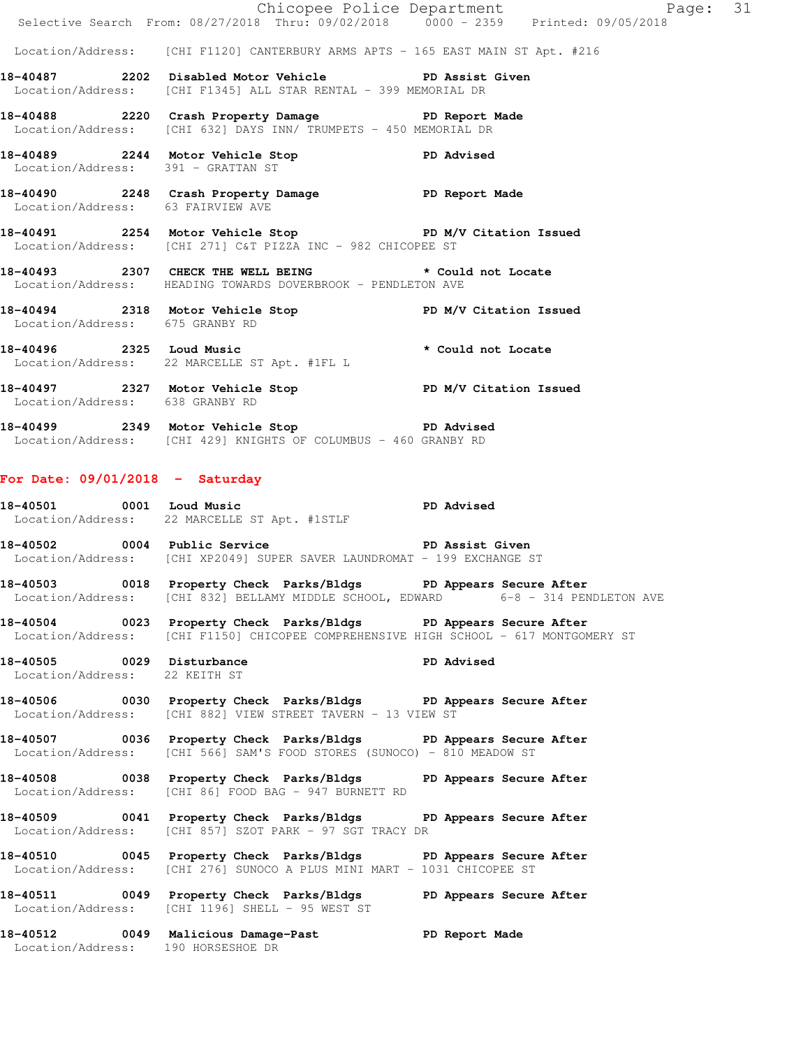Location/Address: [CHI F1120] CANTERBURY ARMS APTS - 165 EAST MAIN ST Apt. #216

**18-40487 2202 Disabled Motor Vehicle PD Assist Given**
Location/Address: [CHI F1345] ALL STAR RENTAL - 399 MEMORIAL DR

**18-40488 2220 Crash Property Damage PD Report Made**
Location/Address: [CHI 632] DAYS INN/ TRUMPETS - 450 MEMORIAL DR

**18-40489 2244 Motor Vehicle Stop PD Advised**
Location/Address: 391 - GRATTAN ST

**18-40490 2248 Crash Property Damage PD Report Made**
Location/Address: 63 FAIRVIEW AVE

**18-40491 2254 Motor Vehicle Stop PD M/V Citation Issued**
Location/Address: [CHI 271] C&T PIZZA INC - 982 CHICOPEE ST

**18-40493 2307 CHECK THE WELL BEING * Could not Locate**
Location/Address: HEADING TOWARDS DOVERBROOK - PENDLETON AVE

**18-40494 2318 Motor Vehicle Stop PD M/V Citation Issued**
Location/Address: 675 GRANBY RD

**18-40496 2325 Loud Music * Could not Locate**
Location/Address: 22 MARCELLE ST Apt. #1FL L

**18-40497 2327 Motor Vehicle Stop PD M/V Citation Issued**
Location/Address: 638 GRANBY RD

**18-40499 2349 Motor Vehicle Stop PD Advised**
Location/Address: [CHI 429] KNIGHTS OF COLUMBUS - 460 GRANBY RD

## For Date: 09/01/2018 - Saturday

**18-40501 0001 Loud Music PD Advised**
Location/Address: 22 MARCELLE ST Apt. #1STFL

**18-40502 0004 Public Service PD Assist Given**
Location/Address: [CHI XP2049] SUPER SAVER LAUNDROMAT - 199 EXCHANGE ST

**18-40503 0018 Property Check Parks/Bldgs PD Appears Secure After**
Location/Address: [CHI 832] BELLAMY MIDDLE SCHOOL, EDWARD 6-8 - 314 PENDLETON AVE

**18-40504 0023 Property Check Parks/Bldgs PD Appears Secure After**
Location/Address: [CHI F1150] CHICOPEE COMPREHENSIVE HIGH SCHOOL - 617 MONTGOMERY ST

**18-40505 0029 Disturbance PD Advised**
Location/Address: 22 KEITH ST

**18-40506 0030 Property Check Parks/Bldgs PD Appears Secure After**
Location/Address: [CHI 882] VIEW STREET TAVERN - 13 VIEW ST

**18-40507 0036 Property Check Parks/Bldgs PD Appears Secure After**
Location/Address: [CHI 566] SAM'S FOOD STORES (SUNOCO) - 810 MEADOW ST

**18-40508 0038 Property Check Parks/Bldgs PD Appears Secure After**
Location/Address: [CHI 86] FOOD BAG - 947 BURNETT RD

**18-40509 0041 Property Check Parks/Bldgs PD Appears Secure After**
Location/Address: [CHI 857] SZOT PARK - 97 SGT TRACY DR

**18-40510 0045 Property Check Parks/Bldgs PD Appears Secure After**
Location/Address: [CHI 276] SUNOCO A PLUS MINI MART - 1031 CHICOPEE ST

**18-40511 0049 Property Check Parks/Bldgs PD Appears Secure After**
Location/Address: [CHI 1196] SHELL - 95 WEST ST

**18-40512 0049 Malicious Damage-Past PD Report Made**
Location/Address: 190 HORSESHOE DR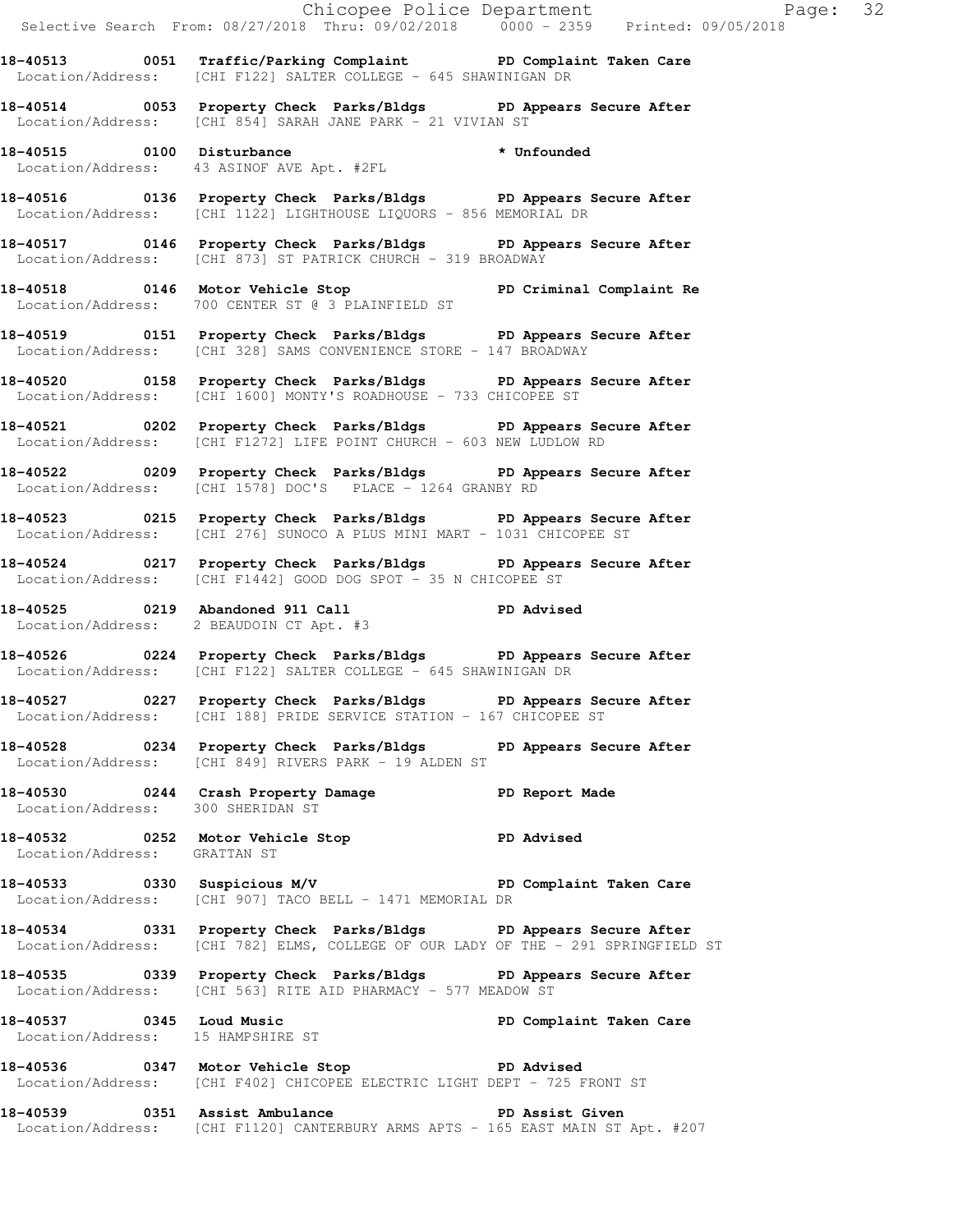**18-40513 0051 Traffic/Parking Complaint PD Complaint Taken Care**
Location/Address: [CHI F122] SALTER COLLEGE - 645 SHAWINIGAN DR

**18-40514 0053 Property Check Parks/Bldgs PD Appears Secure After**
Location/Address: [CHI 854] SARAH JANE PARK - 21 VIVIAN ST

**18-40515 0100 Disturbance * Unfounded**
Location/Address: 43 ASINOF AVE Apt. #2FL

**18-40516 0136 Property Check Parks/Bldgs PD Appears Secure After**
Location/Address: [CHI 1122] LIGHTHOUSE LIQUORS - 856 MEMORIAL DR

**18-40517 0146 Property Check Parks/Bldgs PD Appears Secure After**
Location/Address: [CHI 873] ST PATRICK CHURCH - 319 BROADWAY

**18-40518 0146 Motor Vehicle Stop PD Criminal Complaint Re**
Location/Address: 700 CENTER ST @ 3 PLAINFIELD ST

**18-40519 0151 Property Check Parks/Bldgs PD Appears Secure After**
Location/Address: [CHI 328] SAMS CONVENIENCE STORE - 147 BROADWAY

**18-40520 0158 Property Check Parks/Bldgs PD Appears Secure After**
Location/Address: [CHI 1600] MONTY'S ROADHOUSE - 733 CHICOPEE ST

**18-40521 0202 Property Check Parks/Bldgs PD Appears Secure After**
Location/Address: [CHI F1272] LIFE POINT CHURCH - 603 NEW LUDLOW RD

**18-40522 0209 Property Check Parks/Bldgs PD Appears Secure After**
Location/Address: [CHI 1578] DOC'S PLACE - 1264 GRANBY RD

**18-40523 0215 Property Check Parks/Bldgs PD Appears Secure After**
Location/Address: [CHI 276] SUNOCO A PLUS MINI MART - 1031 CHICOPEE ST

**18-40524 0217 Property Check Parks/Bldgs PD Appears Secure After**
Location/Address: [CHI F1442] GOOD DOG SPOT - 35 N CHICOPEE ST

**18-40525 0219 Abandoned 911 Call PD Advised**
Location/Address: 2 BEAUDOIN CT Apt. #3

**18-40526 0224 Property Check Parks/Bldgs PD Appears Secure After**
Location/Address: [CHI F122] SALTER COLLEGE - 645 SHAWINIGAN DR

**18-40527 0227 Property Check Parks/Bldgs PD Appears Secure After**
Location/Address: [CHI 188] PRIDE SERVICE STATION - 167 CHICOPEE ST

**18-40528 0234 Property Check Parks/Bldgs PD Appears Secure After**
Location/Address: [CHI 849] RIVERS PARK - 19 ALDEN ST

**18-40530 0244 Crash Property Damage PD Report Made**
Location/Address: 300 SHERIDAN ST

**18-40532 0252 Motor Vehicle Stop PD Advised**
Location/Address: GRATTAN ST

**18-40533 0330 Suspicious M/V PD Complaint Taken Care**
Location/Address: [CHI 907] TACO BELL - 1471 MEMORIAL DR

**18-40534 0331 Property Check Parks/Bldgs PD Appears Secure After**
Location/Address: [CHI 782] ELMS, COLLEGE OF OUR LADY OF THE - 291 SPRINGFIELD ST

**18-40535 0339 Property Check Parks/Bldgs PD Appears Secure After**
Location/Address: [CHI 563] RITE AID PHARMACY - 577 MEADOW ST

**18-40537 0345 Loud Music PD Complaint Taken Care**
Location/Address: 15 HAMPSHIRE ST

**18-40536 0347 Motor Vehicle Stop PD Advised**
Location/Address: [CHI F402] CHICOPEE ELECTRIC LIGHT DEPT - 725 FRONT ST

**18-40539 0351 Assist Ambulance PD Assist Given**
Location/Address: [CHI F1120] CANTERBURY ARMS APTS - 165 EAST MAIN ST Apt. #207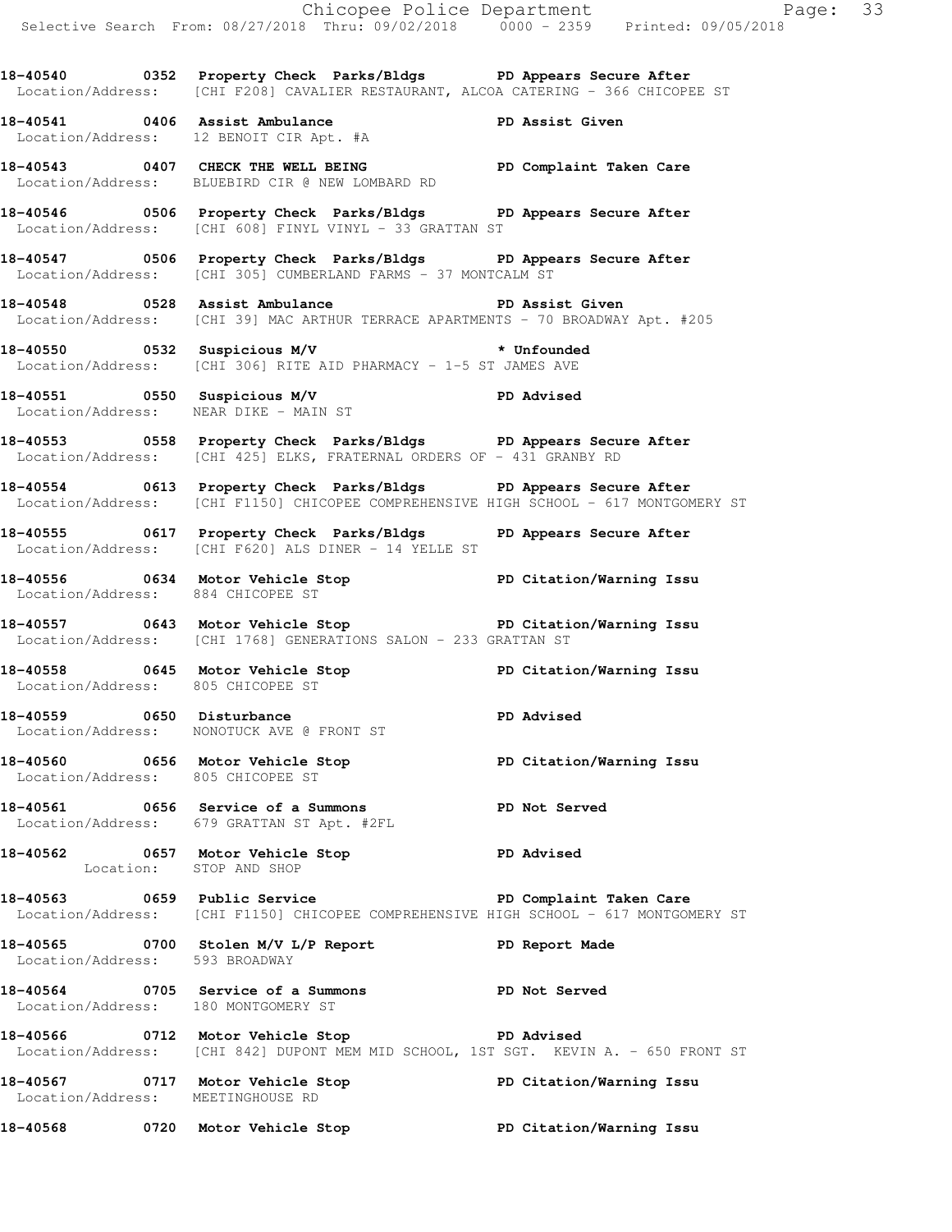18-40540 0352 Property Check Parks/Bldgs PD Appears Secure After
Location/Address: [CHI F208] CAVALIER RESTAURANT, ALCOA CATERING - 366 CHICOPEE ST

18-40541 0406 Assist Ambulance PD Assist Given
Location/Address: 12 BENOIT CIR Apt. #A

18-40543 0407 CHECK THE WELL BEING PD Complaint Taken Care
Location/Address: BLUEBIRD CIR @ NEW LOMBARD RD

18-40546 0506 Property Check Parks/Bldgs PD Appears Secure After
Location/Address: [CHI 608] FINYL VINYL - 33 GRATTAN ST

18-40547 0506 Property Check Parks/Bldgs PD Appears Secure After
Location/Address: [CHI 305] CUMBERLAND FARMS - 37 MONTCALM ST

18-40548 0528 Assist Ambulance PD Assist Given
Location/Address: [CHI 39] MAC ARTHUR TERRACE APARTMENTS - 70 BROADWAY Apt. #205

18-40550 0532 Suspicious M/V * Unfounded
Location/Address: [CHI 306] RITE AID PHARMACY - 1-5 ST JAMES AVE

18-40551 0550 Suspicious M/V PD Advised
Location/Address: NEAR DIKE - MAIN ST

18-40553 0558 Property Check Parks/Bldgs PD Appears Secure After
Location/Address: [CHI 425] ELKS, FRATERNAL ORDERS OF - 431 GRANBY RD

18-40554 0613 Property Check Parks/Bldgs PD Appears Secure After
Location/Address: [CHI F1150] CHICOPEE COMPREHENSIVE HIGH SCHOOL - 617 MONTGOMERY ST

18-40555 0617 Property Check Parks/Bldgs PD Appears Secure After
Location/Address: [CHI F620] ALS DINER - 14 YELLE ST

18-40556 0634 Motor Vehicle Stop PD Citation/Warning Issu
Location/Address: 884 CHICOPEE ST

18-40557 0643 Motor Vehicle Stop PD Citation/Warning Issu
Location/Address: [CHI 1768] GENERATIONS SALON - 233 GRATTAN ST

18-40558 0645 Motor Vehicle Stop PD Citation/Warning Issu
Location/Address: 805 CHICOPEE ST

18-40559 0650 Disturbance PD Advised
Location/Address: NONOTUCK AVE @ FRONT ST

18-40560 0656 Motor Vehicle Stop PD Citation/Warning Issu
Location/Address: 805 CHICOPEE ST

18-40561 0656 Service of a Summons PD Not Served
Location/Address: 679 GRATTAN ST Apt. #2FL

18-40562 0657 Motor Vehicle Stop PD Advised
Location: STOP AND SHOP

18-40563 0659 Public Service PD Complaint Taken Care
Location/Address: [CHI F1150] CHICOPEE COMPREHENSIVE HIGH SCHOOL - 617 MONTGOMERY ST

18-40565 0700 Stolen M/V L/P Report PD Report Made
Location/Address: 593 BROADWAY

18-40564 0705 Service of a Summons PD Not Served
Location/Address: 180 MONTGOMERY ST

18-40566 0712 Motor Vehicle Stop PD Advised
Location/Address: [CHI 842] DUPONT MEM MID SCHOOL, 1ST SGT. KEVIN A. - 650 FRONT ST

18-40567 0717 Motor Vehicle Stop PD Citation/Warning Issu
Location/Address: MEETINGHOUSE RD

18-40568 0720 Motor Vehicle Stop PD Citation/Warning Issu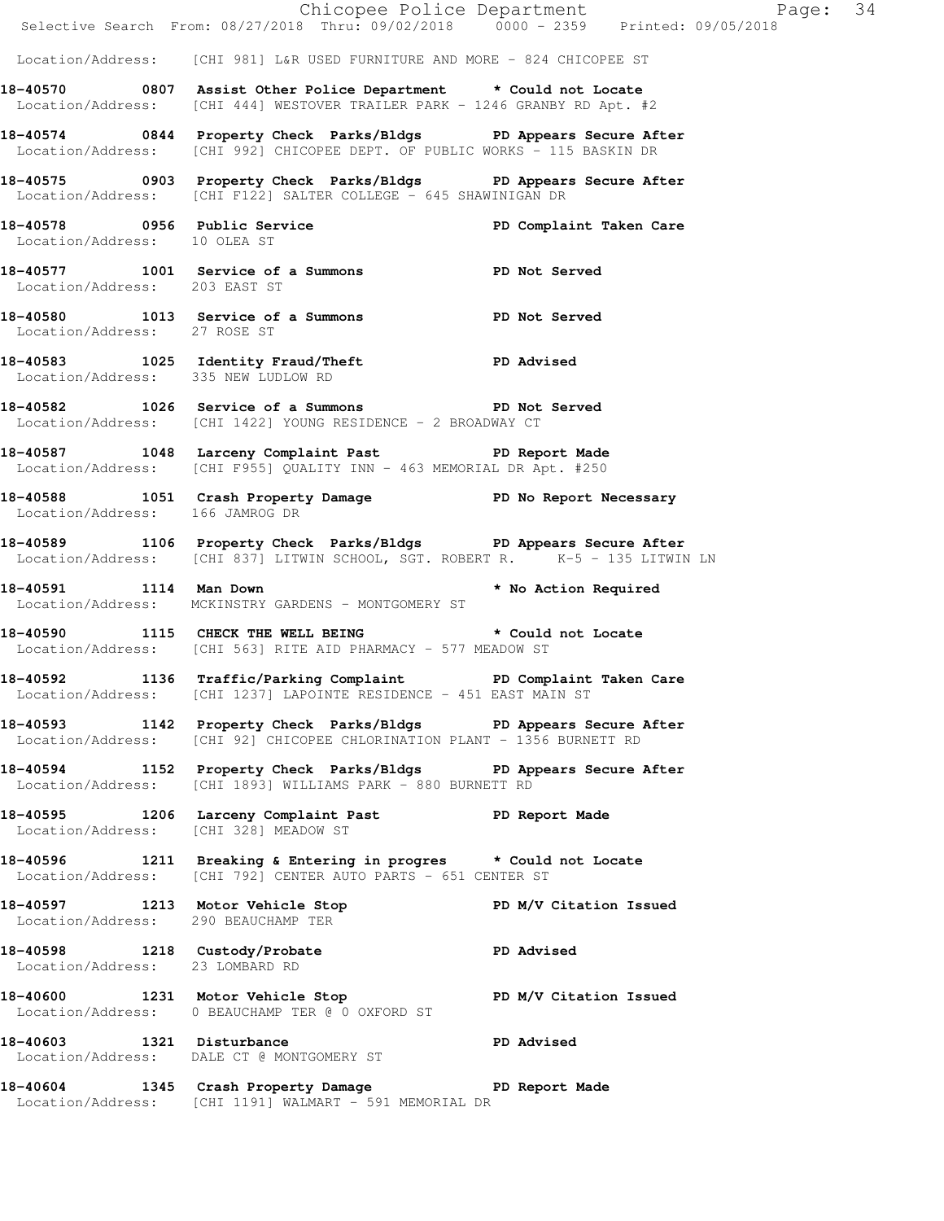Location/Address: [CHI 981] L&R USED FURNITURE AND MORE - 824 CHICOPEE ST

**18-40570 0807 Assist Other Police Department * Could not Locate**
Location/Address: [CHI 444] WESTOVER TRAILER PARK - 1246 GRANBY RD Apt. #2

**18-40574 0844 Property Check Parks/Bldgs PD Appears Secure After**
Location/Address: [CHI 992] CHICOPEE DEPT. OF PUBLIC WORKS - 115 BASKIN DR

**18-40575 0903 Property Check Parks/Bldgs PD Appears Secure After**
Location/Address: [CHI F122] SALTER COLLEGE - 645 SHAWINIGAN DR

**18-40578 0956 Public Service PD Complaint Taken Care**
Location/Address: 10 OLEA ST

**18-40577 1001 Service of a Summons PD Not Served**
Location/Address: 203 EAST ST

**18-40580 1013 Service of a Summons PD Not Served**
Location/Address: 27 ROSE ST

**18-40583 1025 Identity Fraud/Theft PD Advised**
Location/Address: 335 NEW LUDLOW RD

**18-40582 1026 Service of a Summons PD Not Served**
Location/Address: [CHI 1422] YOUNG RESIDENCE - 2 BROADWAY CT

**18-40587 1048 Larceny Complaint Past PD Report Made**
Location/Address: [CHI F955] QUALITY INN - 463 MEMORIAL DR Apt. #250

**18-40588 1051 Crash Property Damage PD No Report Necessary**
Location/Address: 166 JAMROG DR

**18-40589 1106 Property Check Parks/Bldgs PD Appears Secure After**
Location/Address: [CHI 837] LITWIN SCHOOL, SGT. ROBERT R. K-5 - 135 LITWIN LN

**18-40591 1114 Man Down * No Action Required**
Location/Address: MCKINSTRY GARDENS - MONTGOMERY ST

**18-40590 1115 CHECK THE WELL BEING * Could not Locate**
Location/Address: [CHI 563] RITE AID PHARMACY - 577 MEADOW ST

**18-40592 1136 Traffic/Parking Complaint PD Complaint Taken Care**
Location/Address: [CHI 1237] LAPOINTE RESIDENCE - 451 EAST MAIN ST

**18-40593 1142 Property Check Parks/Bldgs PD Appears Secure After**
Location/Address: [CHI 92] CHICOPEE CHLORINATION PLANT - 1356 BURNETT RD

**18-40594 1152 Property Check Parks/Bldgs PD Appears Secure After**
Location/Address: [CHI 1893] WILLIAMS PARK - 880 BURNETT RD

**18-40595 1206 Larceny Complaint Past PD Report Made**
Location/Address: [CHI 328] MEADOW ST

**18-40596 1211 Breaking & Entering in progres * Could not Locate**
Location/Address: [CHI 792] CENTER AUTO PARTS - 651 CENTER ST

**18-40597 1213 Motor Vehicle Stop PD M/V Citation Issued**
Location/Address: 290 BEAUCHAMP TER

**18-40598 1218 Custody/Probate PD Advised**
Location/Address: 23 LOMBARD RD

**18-40600 1231 Motor Vehicle Stop PD M/V Citation Issued**
Location/Address: 0 BEAUCHAMP TER @ 0 OXFORD ST

**18-40603 1321 Disturbance PD Advised**
Location/Address: DALE CT @ MONTGOMERY ST

**18-40604 1345 Crash Property Damage PD Report Made**
Location/Address: [CHI 1191] WALMART - 591 MEMORIAL DR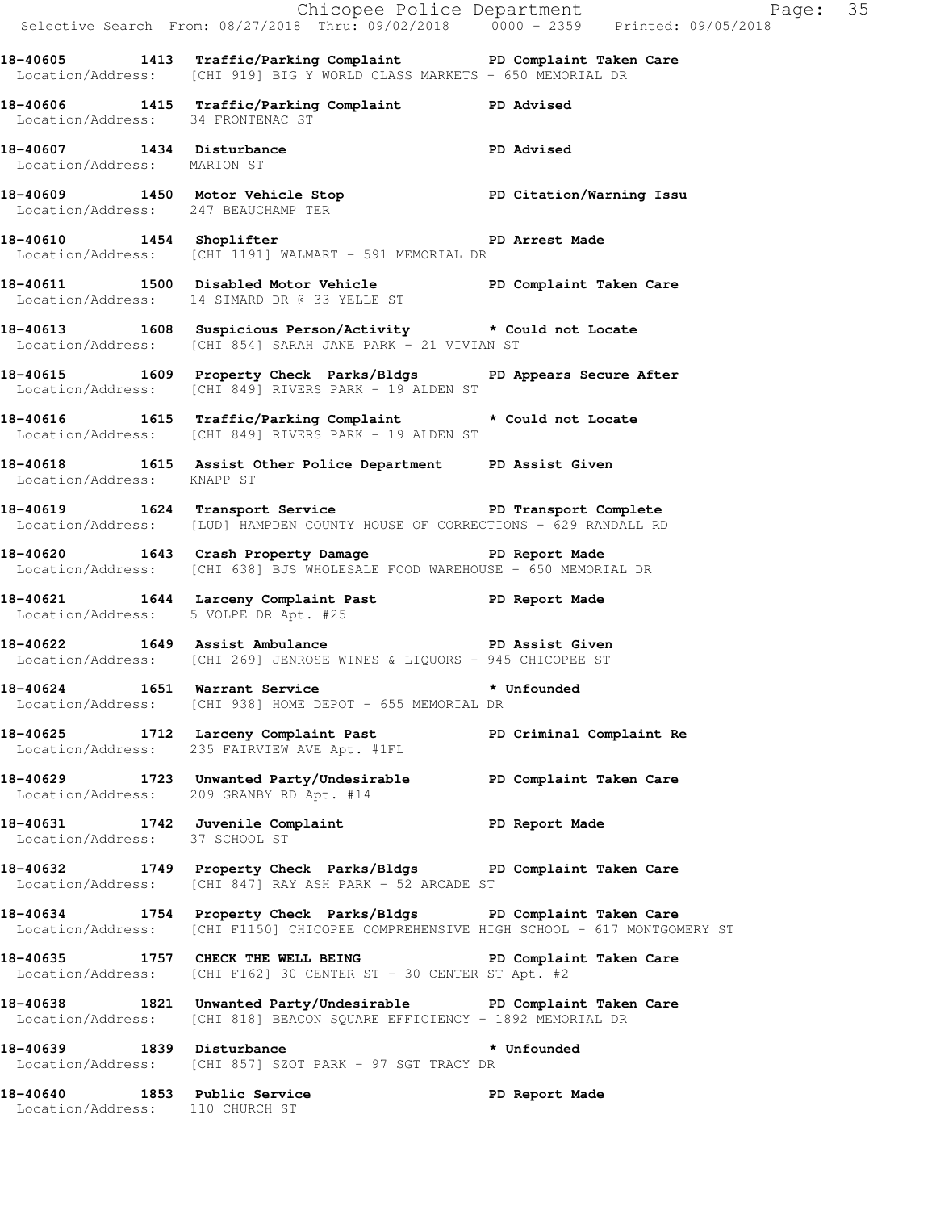18-40605 1413 Traffic/Parking Complaint PD Complaint Taken Care
Location/Address: [CHI 919] BIG Y WORLD CLASS MARKETS - 650 MEMORIAL DR

18-40606 1415 Traffic/Parking Complaint PD Advised
Location/Address: 34 FRONTENAC ST

18-40607 1434 Disturbance PD Advised
Location/Address: MARION ST

18-40609 1450 Motor Vehicle Stop PD Citation/Warning Issu
Location/Address: 247 BEAUCHAMP TER

18-40610 1454 Shoplifter PD Arrest Made
Location/Address: [CHI 1191] WALMART - 591 MEMORIAL DR

18-40611 1500 Disabled Motor Vehicle PD Complaint Taken Care
Location/Address: 14 SIMARD DR @ 33 YELLE ST

18-40613 1608 Suspicious Person/Activity * Could not Locate
Location/Address: [CHI 854] SARAH JANE PARK - 21 VIVIAN ST

18-40615 1609 Property Check Parks/Bldgs PD Appears Secure After
Location/Address: [CHI 849] RIVERS PARK - 19 ALDEN ST

18-40616 1615 Traffic/Parking Complaint * Could not Locate
Location/Address: [CHI 849] RIVERS PARK - 19 ALDEN ST

18-40618 1615 Assist Other Police Department PD Assist Given
Location/Address: KNAPP ST

18-40619 1624 Transport Service PD Transport Complete
Location/Address: [LUD] HAMPDEN COUNTY HOUSE OF CORRECTIONS - 629 RANDALL RD

18-40620 1643 Crash Property Damage PD Report Made
Location/Address: [CHI 638] BJS WHOLESALE FOOD WAREHOUSE - 650 MEMORIAL DR

18-40621 1644 Larceny Complaint Past PD Report Made
Location/Address: 5 VOLPE DR Apt. #25

18-40622 1649 Assist Ambulance PD Assist Given
Location/Address: [CHI 269] JENROSE WINES & LIQUORS - 945 CHICOPEE ST

18-40624 1651 Warrant Service * Unfounded
Location/Address: [CHI 938] HOME DEPOT - 655 MEMORIAL DR

18-40625 1712 Larceny Complaint Past PD Criminal Complaint Re
Location/Address: 235 FAIRVIEW AVE Apt. #1FL

18-40629 1723 Unwanted Party/Undesirable PD Complaint Taken Care
Location/Address: 209 GRANBY RD Apt. #14

18-40631 1742 Juvenile Complaint PD Report Made
Location/Address: 37 SCHOOL ST

18-40632 1749 Property Check Parks/Bldgs PD Complaint Taken Care
Location/Address: [CHI 847] RAY ASH PARK - 52 ARCADE ST

18-40634 1754 Property Check Parks/Bldgs PD Complaint Taken Care
Location/Address: [CHI F1150] CHICOPEE COMPREHENSIVE HIGH SCHOOL - 617 MONTGOMERY ST

18-40635 1757 CHECK THE WELL BEING PD Complaint Taken Care
Location/Address: [CHI F162] 30 CENTER ST - 30 CENTER ST Apt. #2

18-40638 1821 Unwanted Party/Undesirable PD Complaint Taken Care
Location/Address: [CHI 818] BEACON SQUARE EFFICIENCY - 1892 MEMORIAL DR

18-40639 1839 Disturbance * Unfounded
Location/Address: [CHI 857] SZOT PARK - 97 SGT TRACY DR

18-40640 1853 Public Service PD Report Made
Location/Address: 110 CHURCH ST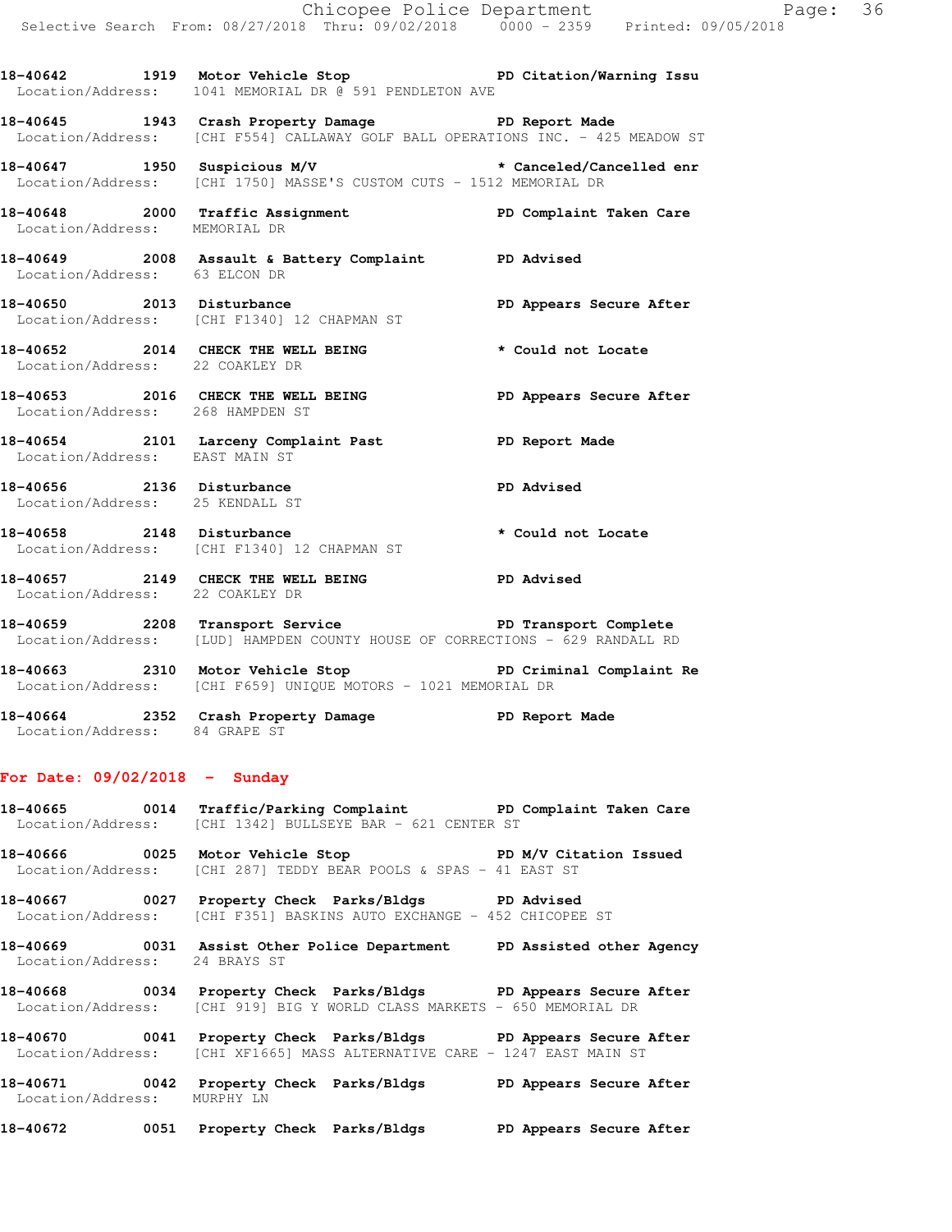18-40642 1919 Motor Vehicle Stop PD Citation/Warning Issu
Location/Address: 1041 MEMORIAL DR @ 591 PENDLETON AVE

18-40645 1943 Crash Property Damage PD Report Made
Location/Address: [CHI F554] CALLAWAY GOLF BALL OPERATIONS INC. - 425 MEADOW ST

18-40647 1950 Suspicious M/V * Canceled/Cancelled enr
Location/Address: [CHI 1750] MASSE'S CUSTOM CUTS - 1512 MEMORIAL DR

18-40648 2000 Traffic Assignment PD Complaint Taken Care
Location/Address: MEMORIAL DR

18-40649 2008 Assault & Battery Complaint PD Advised
Location/Address: 63 ELCON DR

18-40650 2013 Disturbance PD Appears Secure After
Location/Address: [CHI F1340] 12 CHAPMAN ST

18-40652 2014 CHECK THE WELL BEING * Could not Locate
Location/Address: 22 COAKLEY DR

18-40653 2016 CHECK THE WELL BEING PD Appears Secure After
Location/Address: 268 HAMPDEN ST

18-40654 2101 Larceny Complaint Past PD Report Made
Location/Address: EAST MAIN ST

18-40656 2136 Disturbance PD Advised
Location/Address: 25 KENDALL ST

18-40658 2148 Disturbance * Could not Locate
Location/Address: [CHI F1340] 12 CHAPMAN ST

18-40657 2149 CHECK THE WELL BEING PD Advised
Location/Address: 22 COAKLEY DR

18-40659 2208 Transport Service PD Transport Complete
Location/Address: [LUD] HAMPDEN COUNTY HOUSE OF CORRECTIONS - 629 RANDALL RD

18-40663 2310 Motor Vehicle Stop PD Criminal Complaint Re
Location/Address: [CHI F659] UNIQUE MOTORS - 1021 MEMORIAL DR

18-40664 2352 Crash Property Damage PD Report Made
Location/Address: 84 GRAPE ST

## For Date: 09/02/2018 - Sunday

18-40665 0014 Traffic/Parking Complaint PD Complaint Taken Care
Location/Address: [CHI 1342] BULLSEYE BAR - 621 CENTER ST

18-40666 0025 Motor Vehicle Stop PD M/V Citation Issued
Location/Address: [CHI 287] TEDDY BEAR POOLS & SPAS - 41 EAST ST

18-40667 0027 Property Check Parks/Bldgs PD Advised
Location/Address: [CHI F351] BASKINS AUTO EXCHANGE - 452 CHICOPEE ST

18-40669 0031 Assist Other Police Department PD Assisted other Agency
Location/Address: 24 BRAYS ST

18-40668 0034 Property Check Parks/Bldgs PD Appears Secure After
Location/Address: [CHI 919] BIG Y WORLD CLASS MARKETS - 650 MEMORIAL DR

18-40670 0041 Property Check Parks/Bldgs PD Appears Secure After
Location/Address: [CHI XF1665] MASS ALTERNATIVE CARE - 1247 EAST MAIN ST

18-40671 0042 Property Check Parks/Bldgs PD Appears Secure After
Location/Address: MURPHY LN

18-40672 0051 Property Check Parks/Bldgs PD Appears Secure After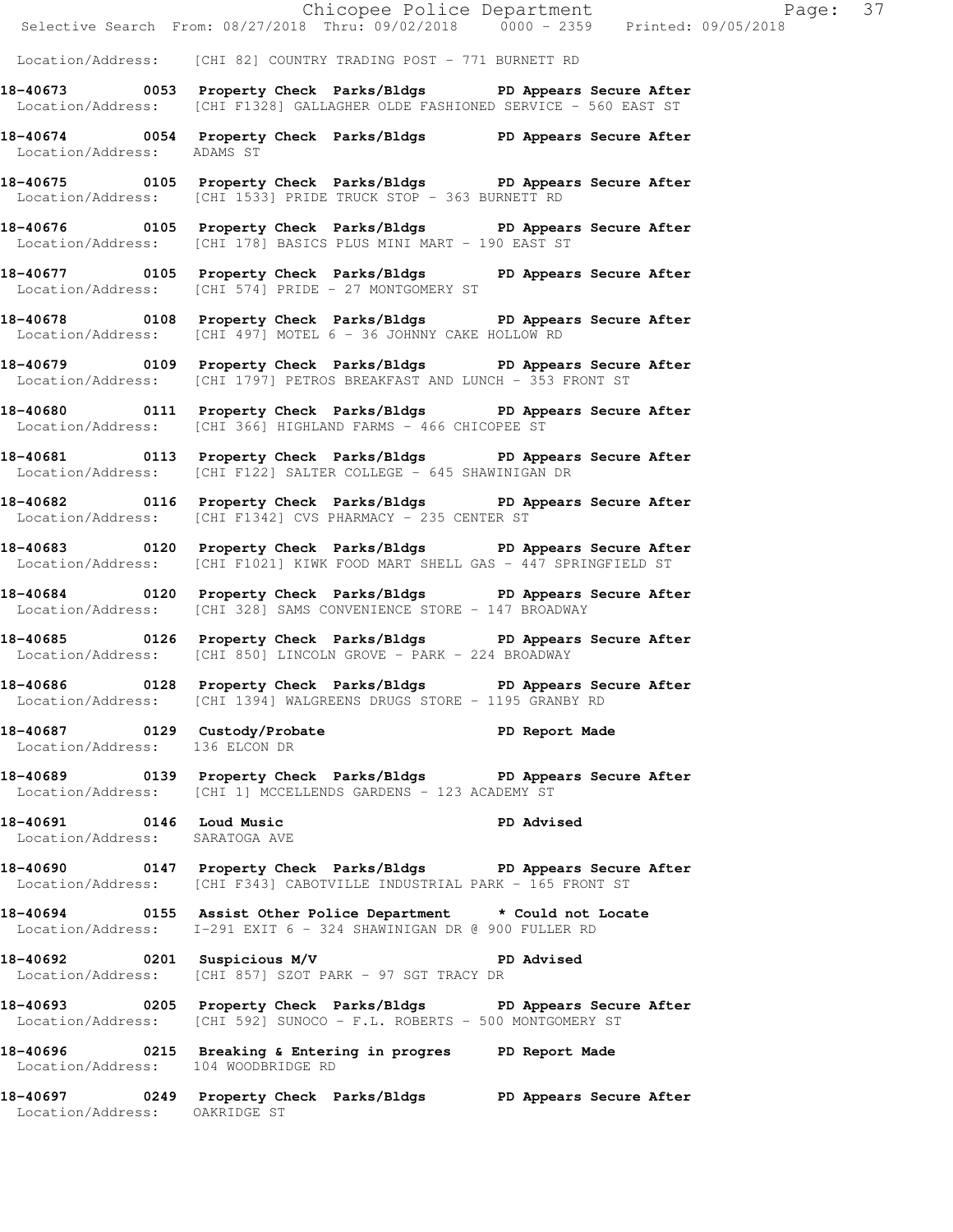Location/Address: [CHI 82] COUNTRY TRADING POST - 771 BURNETT RD

**18-40673 0053 Property Check Parks/Bldgs PD Appears Secure After**
Location/Address: [CHI F1328] GALLAGHER OLDE FASHIONED SERVICE - 560 EAST ST

**18-40674 0054 Property Check Parks/Bldgs PD Appears Secure After**
Location/Address: ADAMS ST

**18-40675 0105 Property Check Parks/Bldgs PD Appears Secure After**
Location/Address: [CHI 1533] PRIDE TRUCK STOP - 363 BURNETT RD

**18-40676 0105 Property Check Parks/Bldgs PD Appears Secure After**
Location/Address: [CHI 178] BASICS PLUS MINI MART - 190 EAST ST

**18-40677 0105 Property Check Parks/Bldgs PD Appears Secure After**
Location/Address: [CHI 574] PRIDE - 27 MONTGOMERY ST

**18-40678 0108 Property Check Parks/Bldgs PD Appears Secure After**
Location/Address: [CHI 497] MOTEL 6 - 36 JOHNNY CAKE HOLLOW RD

**18-40679 0109 Property Check Parks/Bldgs PD Appears Secure After**
Location/Address: [CHI 1797] PETROS BREAKFAST AND LUNCH - 353 FRONT ST

**18-40680 0111 Property Check Parks/Bldgs PD Appears Secure After**
Location/Address: [CHI 366] HIGHLAND FARMS - 466 CHICOPEE ST

**18-40681 0113 Property Check Parks/Bldgs PD Appears Secure After**
Location/Address: [CHI F122] SALTER COLLEGE - 645 SHAWINIGAN DR

**18-40682 0116 Property Check Parks/Bldgs PD Appears Secure After**
Location/Address: [CHI F1342] CVS PHARMACY - 235 CENTER ST

**18-40683 0120 Property Check Parks/Bldgs PD Appears Secure After**
Location/Address: [CHI F1021] KIWK FOOD MART SHELL GAS - 447 SPRINGFIELD ST

**18-40684 0120 Property Check Parks/Bldgs PD Appears Secure After**
Location/Address: [CHI 328] SAMS CONVENIENCE STORE - 147 BROADWAY

**18-40685 0126 Property Check Parks/Bldgs PD Appears Secure After**
Location/Address: [CHI 850] LINCOLN GROVE - PARK - 224 BROADWAY

**18-40686 0128 Property Check Parks/Bldgs PD Appears Secure After**
Location/Address: [CHI 1394] WALGREENS DRUGS STORE - 1195 GRANBY RD

**18-40687 0129 Custody/Probate PD Report Made**
Location/Address: 136 ELCON DR

**18-40689 0139 Property Check Parks/Bldgs PD Appears Secure After**
Location/Address: [CHI 1] MCCELLENDS GARDENS - 123 ACADEMY ST

**18-40691 0146 Loud Music PD Advised**
Location/Address: SARATOGA AVE

**18-40690 0147 Property Check Parks/Bldgs PD Appears Secure After**
Location/Address: [CHI F343] CABOTVILLE INDUSTRIAL PARK - 165 FRONT ST

**18-40694 0155 Assist Other Police Department * Could not Locate**
Location/Address: I-291 EXIT 6 - 324 SHAWINIGAN DR @ 900 FULLER RD

**18-40692 0201 Suspicious M/V PD Advised**
Location/Address: [CHI 857] SZOT PARK - 97 SGT TRACY DR

**18-40693 0205 Property Check Parks/Bldgs PD Appears Secure After**
Location/Address: [CHI 592] SUNOCO - F.L. ROBERTS - 500 MONTGOMERY ST

**18-40696 0215 Breaking & Entering in progres PD Report Made**
Location/Address: 104 WOODBRIDGE RD

**18-40697 0249 Property Check Parks/Bldgs PD Appears Secure After**
Location/Address: OAKRIDGE ST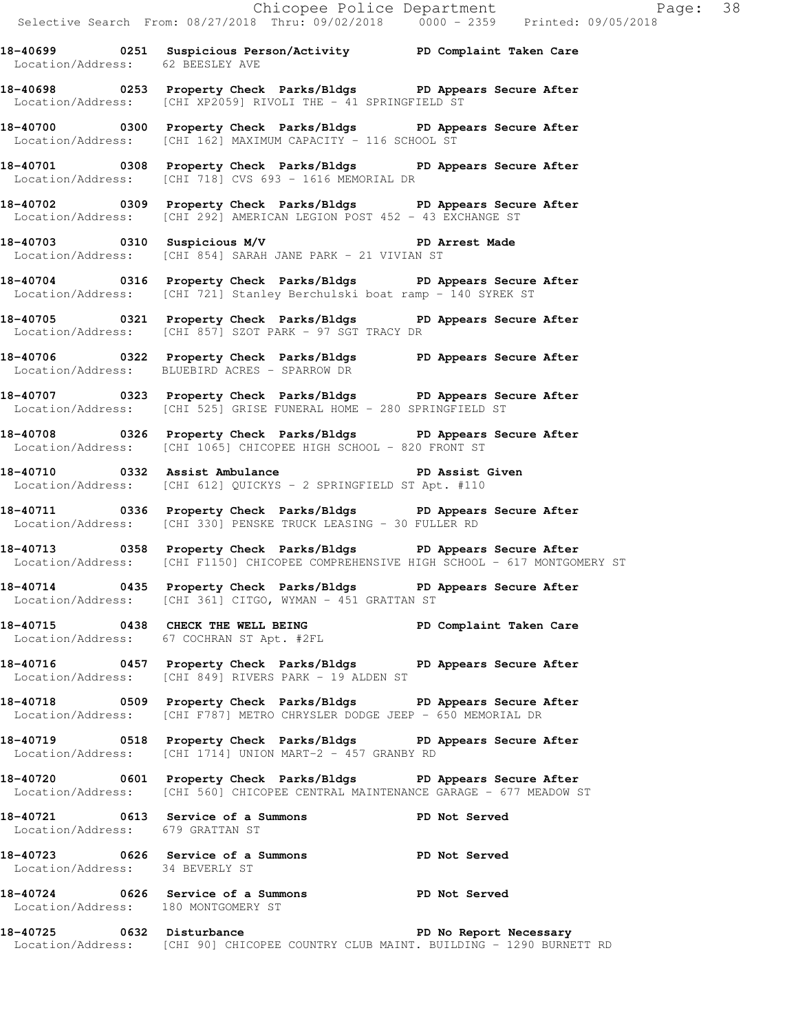**18-40699 0251 Suspicious Person/Activity PD Complaint Taken Care**
Location/Address: 62 BEESLEY AVE

**18-40698 0253 Property Check Parks/Bldgs PD Appears Secure After**
Location/Address: [CHI XP2059] RIVOLI THE - 41 SPRINGFIELD ST

**18-40700 0300 Property Check Parks/Bldgs PD Appears Secure After**
Location/Address: [CHI 162] MAXIMUM CAPACITY - 116 SCHOOL ST

**18-40701 0308 Property Check Parks/Bldgs PD Appears Secure After**
Location/Address: [CHI 718] CVS 693 - 1616 MEMORIAL DR

**18-40702 0309 Property Check Parks/Bldgs PD Appears Secure After**
Location/Address: [CHI 292] AMERICAN LEGION POST 452 - 43 EXCHANGE ST

**18-40703 0310 Suspicious M/V PD Arrest Made**
Location/Address: [CHI 854] SARAH JANE PARK - 21 VIVIAN ST

**18-40704 0316 Property Check Parks/Bldgs PD Appears Secure After**
Location/Address: [CHI 721] Stanley Berchulski boat ramp - 140 SYREK ST

**18-40705 0321 Property Check Parks/Bldgs PD Appears Secure After**
Location/Address: [CHI 857] SZOT PARK - 97 SGT TRACY DR

**18-40706 0322 Property Check Parks/Bldgs PD Appears Secure After**
Location/Address: BLUEBIRD ACRES - SPARROW DR

**18-40707 0323 Property Check Parks/Bldgs PD Appears Secure After**
Location/Address: [CHI 525] GRISE FUNERAL HOME - 280 SPRINGFIELD ST

**18-40708 0326 Property Check Parks/Bldgs PD Appears Secure After**
Location/Address: [CHI 1065] CHICOPEE HIGH SCHOOL - 820 FRONT ST

**18-40710 0332 Assist Ambulance PD Assist Given**
Location/Address: [CHI 612] QUICKYS - 2 SPRINGFIELD ST Apt. #110

**18-40711 0336 Property Check Parks/Bldgs PD Appears Secure After**
Location/Address: [CHI 330] PENSKE TRUCK LEASING - 30 FULLER RD

**18-40713 0358 Property Check Parks/Bldgs PD Appears Secure After**
Location/Address: [CHI F1150] CHICOPEE COMPREHENSIVE HIGH SCHOOL - 617 MONTGOMERY ST

**18-40714 0435 Property Check Parks/Bldgs PD Appears Secure After**
Location/Address: [CHI 361] CITGO, WYMAN - 451 GRATTAN ST

**18-40715 0438 CHECK THE WELL BEING PD Complaint Taken Care**
Location/Address: 67 COCHRAN ST Apt. #2FL

**18-40716 0457 Property Check Parks/Bldgs PD Appears Secure After**
Location/Address: [CHI 849] RIVERS PARK - 19 ALDEN ST

**18-40718 0509 Property Check Parks/Bldgs PD Appears Secure After**
Location/Address: [CHI F787] METRO CHRYSLER DODGE JEEP - 650 MEMORIAL DR

**18-40719 0518 Property Check Parks/Bldgs PD Appears Secure After**
Location/Address: [CHI 1714] UNION MART-2 - 457 GRANBY RD

**18-40720 0601 Property Check Parks/Bldgs PD Appears Secure After**
Location/Address: [CHI 560] CHICOPEE CENTRAL MAINTENANCE GARAGE - 677 MEADOW ST

**18-40721 0613 Service of a Summons PD Not Served**
Location/Address: 679 GRATTAN ST

**18-40723 0626 Service of a Summons PD Not Served**
Location/Address: 34 BEVERLY ST

**18-40724 0626 Service of a Summons PD Not Served**
Location/Address: 180 MONTGOMERY ST

**18-40725 0632 Disturbance PD No Report Necessary**
Location/Address: [CHI 90] CHICOPEE COUNTRY CLUB MAINT. BUILDING - 1290 BURNETT RD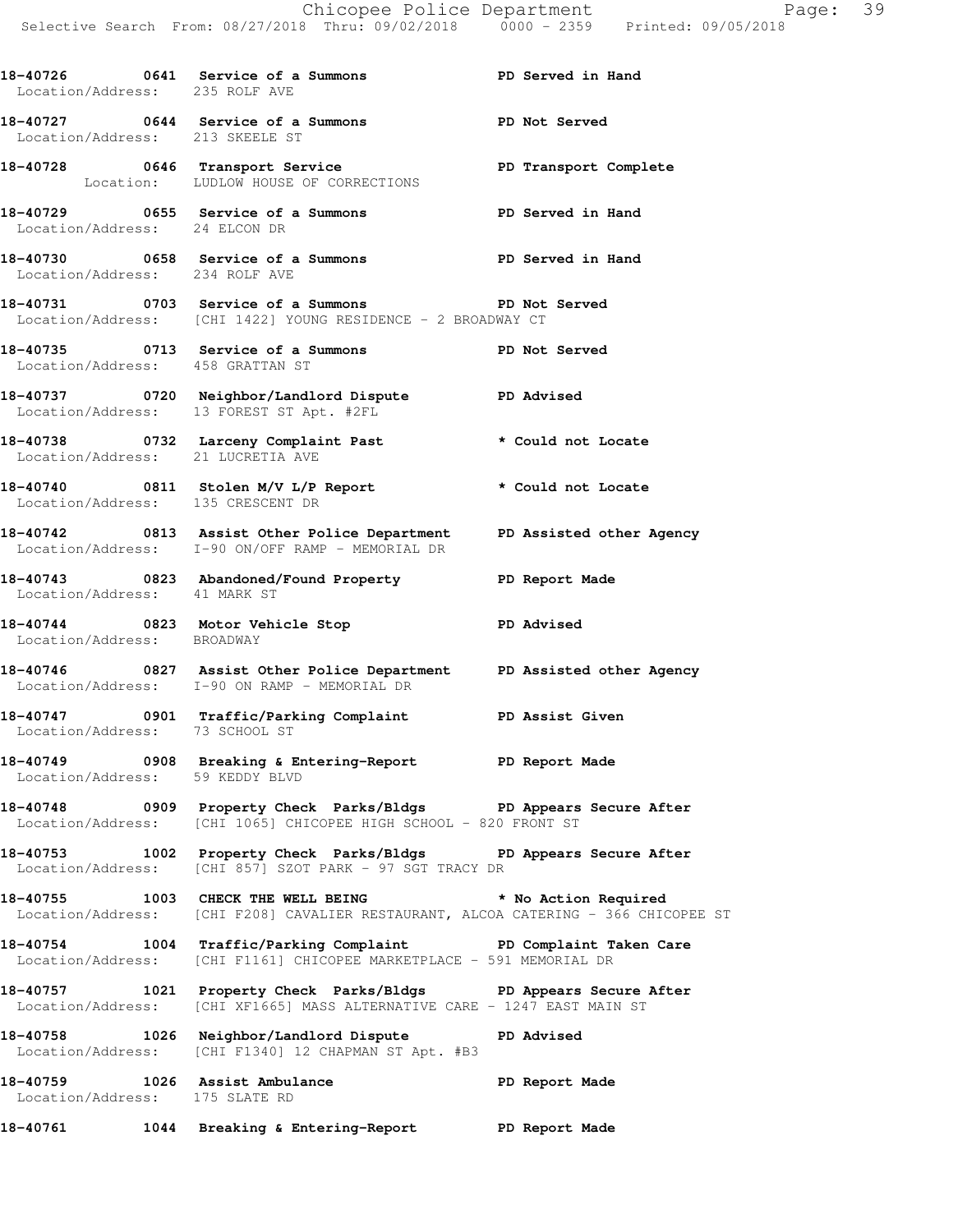**18-40726 0641 Service of a Summons PD Served in Hand**
Location/Address: 235 ROLF AVE

**18-40727 0644 Service of a Summons PD Not Served**
Location/Address: 213 SKEELE ST

**18-40728 0646 Transport Service PD Transport Complete**
Location: LUDLOW HOUSE OF CORRECTIONS

**18-40729 0655 Service of a Summons PD Served in Hand**
Location/Address: 24 ELCON DR

**18-40730 0658 Service of a Summons PD Served in Hand**
Location/Address: 234 ROLF AVE

**18-40731 0703 Service of a Summons PD Not Served**
Location/Address: [CHI 1422] YOUNG RESIDENCE - 2 BROADWAY CT

**18-40735 0713 Service of a Summons PD Not Served**
Location/Address: 458 GRATTAN ST

**18-40737 0720 Neighbor/Landlord Dispute PD Advised**
Location/Address: 13 FOREST ST Apt. #2FL

**18-40738 0732 Larceny Complaint Past * Could not Locate**
Location/Address: 21 LUCRETIA AVE

**18-40740 0811 Stolen M/V L/P Report * Could not Locate**
Location/Address: 135 CRESCENT DR

**18-40742 0813 Assist Other Police Department PD Assisted other Agency**
Location/Address: I-90 ON/OFF RAMP - MEMORIAL DR

**18-40743 0823 Abandoned/Found Property PD Report Made**
Location/Address: 41 MARK ST

**18-40744 0823 Motor Vehicle Stop PD Advised**
Location/Address: BROADWAY

**18-40746 0827 Assist Other Police Department PD Assisted other Agency**
Location/Address: I-90 ON RAMP - MEMORIAL DR

**18-40747 0901 Traffic/Parking Complaint PD Assist Given**
Location/Address: 73 SCHOOL ST

**18-40749 0908 Breaking & Entering-Report PD Report Made**
Location/Address: 59 KEDDY BLVD

**18-40748 0909 Property Check Parks/Bldgs PD Appears Secure After**
Location/Address: [CHI 1065] CHICOPEE HIGH SCHOOL - 820 FRONT ST

**18-40753 1002 Property Check Parks/Bldgs PD Appears Secure After**
Location/Address: [CHI 857] SZOT PARK - 97 SGT TRACY DR

**18-40755 1003 CHECK THE WELL BEING * No Action Required**
Location/Address: [CHI F208] CAVALIER RESTAURANT, ALCOA CATERING - 366 CHICOPEE ST

**18-40754 1004 Traffic/Parking Complaint PD Complaint Taken Care**
Location/Address: [CHI F1161] CHICOPEE MARKETPLACE - 591 MEMORIAL DR

**18-40757 1021 Property Check Parks/Bldgs PD Appears Secure After**
Location/Address: [CHI XF1665] MASS ALTERNATIVE CARE - 1247 EAST MAIN ST

**18-40758 1026 Neighbor/Landlord Dispute PD Advised**
Location/Address: [CHI F1340] 12 CHAPMAN ST Apt. #B3

**18-40759 1026 Assist Ambulance PD Report Made**
Location/Address: 175 SLATE RD

**18-40761 1044 Breaking & Entering-Report PD Report Made**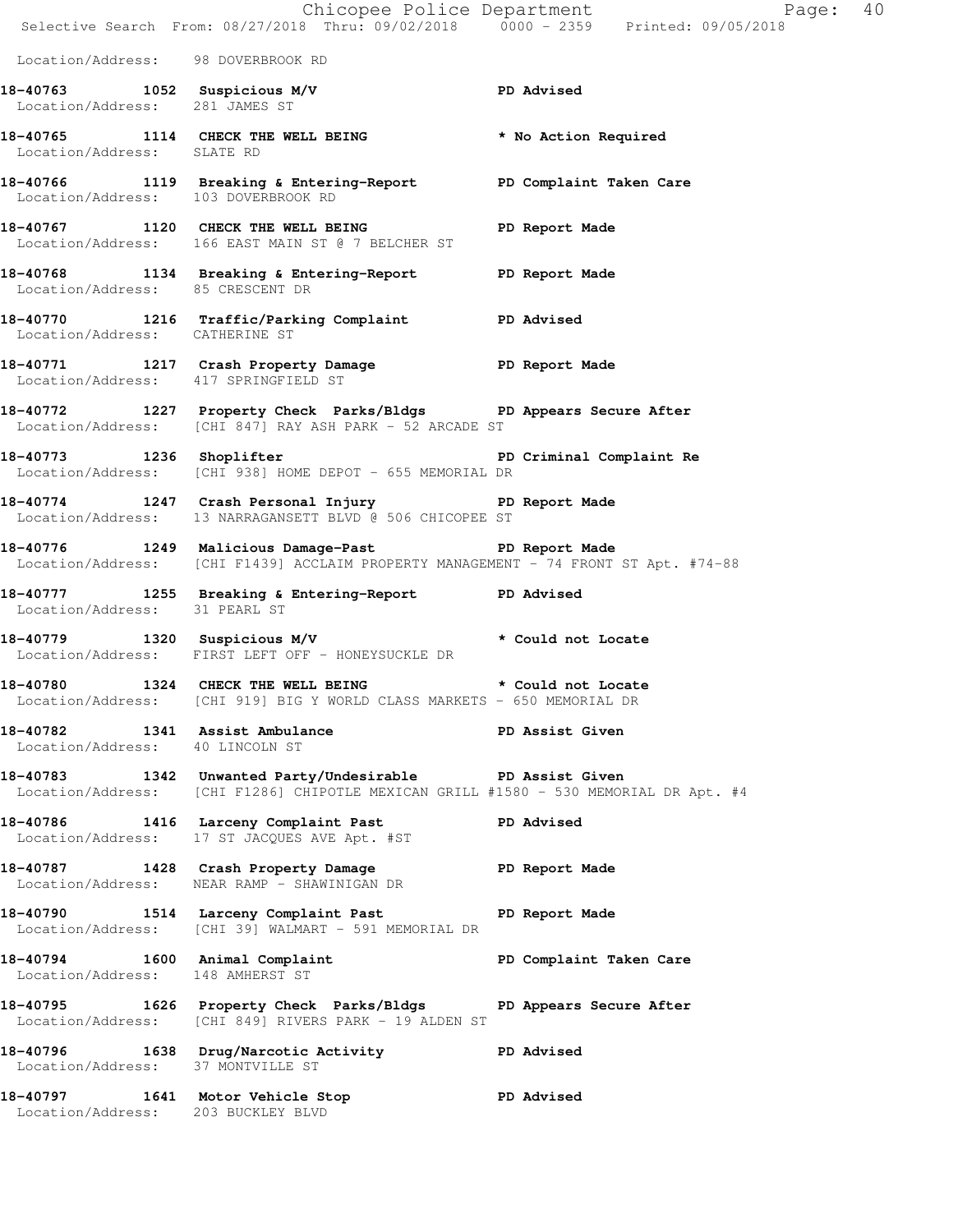Location/Address: 98 DOVERBROOK RD

**18-40763 1052 Suspicious M/V PD Advised**
Location/Address: 281 JAMES ST

**18-40765 1114 CHECK THE WELL BEING * No Action Required**
Location/Address: SLATE RD

**18-40766 1119 Breaking & Entering-Report PD Complaint Taken Care**
Location/Address: 103 DOVERBROOK RD

**18-40767 1120 CHECK THE WELL BEING PD Report Made**
Location/Address: 166 EAST MAIN ST @ 7 BELCHER ST

**18-40768 1134 Breaking & Entering-Report PD Report Made**
Location/Address: 85 CRESCENT DR

**18-40770 1216 Traffic/Parking Complaint PD Advised**
Location/Address: CATHERINE ST

**18-40771 1217 Crash Property Damage PD Report Made**
Location/Address: 417 SPRINGFIELD ST

**18-40772 1227 Property Check Parks/Bldgs PD Appears Secure After**
Location/Address: [CHI 847] RAY ASH PARK - 52 ARCADE ST

**18-40773 1236 Shoplifter PD Criminal Complaint Re**
Location/Address: [CHI 938] HOME DEPOT - 655 MEMORIAL DR

**18-40774 1247 Crash Personal Injury PD Report Made**
Location/Address: 13 NARRAGANSETT BLVD @ 506 CHICOPEE ST

**18-40776 1249 Malicious Damage-Past PD Report Made**
Location/Address: [CHI F1439] ACCLAIM PROPERTY MANAGEMENT - 74 FRONT ST Apt. #74-88

**18-40777 1255 Breaking & Entering-Report PD Advised**
Location/Address: 31 PEARL ST

**18-40779 1320 Suspicious M/V * Could not Locate**
Location/Address: FIRST LEFT OFF - HONEYSUCKLE DR

**18-40780 1324 CHECK THE WELL BEING * Could not Locate**
Location/Address: [CHI 919] BIG Y WORLD CLASS MARKETS - 650 MEMORIAL DR

**18-40782 1341 Assist Ambulance PD Assist Given**
Location/Address: 40 LINCOLN ST

**18-40783 1342 Unwanted Party/Undesirable PD Assist Given**
Location/Address: [CHI F1286] CHIPOTLE MEXICAN GRILL #1580 - 530 MEMORIAL DR Apt. #4

**18-40786 1416 Larceny Complaint Past PD Advised**
Location/Address: 17 ST JACQUES AVE Apt. #ST

**18-40787 1428 Crash Property Damage PD Report Made**
Location/Address: NEAR RAMP - SHAWINIGAN DR

**18-40790 1514 Larceny Complaint Past PD Report Made**
Location/Address: [CHI 39] WALMART - 591 MEMORIAL DR

**18-40794 1600 Animal Complaint PD Complaint Taken Care**
Location/Address: 148 AMHERST ST

**18-40795 1626 Property Check Parks/Bldgs PD Appears Secure After**
Location/Address: [CHI 849] RIVERS PARK - 19 ALDEN ST

**18-40796 1638 Drug/Narcotic Activity PD Advised**
Location/Address: 37 MONTVILLE ST

**18-40797 1641 Motor Vehicle Stop PD Advised**
Location/Address: 203 BUCKLEY BLVD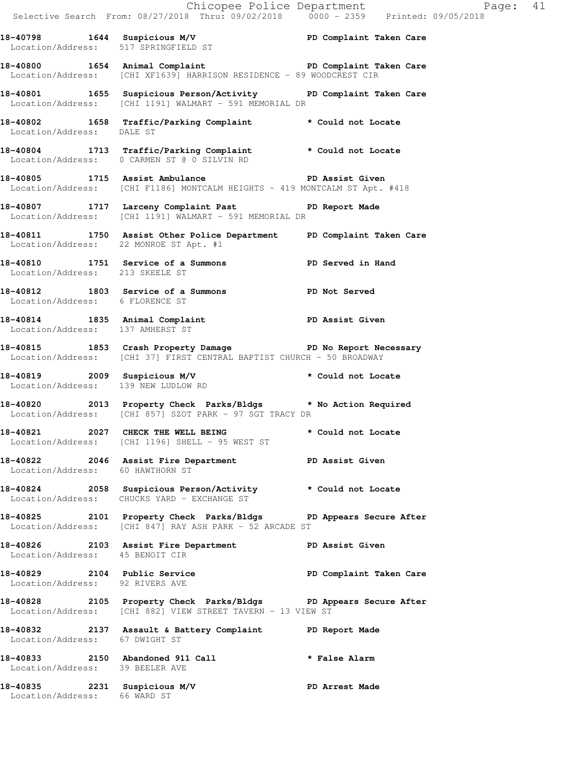**18-40798 1644 Suspicious M/V PD Complaint Taken Care**
Location/Address: 517 SPRINGFIELD ST

**18-40800 1654 Animal Complaint PD Complaint Taken Care**
Location/Address: [CHI XF1639] HARRISON RESIDENCE - 89 WOODCREST CIR

**18-40801 1655 Suspicious Person/Activity PD Complaint Taken Care**
Location/Address: [CHI 1191] WALMART - 591 MEMORIAL DR

**18-40802 1658 Traffic/Parking Complaint * Could not Locate**
Location/Address: DALE ST

**18-40804 1713 Traffic/Parking Complaint * Could not Locate**
Location/Address: 0 CARMEN ST @ 0 SILVIN RD

**18-40805 1715 Assist Ambulance PD Assist Given**
Location/Address: [CHI F1186] MONTCALM HEIGHTS - 419 MONTCALM ST Apt. #418

**18-40807 1717 Larceny Complaint Past PD Report Made**
Location/Address: [CHI 1191] WALMART - 591 MEMORIAL DR

**18-40811 1750 Assist Other Police Department PD Complaint Taken Care**
Location/Address: 22 MONROE ST Apt. #1

**18-40810 1751 Service of a Summons PD Served in Hand**
Location/Address: 213 SKEELE ST

**18-40812 1803 Service of a Summons PD Not Served**
Location/Address: 6 FLORENCE ST

**18-40814 1835 Animal Complaint PD Assist Given**
Location/Address: 137 AMHERST ST

**18-40815 1853 Crash Property Damage PD No Report Necessary**
Location/Address: [CHI 37] FIRST CENTRAL BAPTIST CHURCH - 50 BROADWAY

**18-40819 2009 Suspicious M/V * Could not Locate**
Location/Address: 139 NEW LUDLOW RD

**18-40820 2013 Property Check Parks/Bldgs * No Action Required**
Location/Address: [CHI 857] SZOT PARK - 97 SGT TRACY DR

**18-40821 2027 CHECK THE WELL BEING * Could not Locate**
Location/Address: [CHI 1196] SHELL - 95 WEST ST

**18-40822 2046 Assist Fire Department PD Assist Given**
Location/Address: 60 HAWTHORN ST

**18-40824 2058 Suspicious Person/Activity * Could not Locate**
Location/Address: CHUCKS YARD - EXCHANGE ST

**18-40825 2101 Property Check Parks/Bldgs PD Appears Secure After**
Location/Address: [CHI 847] RAY ASH PARK - 52 ARCADE ST

**18-40826 2103 Assist Fire Department PD Assist Given**
Location/Address: 45 BENOIT CIR

**18-40829 2104 Public Service PD Complaint Taken Care**
Location/Address: 92 RIVERS AVE

**18-40828 2105 Property Check Parks/Bldgs PD Appears Secure After**
Location/Address: [CHI 882] VIEW STREET TAVERN - 13 VIEW ST

**18-40832 2137 Assault & Battery Complaint PD Report Made**
Location/Address: 67 DWIGHT ST

**18-40833 2150 Abandoned 911 Call * False Alarm**
Location/Address: 39 BEELER AVE

**18-40835 2231 Suspicious M/V PD Arrest Made**
Location/Address: 66 WARD ST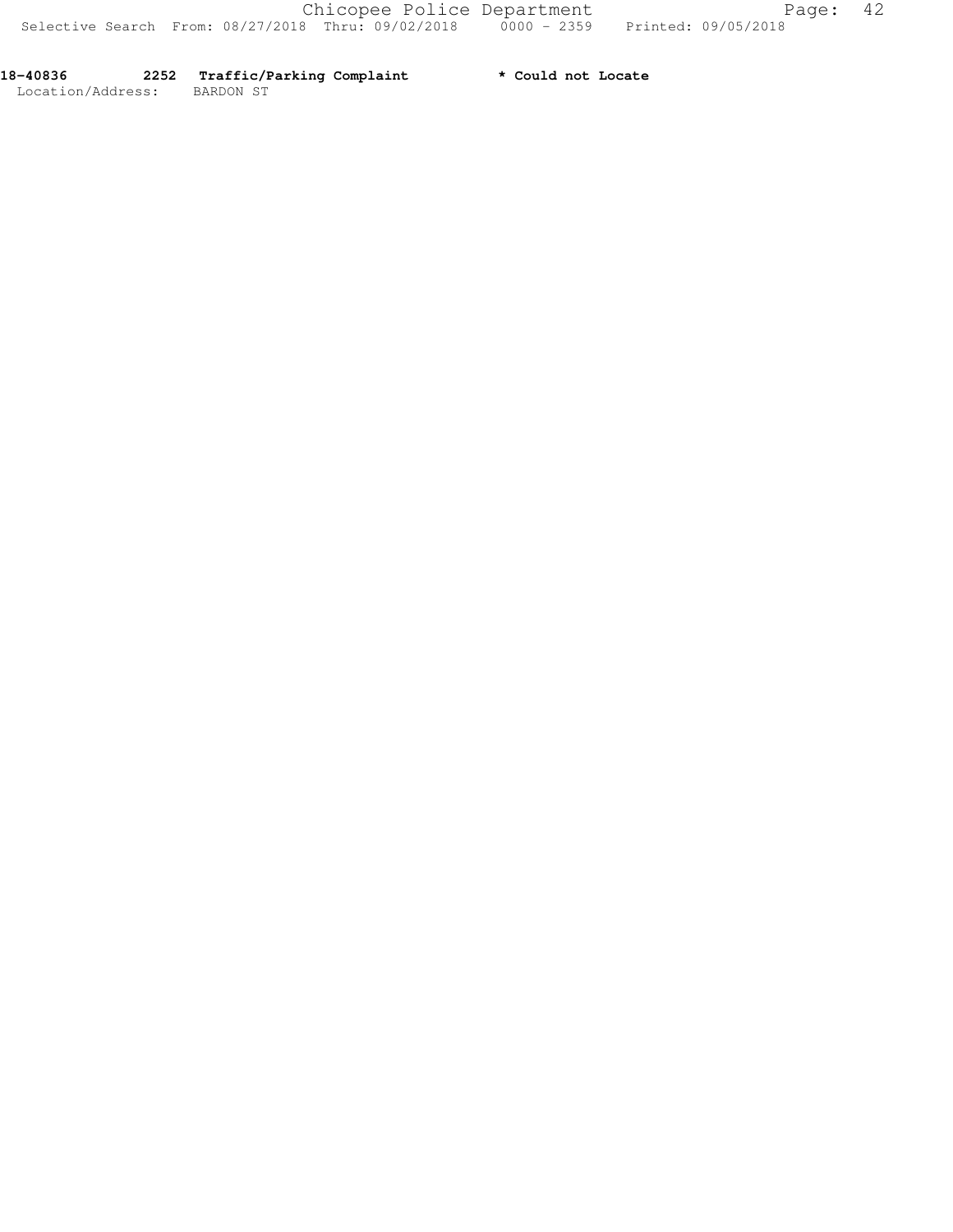**18-40836 2252 Traffic/Parking Complaint * Could not Locate**

Location/Address: BARDON ST